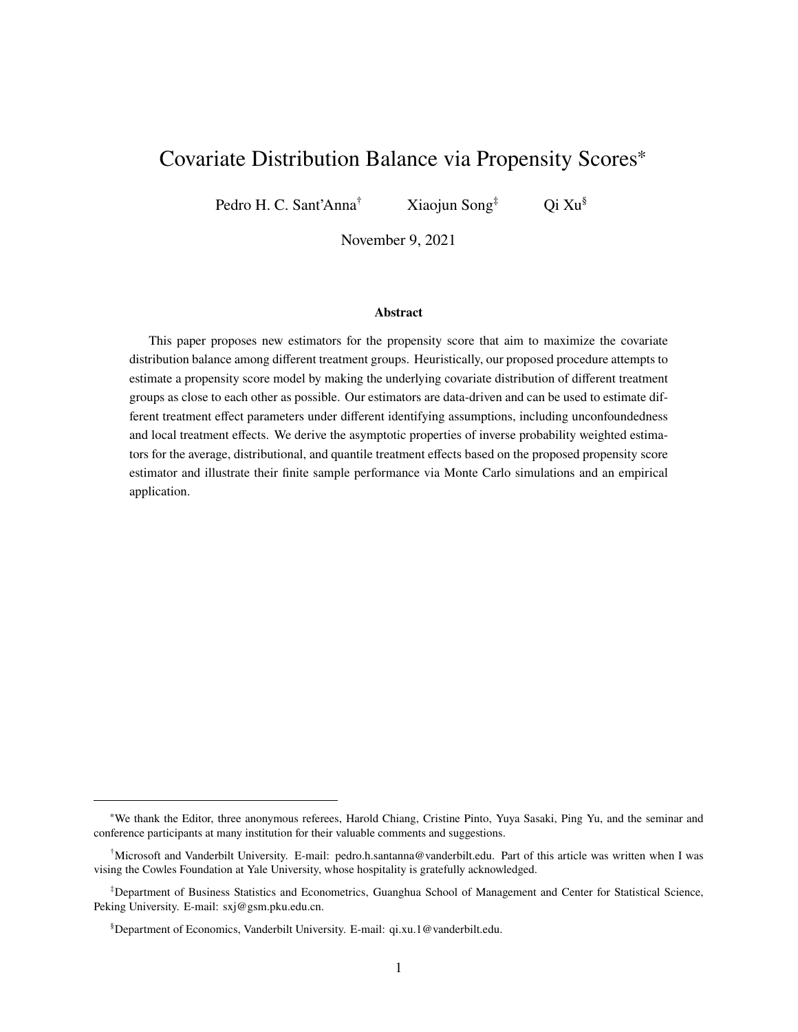# Covariate Distribution Balance via Propensity Scores*

Pedro H. C. Sant'Anna[†] Xiaojun Song[‡] Qi Xu[§]

November 9, 2021

### Abstract

This paper proposes new estimators for the propensity score that aim to maximize the covariate distribution balance among different treatment groups. Heuristically, our proposed procedure attempts to estimate a propensity score model by making the underlying covariate distribution of different treatment groups as close to each other as possible. Our estimators are data-driven and can be used to estimate different treatment effect parameters under different identifying assumptions, including unconfoundedness and local treatment effects. We derive the asymptotic properties of inverse probability weighted estimators for the average, distributional, and quantile treatment effects based on the proposed propensity score estimator and illustrate their finite sample performance via Monte Carlo simulations and an empirical application.

---

[*] We thank the Editor, three anonymous referees, Harold Chiang, Cristine Pinto, Yuya Sasaki, Ping Yu, and the seminar and conference participants at many institution for their valuable comments and suggestions.

[†] Microsoft and Vanderbilt University. E-mail: pedro.h.santanna@vanderbilt.edu. Part of this article was written when I was vising the Cowles Foundation at Yale University, whose hospitality is gratefully acknowledged.

[‡] Department of Business Statistics and Econometrics, Guanghua School of Management and Center for Statistical Science, Peking University. E-mail: sxj@gsm.pku.edu.cn.

[§] Department of Economics, Vanderbilt University. E-mail: qi.xu.1@vanderbilt.edu.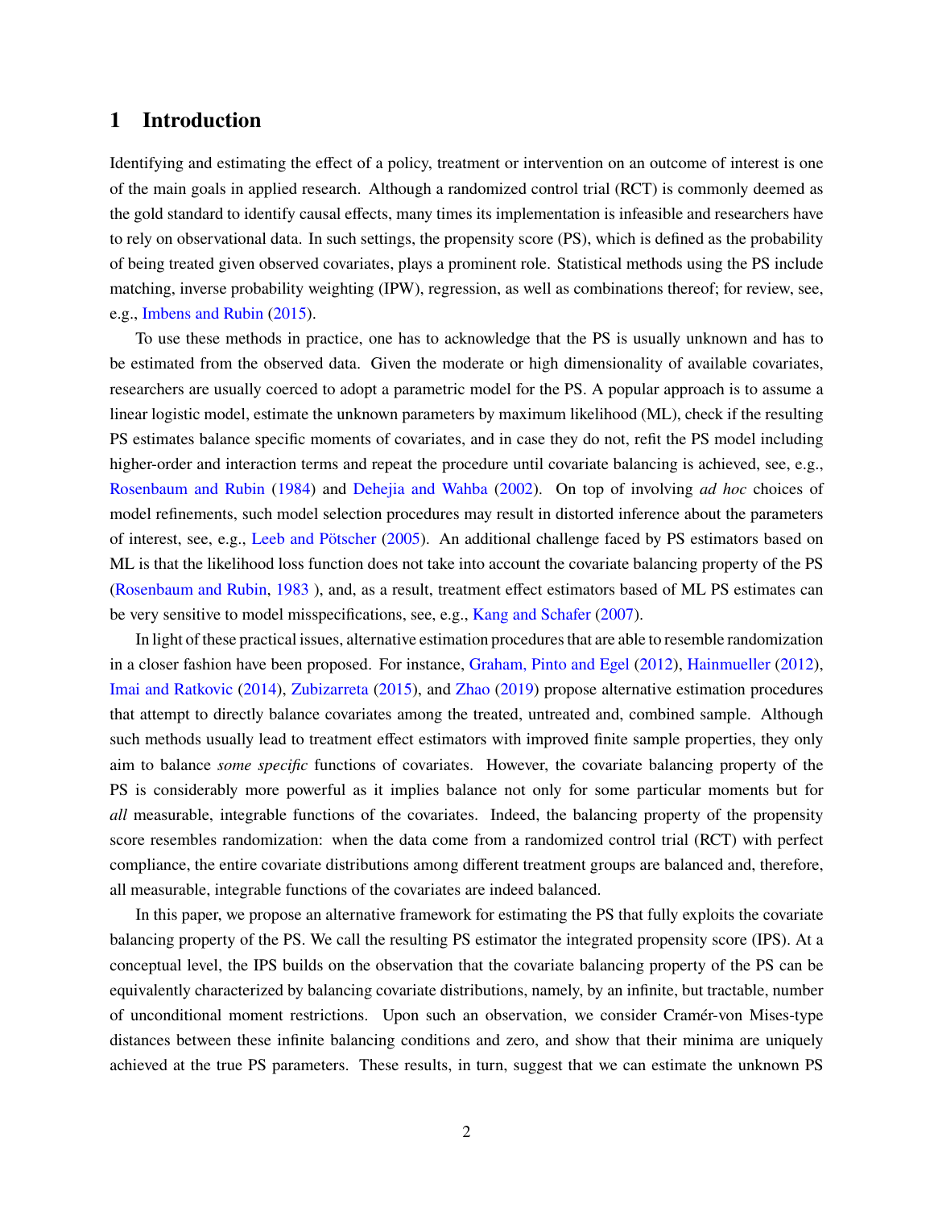## 1 Introduction

Identifying and estimating the effect of a policy, treatment or intervention on an outcome of interest is one of the main goals in applied research. Although a randomized control trial (RCT) is commonly deemed as the gold standard to identify causal effects, many times its implementation is infeasible and researchers have to rely on observational data. In such settings, the propensity score (PS), which is defined as the probability of being treated given observed covariates, plays a prominent role. Statistical methods using the PS include matching, inverse probability weighting (IPW), regression, as well as combinations thereof; for review, see, e.g., Imbens and Rubin (2015).

To use these methods in practice, one has to acknowledge that the PS is usually unknown and has to be estimated from the observed data. Given the moderate or high dimensionality of available covariates, researchers are usually coerced to adopt a parametric model for the PS. A popular approach is to assume a linear logistic model, estimate the unknown parameters by maximum likelihood (ML), check if the resulting PS estimates balance specific moments of covariates, and in case they do not, refit the PS model including higher-order and interaction terms and repeat the procedure until covariate balancing is achieved, see, e.g., Rosenbaum and Rubin (1984) and Dehejia and Wahba (2002). On top of involving *ad hoc* choices of model refinements, such model selection procedures may result in distorted inference about the parameters of interest, see, e.g., Leeb and Pötscher (2005). An additional challenge faced by PS estimators based on ML is that the likelihood loss function does not take into account the covariate balancing property of the PS (Rosenbaum and Rubin, 1983 ), and, as a result, treatment effect estimators based of ML PS estimates can be very sensitive to model misspecifications, see, e.g., Kang and Schafer (2007).

In light of these practical issues, alternative estimation procedures that are able to resemble randomization in a closer fashion have been proposed. For instance, Graham, Pinto and Egel (2012), Hainmueller (2012), Imai and Ratkovic (2014), Zubizarreta (2015), and Zhao (2019) propose alternative estimation procedures that attempt to directly balance covariates among the treated, untreated and, combined sample. Although such methods usually lead to treatment effect estimators with improved finite sample properties, they only aim to balance *some specific* functions of covariates. However, the covariate balancing property of the PS is considerably more powerful as it implies balance not only for some particular moments but for *all* measurable, integrable functions of the covariates. Indeed, the balancing property of the propensity score resembles randomization: when the data come from a randomized control trial (RCT) with perfect compliance, the entire covariate distributions among different treatment groups are balanced and, therefore, all measurable, integrable functions of the covariates are indeed balanced.

In this paper, we propose an alternative framework for estimating the PS that fully exploits the covariate balancing property of the PS. We call the resulting PS estimator the integrated propensity score (IPS). At a conceptual level, the IPS builds on the observation that the covariate balancing property of the PS can be equivalently characterized by balancing covariate distributions, namely, by an infinite, but tractable, number of unconditional moment restrictions. Upon such an observation, we consider Cramér-von Mises-type distances between these infinite balancing conditions and zero, and show that their minima are uniquely achieved at the true PS parameters. These results, in turn, suggest that we can estimate the unknown PS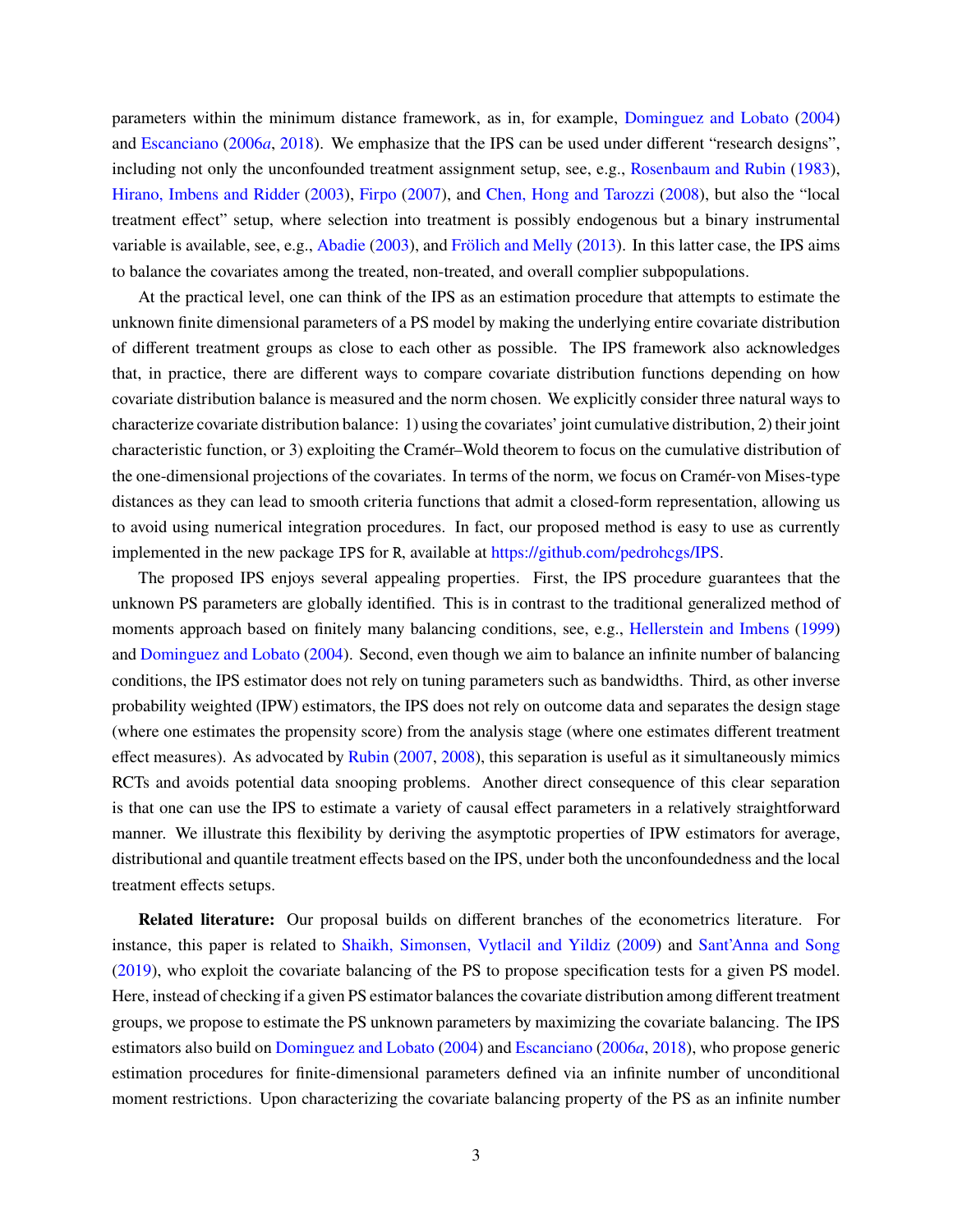parameters within the minimum distance framework, as in, for example, Dominguez and Lobato (2004) and Escanciano (2006*a*, 2018). We emphasize that the IPS can be used under different "research designs", including not only the unconfounded treatment assignment setup, see, e.g., Rosenbaum and Rubin (1983), Hirano, Imbens and Ridder (2003), Firpo (2007), and Chen, Hong and Tarozzi (2008), but also the "local treatment effect" setup, where selection into treatment is possibly endogenous but a binary instrumental variable is available, see, e.g., Abadie (2003), and Frölich and Melly (2013). In this latter case, the IPS aims to balance the covariates among the treated, non-treated, and overall complier subpopulations.

At the practical level, one can think of the IPS as an estimation procedure that attempts to estimate the unknown finite dimensional parameters of a PS model by making the underlying entire covariate distribution of different treatment groups as close to each other as possible. The IPS framework also acknowledges that, in practice, there are different ways to compare covariate distribution functions depending on how covariate distribution balance is measured and the norm chosen. We explicitly consider three natural ways to characterize covariate distribution balance: 1) using the covariates' joint cumulative distribution, 2) their joint characteristic function, or 3) exploiting the Cramér–Wold theorem to focus on the cumulative distribution of the one-dimensional projections of the covariates. In terms of the norm, we focus on Cramér-von Mises-type distances as they can lead to smooth criteria functions that admit a closed-form representation, allowing us to avoid using numerical integration procedures. In fact, our proposed method is easy to use as currently implemented in the new package `IPS` for `R`, available at https://github.com/pedrohcgs/IPS.

The proposed IPS enjoys several appealing properties. First, the IPS procedure guarantees that the unknown PS parameters are globally identified. This is in contrast to the traditional generalized method of moments approach based on finitely many balancing conditions, see, e.g., Hellerstein and Imbens (1999) and Dominguez and Lobato (2004). Second, even though we aim to balance an infinite number of balancing conditions, the IPS estimator does not rely on tuning parameters such as bandwidths. Third, as other inverse probability weighted (IPW) estimators, the IPS does not rely on outcome data and separates the design stage (where one estimates the propensity score) from the analysis stage (where one estimates different treatment effect measures). As advocated by Rubin (2007, 2008), this separation is useful as it simultaneously mimics RCTs and avoids potential data snooping problems. Another direct consequence of this clear separation is that one can use the IPS to estimate a variety of causal effect parameters in a relatively straightforward manner. We illustrate this flexibility by deriving the asymptotic properties of IPW estimators for average, distributional and quantile treatment effects based on the IPS, under both the unconfoundedness and the local treatment effects setups.

**Related literature:** Our proposal builds on different branches of the econometrics literature. For instance, this paper is related to Shaikh, Simonsen, Vytlacil and Yildiz (2009) and Sant'Anna and Song (2019), who exploit the covariate balancing of the PS to propose specification tests for a given PS model. Here, instead of checking if a given PS estimator balances the covariate distribution among different treatment groups, we propose to estimate the PS unknown parameters by maximizing the covariate balancing. The IPS estimators also build on Dominguez and Lobato (2004) and Escanciano (2006*a*, 2018), who propose generic estimation procedures for finite-dimensional parameters defined via an infinite number of unconditional moment restrictions. Upon characterizing the covariate balancing property of the PS as an infinite number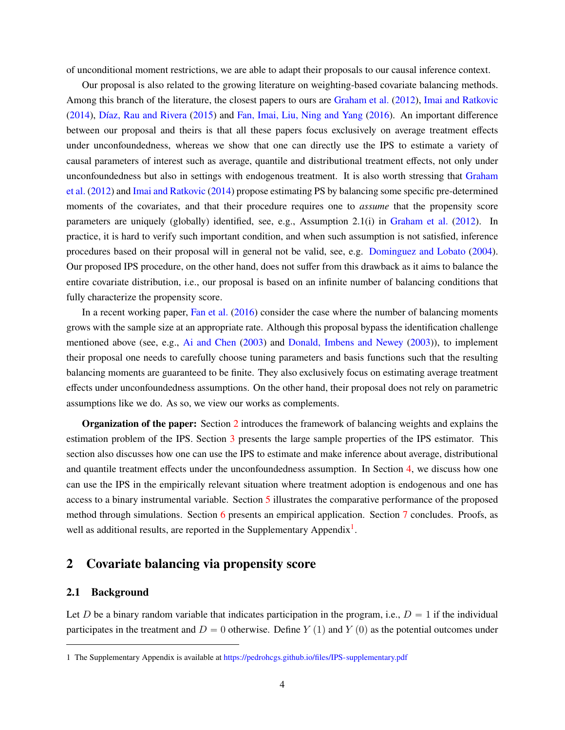of unconditional moment restrictions, we are able to adapt their proposals to our causal inference context.

Our proposal is also related to the growing literature on weighting-based covariate balancing methods. Among this branch of the literature, the closest papers to ours are Graham et al. (2012), Imai and Ratkovic (2014), Díaz, Rau and Rivera (2015) and Fan, Imai, Liu, Ning and Yang (2016). An important difference between our proposal and theirs is that all these papers focus exclusively on average treatment effects under unconfoundedness, whereas we show that one can directly use the IPS to estimate a variety of causal parameters of interest such as average, quantile and distributional treatment effects, not only under unconfoundedness but also in settings with endogenous treatment. It is also worth stressing that Graham et al. (2012) and Imai and Ratkovic (2014) propose estimating PS by balancing some specific pre-determined moments of the covariates, and that their procedure requires one to *assume* that the propensity score parameters are uniquely (globally) identified, see, e.g., Assumption 2.1(i) in Graham et al. (2012). In practice, it is hard to verify such important condition, and when such assumption is not satisfied, inference procedures based on their proposal will in general not be valid, see, e.g. Dominguez and Lobato (2004). Our proposed IPS procedure, on the other hand, does not suffer from this drawback as it aims to balance the entire covariate distribution, i.e., our proposal is based on an infinite number of balancing conditions that fully characterize the propensity score.

In a recent working paper, Fan et al. (2016) consider the case where the number of balancing moments grows with the sample size at an appropriate rate. Although this proposal bypass the identification challenge mentioned above (see, e.g., Ai and Chen (2003) and Donald, Imbens and Newey (2003)), to implement their proposal one needs to carefully choose tuning parameters and basis functions such that the resulting balancing moments are guaranteed to be finite. They also exclusively focus on estimating average treatment effects under unconfoundedness assumptions. On the other hand, their proposal does not rely on parametric assumptions like we do. As so, we view our works as complements.

**Organization of the paper:** Section 2 introduces the framework of balancing weights and explains the estimation problem of the IPS. Section 3 presents the large sample properties of the IPS estimator. This section also discusses how one can use the IPS to estimate and make inference about average, distributional and quantile treatment effects under the unconfoundedness assumption. In Section 4, we discuss how one can use the IPS in the empirically relevant situation where treatment adoption is endogenous and one has access to a binary instrumental variable. Section 5 illustrates the comparative performance of the proposed method through simulations. Section 6 presents an empirical application. Section 7 concludes. Proofs, as well as additional results, are reported in the Supplementary Appendix[1].

## 2 Covariate balancing via propensity score

### 2.1 Background

Let $D$ be a binary random variable that indicates participation in the program, i.e., $D = 1$ if the individual participates in the treatment and $D = 0$ otherwise. Define $Y(1)$ and $Y(0)$ as the potential outcomes under

---

[1] The Supplementary Appendix is available at https://pedrohcgs.github.io/files/IPS-supplementary.pdf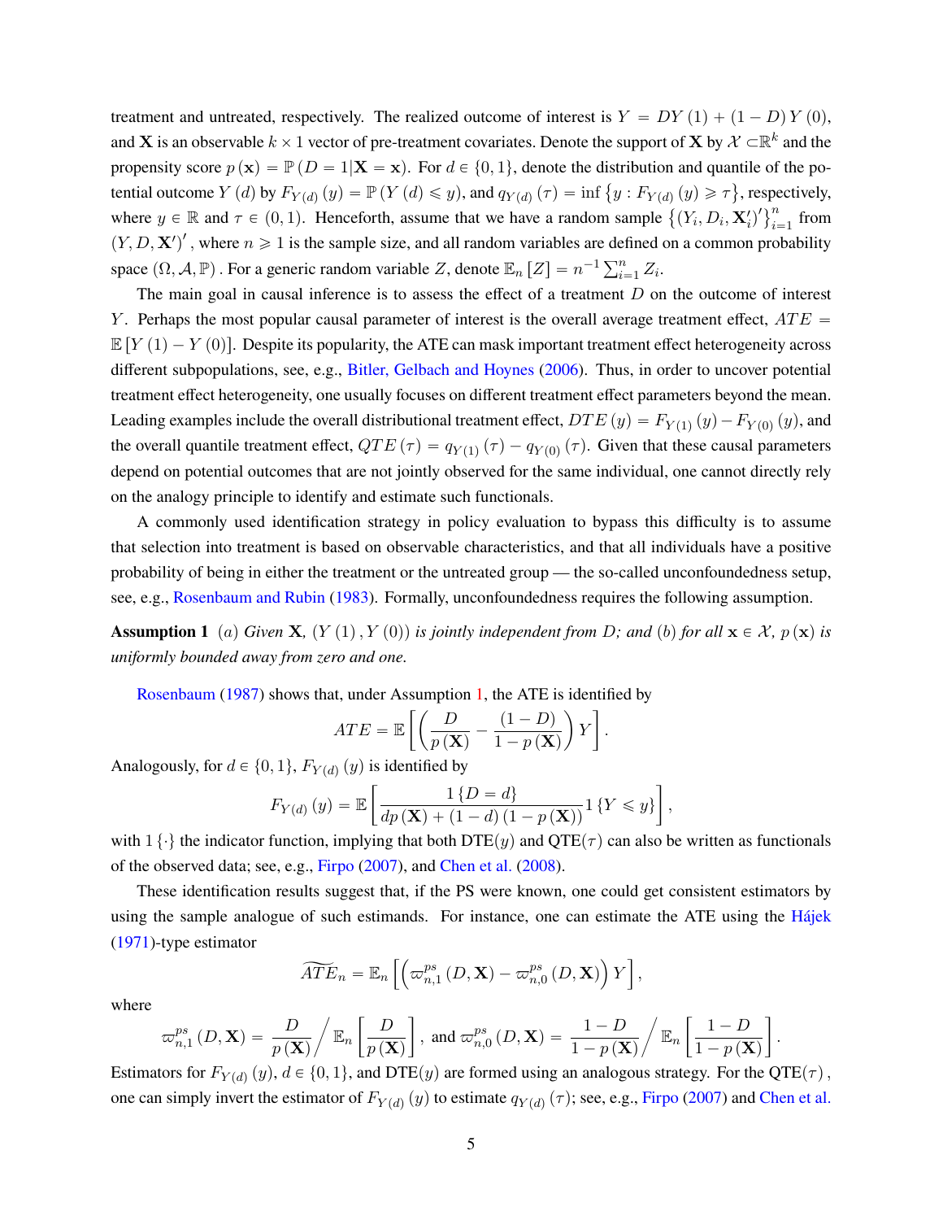treatment and untreated, respectively. The realized outcome of interest is $Y = DY(1) + (1-D)Y(0)$, and $\mathbf{X}$ is an observable $k \times 1$ vector of pre-treatment covariates. Denote the support of $\mathbf{X}$ by $\mathcal{X} \subset \mathbb{R}^k$ and the propensity score $p(\mathbf{x}) = \mathbb{P}(D = 1|\mathbf{X} = \mathbf{x})$. For $d \in \{0, 1\}$, denote the distribution and quantile of the potential outcome $Y(d)$ by $F_{Y(d)}(y) = \mathbb{P}(Y(d) \leqslant y)$, and $q_{Y(d)}(\tau) = \inf\{y : F_{Y(d)}(y) \geqslant \tau\}$, respectively, where $y \in \mathbb{R}$ and $\tau \in (0, 1)$. Henceforth, assume that we have a random sample $\{(Y_i, D_i, \mathbf{X}_i')'\}_{i=1}^n$ from $(Y, D, \mathbf{X}')'$, where $n \geqslant 1$ is the sample size, and all random variables are defined on a common probability space $(\Omega, \mathcal{A}, \mathbb{P})$. For a generic random variable $Z$, denote $\mathbb{E}_n[Z] = n^{-1}\sum_{i=1}^n Z_i$.

The main goal in causal inference is to assess the effect of a treatment $D$ on the outcome of interest $Y$. Perhaps the most popular causal parameter of interest is the overall average treatment effect, $ATE = \mathbb{E}[Y(1) - Y(0)]$. Despite its popularity, the ATE can mask important treatment effect heterogeneity across different subpopulations, see, e.g., Bitler, Gelbach and Hoynes (2006). Thus, in order to uncover potential treatment effect heterogeneity, one usually focuses on different treatment effect parameters beyond the mean. Leading examples include the overall distributional treatment effect, $DTE(y) = F_{Y(1)}(y) - F_{Y(0)}(y)$, and the overall quantile treatment effect, $QTE(\tau) = q_{Y(1)}(\tau) - q_{Y(0)}(\tau)$. Given that these causal parameters depend on potential outcomes that are not jointly observed for the same individual, one cannot directly rely on the analogy principle to identify and estimate such functionals.

A commonly used identification strategy in policy evaluation to bypass this difficulty is to assume that selection into treatment is based on observable characteristics, and that all individuals have a positive probability of being in either the treatment or the untreated group — the so-called unconfoundedness setup, see, e.g., Rosenbaum and Rubin (1983). Formally, unconfoundedness requires the following assumption.

**Assumption 1** *(a) Given $\mathbf{X}$, $(Y(1), Y(0))$ is jointly independent from $D$; and (b) for all $\mathbf{x} \in \mathcal{X}$, $p(\mathbf{x})$ is uniformly bounded away from zero and one.*

Rosenbaum (1987) shows that, under Assumption 1, the ATE is identified by

$$ATE = \mathbb{E}\left[\left(\frac{D}{p(\mathbf{X})} - \frac{(1-D)}{1-p(\mathbf{X})}\right)Y\right].$$

Analogously, for $d \in \{0, 1\}$, $F_{Y(d)}(y)$ is identified by

$$F_{Y(d)}(y) = \mathbb{E}\left[\frac{1\{D = d\}}{dp(\mathbf{X}) + (1-d)(1-p(\mathbf{X}))}1\{Y \leqslant y\}\right],$$

with $1\{\cdot\}$ the indicator function, implying that both DTE($y$) and QTE($\tau$) can also be written as functionals of the observed data; see, e.g., Firpo (2007), and Chen et al. (2008).

These identification results suggest that, if the PS were known, one could get consistent estimators by using the sample analogue of such estimands. For instance, one can estimate the ATE using the Hájek (1971)-type estimator

$$\widetilde{ATE}_n = \mathbb{E}_n\left[\left(\varpi_{n,1}^{ps}(D, \mathbf{X}) - \varpi_{n,0}^{ps}(D, \mathbf{X})\right)Y\right],$$

where

$$\varpi_{n,1}^{ps}(D, \mathbf{X}) = \frac{D}{p(\mathbf{X})}\Big/\mathbb{E}_n\left[\frac{D}{p(\mathbf{X})}\right], \text{ and } \varpi_{n,0}^{ps}(D, \mathbf{X}) = \frac{1-D}{1-p(\mathbf{X})}\Big/\mathbb{E}_n\left[\frac{1-D}{1-p(\mathbf{X})}\right].$$

Estimators for $F_{Y(d)}(y)$, $d \in \{0, 1\}$, and DTE($y$) are formed using an analogous strategy. For the QTE($\tau$), one can simply invert the estimator of $F_{Y(d)}(y)$ to estimate $q_{Y(d)}(\tau)$; see, e.g., Firpo (2007) and Chen et al.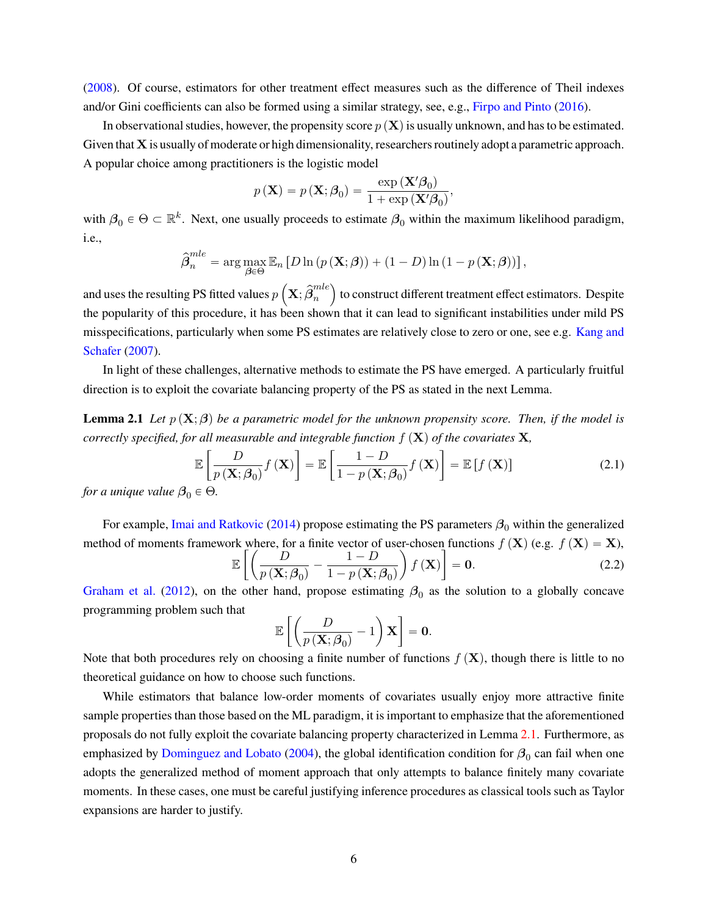(2008). Of course, estimators for other treatment effect measures such as the difference of Theil indexes and/or Gini coefficients can also be formed using a similar strategy, see, e.g., Firpo and Pinto (2016).

In observational studies, however, the propensity score $p(\mathbf{X})$ is usually unknown, and has to be estimated. Given that $\mathbf{X}$ is usually of moderate or high dimensionality, researchers routinely adopt a parametric approach. A popular choice among practitioners is the logistic model

$$p(\mathbf{X}) = p(\mathbf{X};\boldsymbol{\beta}_0) = \frac{\exp(\mathbf{X}'\boldsymbol{\beta}_0)}{1+\exp(\mathbf{X}'\boldsymbol{\beta}_0)},$$

with $\boldsymbol{\beta}_0 \in \Theta \subset \mathbb{R}^k$. Next, one usually proceeds to estimate $\boldsymbol{\beta}_0$ within the maximum likelihood paradigm, i.e.,

$$\widehat{\boldsymbol{\beta}}_n^{mle} = \arg\max_{\boldsymbol{\beta}\in\Theta} \mathbb{E}_n\left[D\ln\left(p(\mathbf{X};\boldsymbol{\beta})\right) + (1-D)\ln\left(1-p(\mathbf{X};\boldsymbol{\beta})\right)\right],$$

and uses the resulting PS fitted values $p\left(\mathbf{X};\widehat{\boldsymbol{\beta}}_n^{mle}\right)$ to construct different treatment effect estimators. Despite the popularity of this procedure, it has been shown that it can lead to significant instabilities under mild PS misspecifications, particularly when some PS estimates are relatively close to zero or one, see e.g. Kang and Schafer (2007).

In light of these challenges, alternative methods to estimate the PS have emerged. A particularly fruitful direction is to exploit the covariate balancing property of the PS as stated in the next Lemma.

**Lemma 2.1** *Let $p(\mathbf{X};\boldsymbol{\beta})$ be a parametric model for the unknown propensity score. Then, if the model is correctly specified, for all measurable and integrable function $f(\mathbf{X})$ of the covariates $\mathbf{X}$,*

$$\mathbb{E}\left[\frac{D}{p(\mathbf{X};\boldsymbol{\beta}_0)}f(\mathbf{X})\right] = \mathbb{E}\left[\frac{1-D}{1-p(\mathbf{X};\boldsymbol{\beta}_0)}f(\mathbf{X})\right] = \mathbb{E}\left[f(\mathbf{X})\right] \tag{2.1}$$

*for a unique value $\boldsymbol{\beta}_0 \in \Theta$.*

For example, Imai and Ratkovic (2014) propose estimating the PS parameters $\boldsymbol{\beta}_0$ within the generalized method of moments framework where, for a finite vector of user-chosen functions $f(\mathbf{X})$ (e.g. $f(\mathbf{X}) = \mathbf{X}$),

$$\mathbb{E}\left[\left(\frac{D}{p(\mathbf{X};\boldsymbol{\beta}_0)} - \frac{1-D}{1-p(\mathbf{X};\boldsymbol{\beta}_0)}\right)f(\mathbf{X})\right] = \mathbf{0}. \tag{2.2}$$

Graham et al. (2012), on the other hand, propose estimating $\boldsymbol{\beta}_0$ as the solution to a globally concave programming problem such that

$$\mathbb{E}\left[\left(\frac{D}{p(\mathbf{X};\boldsymbol{\beta}_0)} - 1\right)\mathbf{X}\right] = \mathbf{0}.$$

Note that both procedures rely on choosing a finite number of functions $f(\mathbf{X})$, though there is little to no theoretical guidance on how to choose such functions.

While estimators that balance low-order moments of covariates usually enjoy more attractive finite sample properties than those based on the ML paradigm, it is important to emphasize that the aforementioned proposals do not fully exploit the covariate balancing property characterized in Lemma 2.1. Furthermore, as emphasized by Dominguez and Lobato (2004), the global identification condition for $\boldsymbol{\beta}_0$ can fail when one adopts the generalized method of moment approach that only attempts to balance finitely many covariate moments. In these cases, one must be careful justifying inference procedures as classical tools such as Taylor expansions are harder to justify.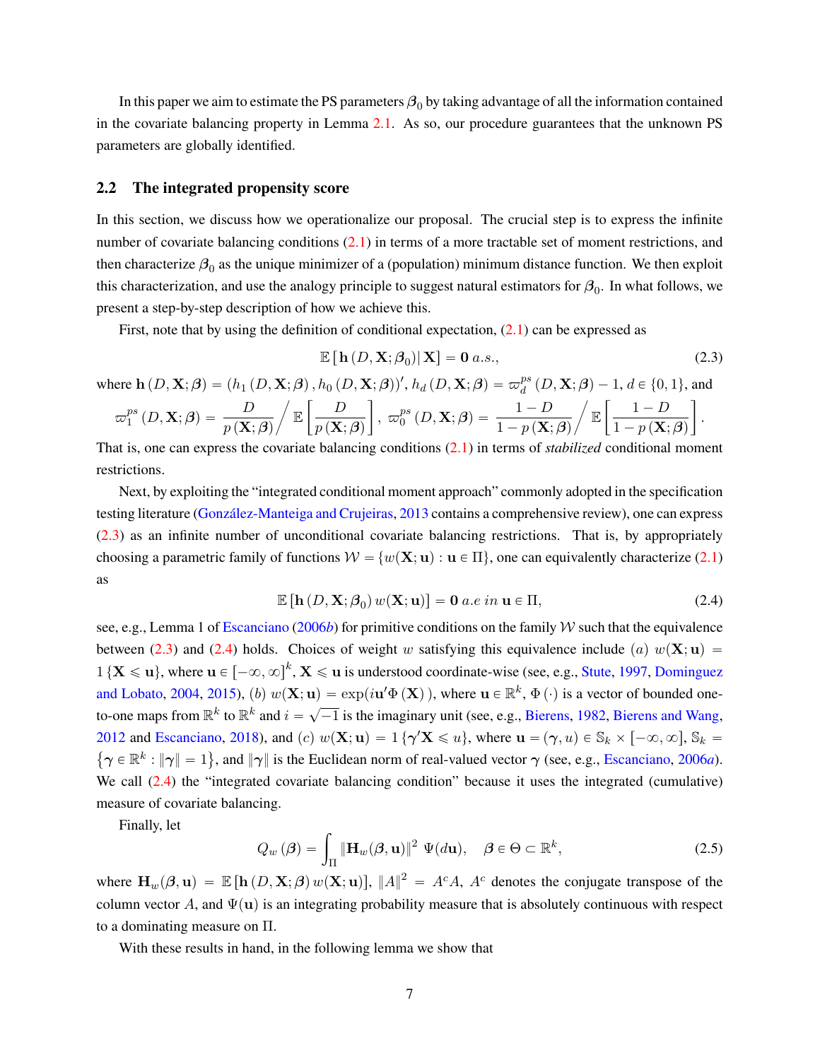In this paper we aim to estimate the PS parameters $\boldsymbol{\beta}_0$ by taking advantage of all the information contained in the covariate balancing property in Lemma 2.1. As so, our procedure guarantees that the unknown PS parameters are globally identified.

## 2.2 The integrated propensity score

In this section, we discuss how we operationalize our proposal. The crucial step is to express the infinite number of covariate balancing conditions (2.1) in terms of a more tractable set of moment restrictions, and then characterize $\boldsymbol{\beta}_0$ as the unique minimizer of a (population) minimum distance function. We then exploit this characterization, and use the analogy principle to suggest natural estimators for $\boldsymbol{\beta}_0$. In what follows, we present a step-by-step description of how we achieve this.

First, note that by using the definition of conditional expectation, (2.1) can be expressed as

$$\mathbb{E}\left[\mathbf{h}\left(D, \mathbf{X}; \boldsymbol{\beta}_0\right) \middle| \mathbf{X}\right] = \mathbf{0} \; a.s., \tag{2.3}$$

where $\mathbf{h}\left(D, \mathbf{X}; \boldsymbol{\beta}\right) = \left(h_1\left(D, \mathbf{X}; \boldsymbol{\beta}\right), h_0\left(D, \mathbf{X}; \boldsymbol{\beta}\right)\right)'$, $h_d\left(D, \mathbf{X}; \boldsymbol{\beta}\right) = \varpi_d^{ps}\left(D, \mathbf{X}; \boldsymbol{\beta}\right) - 1$, $d \in \{0, 1\}$, and

$$\varpi_1^{ps}\left(D, \mathbf{X}; \boldsymbol{\beta}\right) = \frac{D}{p\left(\mathbf{X}; \boldsymbol{\beta}\right)} \Bigg/ \mathbb{E}\left[\frac{D}{p\left(\mathbf{X}; \boldsymbol{\beta}\right)}\right], \; \varpi_0^{ps}\left(D, \mathbf{X}; \boldsymbol{\beta}\right) = \frac{1 - D}{1 - p\left(\mathbf{X}; \boldsymbol{\beta}\right)} \Bigg/ \mathbb{E}\left[\frac{1 - D}{1 - p\left(\mathbf{X}; \boldsymbol{\beta}\right)}\right].$$

That is, one can express the covariate balancing conditions (2.1) in terms of *stabilized* conditional moment restrictions.

Next, by exploiting the "integrated conditional moment approach" commonly adopted in the specification testing literature (González-Manteiga and Crujeiras, 2013 contains a comprehensive review), one can express (2.3) as an infinite number of unconditional covariate balancing restrictions. That is, by appropriately choosing a parametric family of functions $\mathcal{W} = \{w(\mathbf{X}; \mathbf{u}) : \mathbf{u} \in \Pi\}$, one can equivalently characterize (2.1) as

$$\mathbb{E}\left[\mathbf{h}\left(D, \mathbf{X}; \boldsymbol{\beta}_0\right) w(\mathbf{X}; \mathbf{u})\right] = \mathbf{0} \; a.e \; in \; \mathbf{u} \in \Pi, \tag{2.4}$$

see, e.g., Lemma 1 of Escanciano (2006*b*) for primitive conditions on the family $\mathcal{W}$ such that the equivalence between (2.3) and (2.4) holds. Choices of weight $w$ satisfying this equivalence include $(a)$ $w(\mathbf{X}; \mathbf{u}) = 1\{\mathbf{X} \leqslant \mathbf{u}\}$, where $\mathbf{u} \in [-\infty, \infty]^k$, $\mathbf{X} \leqslant \mathbf{u}$ is understood coordinate-wise (see, e.g., Stute, 1997, Dominguez and Lobato, 2004, 2015), $(b)$ $w(\mathbf{X}; \mathbf{u}) = \exp(i\mathbf{u}'\Phi\left(\mathbf{X}\right))$, where $\mathbf{u} \in \mathbb{R}^k$, $\Phi\left(\cdot\right)$ is a vector of bounded one-to-one maps from $\mathbb{R}^k$ to $\mathbb{R}^k$ and $i = \sqrt{-1}$ is the imaginary unit (see, e.g., Bierens, 1982, Bierens and Wang, 2012 and Escanciano, 2018), and $(c)$ $w(\mathbf{X}; \mathbf{u}) = 1\{\boldsymbol{\gamma}'\mathbf{X} \leqslant u\}$, where $\mathbf{u} = (\boldsymbol{\gamma}, u) \in \mathbb{S}_k \times [-\infty, \infty]$, $\mathbb{S}_k = \left\{\boldsymbol{\gamma} \in \mathbb{R}^k : \|\boldsymbol{\gamma}\| = 1\right\}$, and $\|\boldsymbol{\gamma}\|$ is the Euclidean norm of real-valued vector $\boldsymbol{\gamma}$ (see, e.g., Escanciano, 2006*a*). We call (2.4) the "integrated covariate balancing condition" because it uses the integrated (cumulative) measure of covariate balancing.

Finally, let

$$Q_w\left(\boldsymbol{\beta}\right) = \int_{\Pi} \left\|\mathbf{H}_w(\boldsymbol{\beta}, \mathbf{u})\right\|^2 \; \Psi(d\mathbf{u}), \quad \boldsymbol{\beta} \in \Theta \subset \mathbb{R}^k, \tag{2.5}$$

where $\mathbf{H}_w(\boldsymbol{\beta}, \mathbf{u}) = \mathbb{E}\left[\mathbf{h}\left(D, \mathbf{X}; \boldsymbol{\beta}\right) w(\mathbf{X}; \mathbf{u})\right]$, $\|A\|^2 = A^c A$, $A^c$ denotes the conjugate transpose of the column vector $A$, and $\Psi(\mathbf{u})$ is an integrating probability measure that is absolutely continuous with respect to a dominating measure on $\Pi$.

With these results in hand, in the following lemma we show that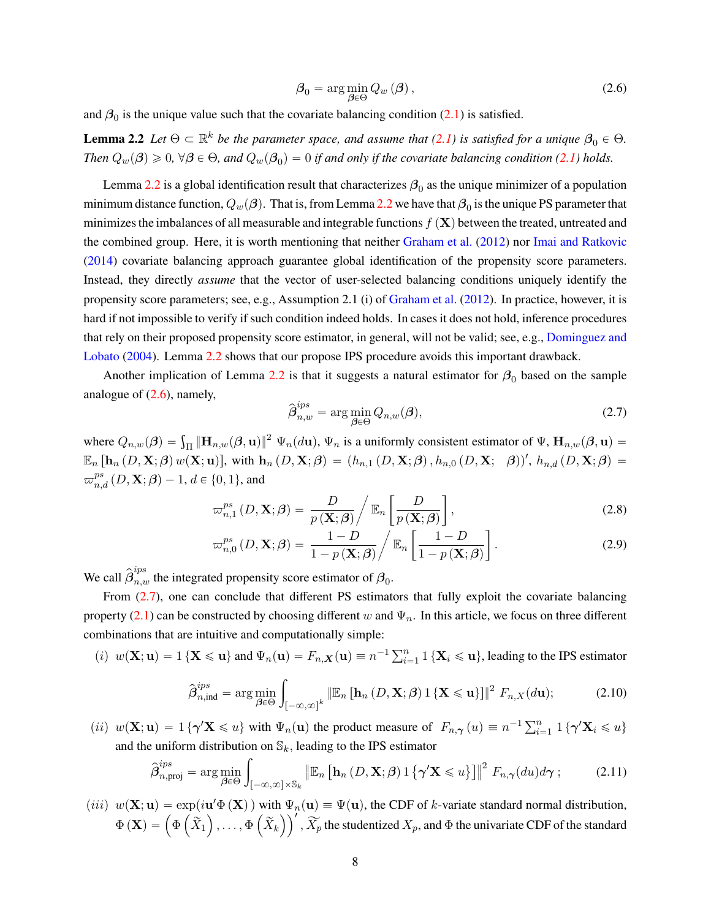$$\boldsymbol{\beta}_0 = \arg\min_{\boldsymbol{\beta}\in\Theta} Q_w(\boldsymbol{\beta}), \tag{2.6}$$

and $\boldsymbol{\beta}_0$ is the unique value such that the covariate balancing condition (2.1) is satisfied.

**Lemma 2.2** *Let $\Theta \subset \mathbb{R}^k$ be the parameter space, and assume that (2.1) is satisfied for a unique $\boldsymbol{\beta}_0 \in \Theta$. Then $Q_w(\boldsymbol{\beta}) \geqslant 0$, $\forall \boldsymbol{\beta} \in \Theta$, and $Q_w(\boldsymbol{\beta}_0) = 0$ if and only if the covariate balancing condition (2.1) holds.*

Lemma 2.2 is a global identification result that characterizes $\boldsymbol{\beta}_0$ as the unique minimizer of a population minimum distance function, $Q_w(\boldsymbol{\beta})$. That is, from Lemma 2.2 we have that $\boldsymbol{\beta}_0$ is the unique PS parameter that minimizes the imbalances of all measurable and integrable functions $f(\mathbf{X})$ between the treated, untreated and the combined group. Here, it is worth mentioning that neither Graham et al. (2012) nor Imai and Ratkovic (2014) covariate balancing approach guarantee global identification of the propensity score parameters. Instead, they directly *assume* that the vector of user-selected balancing conditions uniquely identify the propensity score parameters; see, e.g., Assumption 2.1 (i) of Graham et al. (2012). In practice, however, it is hard if not impossible to verify if such condition indeed holds. In cases it does not hold, inference procedures that rely on their proposed propensity score estimator, in general, will not be valid; see, e.g., Dominguez and Lobato (2004). Lemma 2.2 shows that our propose IPS procedure avoids this important drawback.

Another implication of Lemma 2.2 is that it suggests a natural estimator for $\boldsymbol{\beta}_0$ based on the sample analogue of (2.6), namely,

$$\widehat{\boldsymbol{\beta}}_{n,w}^{ips} = \arg\min_{\boldsymbol{\beta}\in\Theta} Q_{n,w}(\boldsymbol{\beta}), \tag{2.7}$$

where $Q_{n,w}(\boldsymbol{\beta}) = \int_{\Pi} \left\| \mathbf{H}_{n,w}(\boldsymbol{\beta}, \mathbf{u}) \right\|^2 \Psi_n(d\mathbf{u})$, $\Psi_n$ is a uniformly consistent estimator of $\Psi$, $\mathbf{H}_{n,w}(\boldsymbol{\beta}, \mathbf{u}) = \mathbb{E}_n \left[ \mathbf{h}_n(D, \mathbf{X}; \boldsymbol{\beta}) w(\mathbf{X}; \mathbf{u}) \right]$, with $\mathbf{h}_n(D, \mathbf{X}; \boldsymbol{\beta}) = \left( h_{n,1}(D, \mathbf{X}; \boldsymbol{\beta}), h_{n,0}(D, \mathbf{X}; \boldsymbol{\beta}) \right)'$, $h_{n,d}(D, \mathbf{X}; \boldsymbol{\beta}) = \varpi_{n,d}^{ps}(D, \mathbf{X}; \boldsymbol{\beta}) - 1$, $d \in \{0, 1\}$, and

$$\varpi_{n,1}^{ps}(D, \mathbf{X}; \boldsymbol{\beta}) = \frac{D}{p(\mathbf{X}; \boldsymbol{\beta})} \Bigg/ \mathbb{E}_n \left[ \frac{D}{p(\mathbf{X}; \boldsymbol{\beta})} \right], \tag{2.8}$$

$$\varpi_{n,0}^{ps}(D, \mathbf{X}; \boldsymbol{\beta}) = \frac{1-D}{1-p(\mathbf{X}; \boldsymbol{\beta})} \Bigg/ \mathbb{E}_n \left[ \frac{1-D}{1-p(\mathbf{X}; \boldsymbol{\beta})} \right]. \tag{2.9}$$

We call $\widehat{\boldsymbol{\beta}}_{n,w}^{ips}$ the integrated propensity score estimator of $\boldsymbol{\beta}_0$.

From (2.7), one can conclude that different PS estimators that fully exploit the covariate balancing property (2.1) can be constructed by choosing different $w$ and $\Psi_n$. In this article, we focus on three different combinations that are intuitive and computationally simple:

$(i)$ $w(\mathbf{X}; \mathbf{u}) = 1\{\mathbf{X} \leqslant \mathbf{u}\}$ and $\Psi_n(\mathbf{u}) = F_{n,\mathbf{X}}(\mathbf{u}) \equiv n^{-1}\sum_{i=1}^n 1\{\mathbf{X}_i \leqslant \mathbf{u}\}$, leading to the IPS estimator

$$\widehat{\boldsymbol{\beta}}_{n,\text{ind}}^{ips} = \arg\min_{\boldsymbol{\beta}\in\Theta} \int_{[-\infty,\infty]^k} \left\| \mathbb{E}_n \left[ \mathbf{h}_n(D, \mathbf{X}; \boldsymbol{\beta}) 1\{\mathbf{X} \leqslant \mathbf{u}\} \right] \right\|^2 F_{n,X}(d\mathbf{u}); \tag{2.10}$$

$(ii)$ $w(\mathbf{X}; \mathbf{u}) = 1\{\boldsymbol{\gamma}'\mathbf{X} \leqslant u\}$ with $\Psi_n(\mathbf{u})$ the product measure of $F_{n,\boldsymbol{\gamma}}(u) \equiv n^{-1}\sum_{i=1}^n 1\{\boldsymbol{\gamma}'\mathbf{X}_i \leqslant u\}$ and the uniform distribution on $\mathbb{S}_k$, leading to the IPS estimator

$$\widehat{\boldsymbol{\beta}}_{n,\text{proj}}^{ips} = \arg\min_{\boldsymbol{\beta}\in\Theta} \int_{[-\infty,\infty]\times\mathbb{S}_k} \left\| \mathbb{E}_n \left[ \mathbf{h}_n(D, \mathbf{X}; \boldsymbol{\beta}) 1\{\boldsymbol{\gamma}'\mathbf{X} \leqslant u\} \right] \right\|^2 F_{n,\boldsymbol{\gamma}}(du)d\boldsymbol{\gamma}; \tag{2.11}$$

$(iii)$ $w(\mathbf{X}; \mathbf{u}) = \exp(i\mathbf{u}'\Phi(\mathbf{X}))$ with $\Psi_n(\mathbf{u}) \equiv \Psi(\mathbf{u})$, the CDF of $k$-variate standard normal distribution, $\Phi(\mathbf{X}) = \left( \Phi\left(\widetilde{X}_1\right), \ldots, \Phi\left(\widetilde{X}_k\right) \right)'$, $\widetilde{X}_p$ the studentized $X_p$, and $\Phi$ the univariate CDF of the standard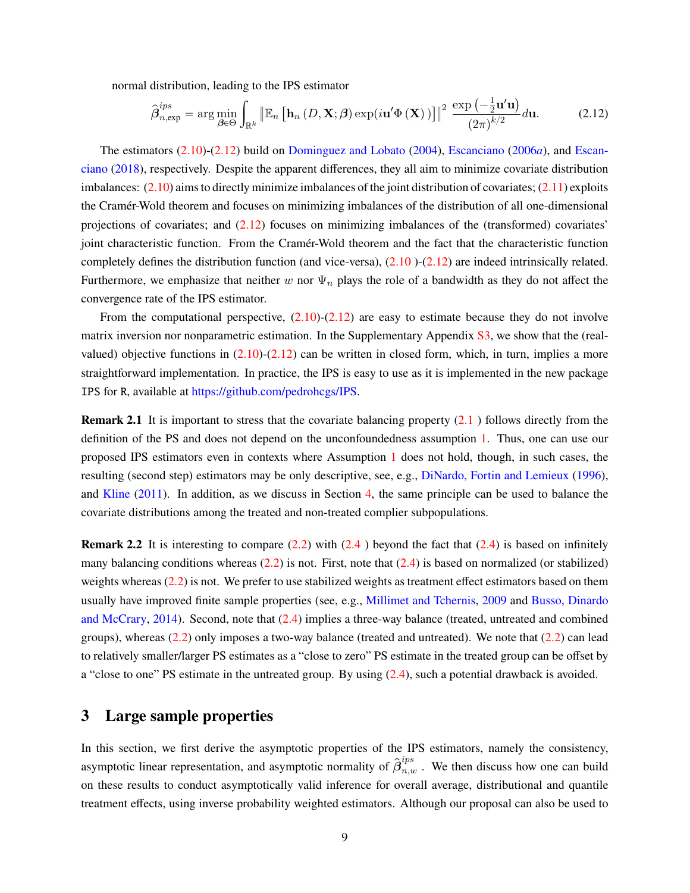normal distribution, leading to the IPS estimator

$$\widehat{\boldsymbol{\beta}}_{n,\exp}^{ips} = \arg\min_{\boldsymbol{\beta}\in\Theta} \int_{\mathbb{R}^k} \left\| \mathbb{E}_n \left[ \mathbf{h}_n \left( D, \mathbf{X}; \boldsymbol{\beta} \right) \exp(i\mathbf{u}'\Phi\left(\mathbf{X}\right)) \right] \right\|^2 \frac{\exp\left(-\frac{1}{2}\mathbf{u}'\mathbf{u}\right)}{\left(2\pi\right)^{k/2}} d\mathbf{u}. \tag{2.12}$$

The estimators (2.10)-(2.12) build on Dominguez and Lobato (2004), Escanciano (2006*a*), and Escanciano (2018), respectively. Despite the apparent differences, they all aim to minimize covariate distribution imbalances: (2.10) aims to directly minimize imbalances of the joint distribution of covariates; (2.11) exploits the Cramér-Wold theorem and focuses on minimizing imbalances of the distribution of all one-dimensional projections of covariates; and (2.12) focuses on minimizing imbalances of the (transformed) covariates' joint characteristic function. From the Cramér-Wold theorem and the fact that the characteristic function completely defines the distribution function (and vice-versa), (2.10 )-(2.12) are indeed intrinsically related. Furthermore, we emphasize that neither $w$ nor $\Psi_n$ plays the role of a bandwidth as they do not affect the convergence rate of the IPS estimator.

From the computational perspective, (2.10)-(2.12) are easy to estimate because they do not involve matrix inversion nor nonparametric estimation. In the Supplementary Appendix S3, we show that the (real-valued) objective functions in (2.10)-(2.12) can be written in closed form, which, in turn, implies a more straightforward implementation. In practice, the IPS is easy to use as it is implemented in the new package IPS for R, available at https://github.com/pedrohcgs/IPS.

**Remark 2.1** It is important to stress that the covariate balancing property (2.1 ) follows directly from the definition of the PS and does not depend on the unconfoundedness assumption 1. Thus, one can use our proposed IPS estimators even in contexts where Assumption 1 does not hold, though, in such cases, the resulting (second step) estimators may be only descriptive, see, e.g., DiNardo, Fortin and Lemieux (1996), and Kline (2011). In addition, as we discuss in Section 4, the same principle can be used to balance the covariate distributions among the treated and non-treated complier subpopulations.

**Remark 2.2** It is interesting to compare (2.2) with (2.4 ) beyond the fact that (2.4) is based on infinitely many balancing conditions whereas (2.2) is not. First, note that (2.4) is based on normalized (or stabilized) weights whereas (2.2) is not. We prefer to use stabilized weights as treatment effect estimators based on them usually have improved finite sample properties (see, e.g., Millimet and Tchernis, 2009 and Busso, Dinardo and McCrary, 2014). Second, note that (2.4) implies a three-way balance (treated, untreated and combined groups), whereas (2.2) only imposes a two-way balance (treated and untreated). We note that (2.2) can lead to relatively smaller/larger PS estimates as a "close to zero" PS estimate in the treated group can be offset by a "close to one" PS estimate in the untreated group. By using (2.4), such a potential drawback is avoided.

# 3 Large sample properties

In this section, we first derive the asymptotic properties of the IPS estimators, namely the consistency, asymptotic linear representation, and asymptotic normality of $\widehat{\beta}_{n,w}^{ips}$ . We then discuss how one can build on these results to conduct asymptotically valid inference for overall average, distributional and quantile treatment effects, using inverse probability weighted estimators. Although our proposal can also be used to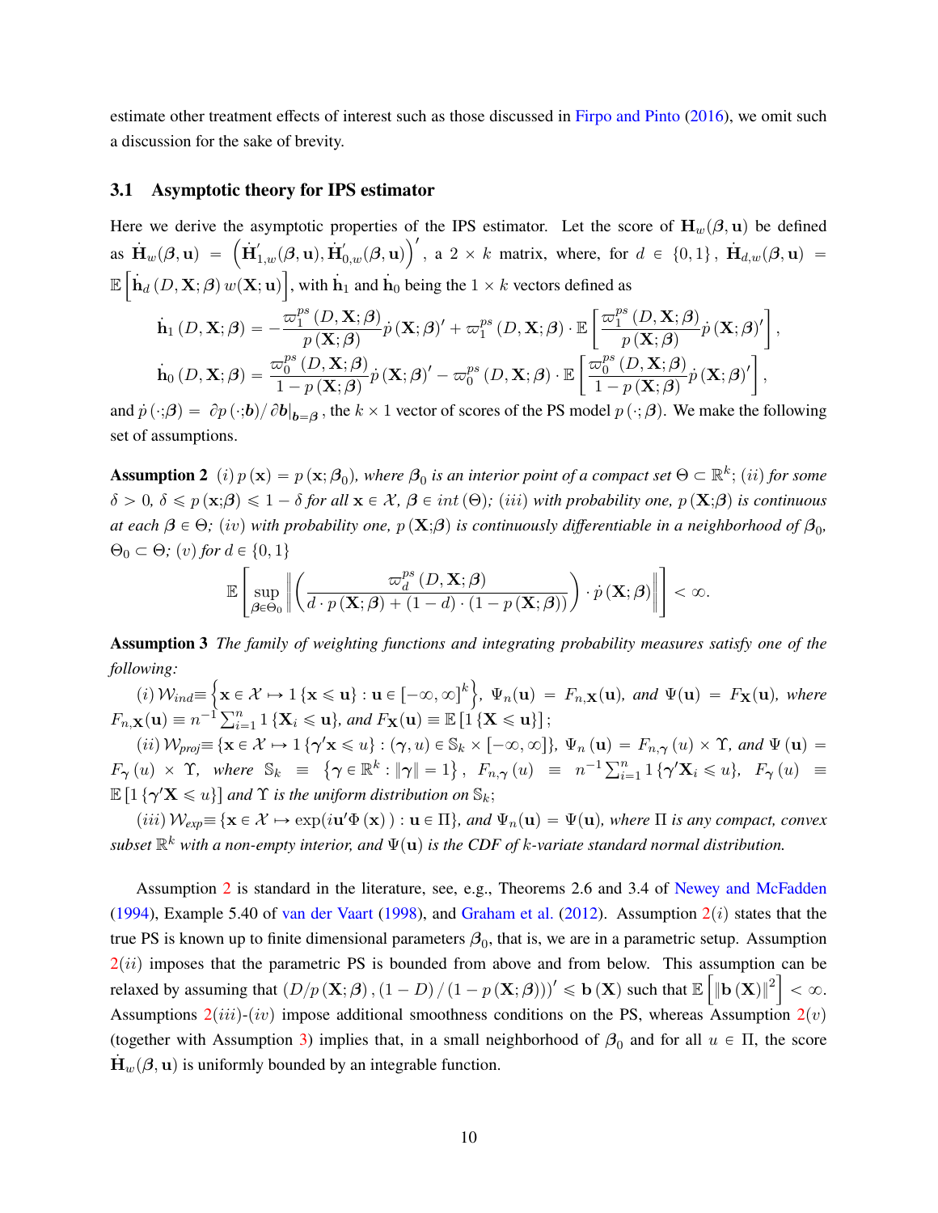estimate other treatment effects of interest such as those discussed in Firpo and Pinto (2016), we omit such a discussion for the sake of brevity.

### 3.1 Asymptotic theory for IPS estimator

Here we derive the asymptotic properties of the IPS estimator. Let the score of $\mathbf{H}_w(\boldsymbol{\beta}, \mathbf{u})$ be defined as $\dot{\mathbf{H}}_w(\boldsymbol{\beta}, \mathbf{u}) = \left(\dot{\mathbf{H}}_{1,w}'(\boldsymbol{\beta}, \mathbf{u}), \dot{\mathbf{H}}_{0,w}'(\boldsymbol{\beta}, \mathbf{u})\right)'$, a $2 \times k$ matrix, where, for $d \in \{0,1\}$, $\dot{\mathbf{H}}_{d,w}(\boldsymbol{\beta}, \mathbf{u}) = \mathbb{E}\left[\dot{\mathbf{h}}_d\left(D, \mathbf{X}; \boldsymbol{\beta}\right) w(\mathbf{X}; \mathbf{u})\right]$, with $\dot{\mathbf{h}}_1$ and $\dot{\mathbf{h}}_0$ being the $1 \times k$ vectors defined as

$$\dot{\mathbf{h}}_1\left(D, \mathbf{X}; \boldsymbol{\beta}\right) = -\frac{\varpi_1^{ps}\left(D, \mathbf{X}; \boldsymbol{\beta}\right)}{p\left(\mathbf{X}; \boldsymbol{\beta}\right)}\dot{p}\left(\mathbf{X}; \boldsymbol{\beta}\right)' + \varpi_1^{ps}\left(D, \mathbf{X}; \boldsymbol{\beta}\right) \cdot \mathbb{E}\left[\frac{\varpi_1^{ps}\left(D, \mathbf{X}; \boldsymbol{\beta}\right)}{p\left(\mathbf{X}; \boldsymbol{\beta}\right)}\dot{p}\left(\mathbf{X}; \boldsymbol{\beta}\right)'\right],$$

$$\dot{\mathbf{h}}_0\left(D, \mathbf{X}; \boldsymbol{\beta}\right) = \frac{\varpi_0^{ps}\left(D, \mathbf{X}; \boldsymbol{\beta}\right)}{1 - p\left(\mathbf{X}; \boldsymbol{\beta}\right)}\dot{p}\left(\mathbf{X}; \boldsymbol{\beta}\right)' - \varpi_0^{ps}\left(D, \mathbf{X}; \boldsymbol{\beta}\right) \cdot \mathbb{E}\left[\frac{\varpi_0^{ps}\left(D, \mathbf{X}; \boldsymbol{\beta}\right)}{1 - p\left(\mathbf{X}; \boldsymbol{\beta}\right)}\dot{p}\left(\mathbf{X}; \boldsymbol{\beta}\right)'\right],$$

and $\dot{p}\left(\cdot;\boldsymbol{\beta}\right) = \left.\partial p\left(\cdot;\boldsymbol{b}\right)/\partial \boldsymbol{b}\right|_{\boldsymbol{b}=\boldsymbol{\beta}}$, the $k \times 1$ vector of scores of the PS model $p\left(\cdot;\boldsymbol{\beta}\right)$. We make the following set of assumptions.

**Assumption 2** *(i) $p\left(\mathbf{x}\right) = p\left(\mathbf{x}; \boldsymbol{\beta}_0\right)$, where $\boldsymbol{\beta}_0$ is an interior point of a compact set $\Theta \subset \mathbb{R}^k$; (ii) for some $\delta > 0$, $\delta \leqslant p\left(\mathbf{x};\boldsymbol{\beta}\right) \leqslant 1 - \delta$ for all $\mathbf{x} \in \mathcal{X}$, $\boldsymbol{\beta} \in int\left(\Theta\right)$; (iii) with probability one, $p\left(\mathbf{X};\boldsymbol{\beta}\right)$ is continuous at each $\boldsymbol{\beta} \in \Theta$; (iv) with probability one, $p\left(\mathbf{X};\boldsymbol{\beta}\right)$ is continuously differentiable in a neighborhood of $\boldsymbol{\beta}_0$, $\Theta_0 \subset \Theta$; (v) for $d \in \{0,1\}$*

$$\mathbb{E}\left[\sup_{\boldsymbol{\beta}\in\Theta_0}\left\|\left(\frac{\varpi_d^{ps}\left(D, \mathbf{X}; \boldsymbol{\beta}\right)}{d \cdot p\left(\mathbf{X}; \boldsymbol{\beta}\right) + (1-d) \cdot \left(1 - p\left(\mathbf{X}; \boldsymbol{\beta}\right)\right)}\right) \cdot \dot{p}\left(\mathbf{X}; \boldsymbol{\beta}\right)\right\|\right] < \infty.$$

**Assumption 3** *The family of weighting functions and integrating probability measures satisfy one of the following:*

*(i) $\mathcal{W}_{ind} \equiv \left\{\mathbf{x} \in \mathcal{X} \mapsto 1\left\{\mathbf{x} \leqslant \mathbf{u}\right\} : \mathbf{u} \in \left[-\infty, \infty\right]^k\right\}$, $\Psi_n(\mathbf{u}) = F_{n,\mathbf{X}}(\mathbf{u})$, and $\Psi(\mathbf{u}) = F_{\mathbf{X}}(\mathbf{u})$, where $F_{n,\mathbf{X}}(\mathbf{u}) \equiv n^{-1}\sum_{i=1}^n 1\left\{\mathbf{X}_i \leqslant \mathbf{u}\right\}$, and $F_{\mathbf{X}}(\mathbf{u}) \equiv \mathbb{E}\left[1\left\{\mathbf{X} \leqslant \mathbf{u}\right\}\right]$;*

*(ii) $\mathcal{W}_{proj} \equiv \left\{\mathbf{x} \in \mathcal{X} \mapsto 1\left\{\boldsymbol{\gamma}'\mathbf{x} \leqslant u\right\} : \left(\boldsymbol{\gamma}, u\right) \in \mathbb{S}_k \times \left[-\infty, \infty\right]\right\}$, $\Psi_n\left(\mathbf{u}\right) = F_{n,\boldsymbol{\gamma}}\left(u\right) \times \Upsilon$, and $\Psi\left(\mathbf{u}\right) = F_{\boldsymbol{\gamma}}\left(u\right) \times \Upsilon$, where $\mathbb{S}_k \equiv \left\{\boldsymbol{\gamma} \in \mathbb{R}^k : \left\|\boldsymbol{\gamma}\right\| = 1\right\}$, $F_{n,\boldsymbol{\gamma}}\left(u\right) \equiv n^{-1}\sum_{i=1}^n 1\left\{\boldsymbol{\gamma}'\mathbf{X}_i \leqslant u\right\}$, $F_{\boldsymbol{\gamma}}\left(u\right) \equiv \mathbb{E}\left[1\left\{\boldsymbol{\gamma}'\mathbf{X} \leqslant u\right\}\right]$ and $\Upsilon$ is the uniform distribution on $\mathbb{S}_k$;*

*(iii) $\mathcal{W}_{exp} \equiv \left\{\mathbf{x} \in \mathcal{X} \mapsto \exp(i\mathbf{u}'\Phi\left(\mathbf{x}\right)) : \mathbf{u} \in \Pi\right\}$, and $\Psi_n(\mathbf{u}) = \Psi(\mathbf{u})$, where $\Pi$ is any compact, convex subset $\mathbb{R}^k$ with a non-empty interior, and $\Psi(\mathbf{u})$ is the CDF of $k$-variate standard normal distribution.*

Assumption 2 is standard in the literature, see, e.g., Theorems 2.6 and 3.4 of Newey and McFadden (1994), Example 5.40 of van der Vaart (1998), and Graham et al. (2012). Assumption 2$(i)$ states that the true PS is known up to finite dimensional parameters $\boldsymbol{\beta}_0$, that is, we are in a parametric setup. Assumption 2$(ii)$ imposes that the parametric PS is bounded from above and from below. This assumption can be relaxed by assuming that $\left(D/p\left(\mathbf{X}; \boldsymbol{\beta}\right), (1-D)/\left(1 - p\left(\mathbf{X}; \boldsymbol{\beta}\right)\right)\right)' \leqslant \mathbf{b}\left(\mathbf{X}\right)$ such that $\mathbb{E}\left[\left\|\mathbf{b}\left(\mathbf{X}\right)\right\|^2\right] < \infty$. Assumptions 2$(iii)$-$(iv)$ impose additional smoothness conditions on the PS, whereas Assumption 2$(v)$ (together with Assumption 3) implies that, in a small neighborhood of $\boldsymbol{\beta}_0$ and for all $u \in \Pi$, the score $\dot{\mathbf{H}}_w(\boldsymbol{\beta}, \mathbf{u})$ is uniformly bounded by an integrable function.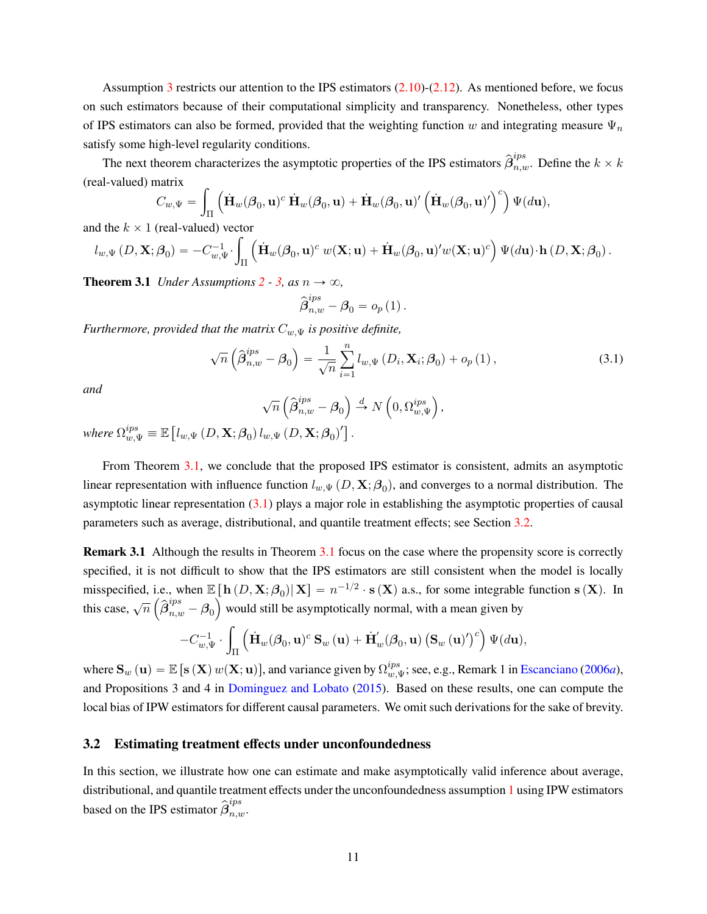Assumption 3 restricts our attention to the IPS estimators (2.10)-(2.12). As mentioned before, we focus on such estimators because of their computational simplicity and transparency. Nonetheless, other types of IPS estimators can also be formed, provided that the weighting function $w$ and integrating measure $\Psi_n$ satisfy some high-level regularity conditions.

The next theorem characterizes the asymptotic properties of the IPS estimators $\widehat{\boldsymbol{\beta}}_{n,w}^{ips}$. Define the $k \times k$ (real-valued) matrix

$$C_{w,\Psi} = \int_{\Pi} \left( \dot{\mathbf{H}}_w(\boldsymbol{\beta}_0, \mathbf{u})^c \, \dot{\mathbf{H}}_w(\boldsymbol{\beta}_0, \mathbf{u}) + \dot{\mathbf{H}}_w(\boldsymbol{\beta}_0, \mathbf{u})' \left( \dot{\mathbf{H}}_w(\boldsymbol{\beta}_0, \mathbf{u})' \right)^c \right) \Psi(d\mathbf{u}),$$

and the $k \times 1$ (real-valued) vector

$$l_{w,\Psi}\left(D, \mathbf{X}; \boldsymbol{\beta}_0\right) = -C_{w,\Psi}^{-1} \cdot \int_{\Pi} \left( \dot{\mathbf{H}}_w(\boldsymbol{\beta}_0, \mathbf{u})^c \, w(\mathbf{X}; \mathbf{u}) + \dot{\mathbf{H}}_w(\boldsymbol{\beta}_0, \mathbf{u})' w(\mathbf{X}; \mathbf{u})^c \right) \Psi(d\mathbf{u}) \cdot \mathbf{h}\left(D, \mathbf{X}; \boldsymbol{\beta}_0\right).$$

**Theorem 3.1** *Under Assumptions 2 - 3, as $n \to \infty$,*

$$\widehat{\boldsymbol{\beta}}_{n,w}^{ips} - \boldsymbol{\beta}_0 = o_p(1).$$

*Furthermore, provided that the matrix $C_{w,\Psi}$ is positive definite,*

$$\sqrt{n}\left(\widehat{\boldsymbol{\beta}}_{n,w}^{ips} - \boldsymbol{\beta}_0\right) = \frac{1}{\sqrt{n}} \sum_{i=1}^{n} l_{w,\Psi}\left(D_i, \mathbf{X}_i; \boldsymbol{\beta}_0\right) + o_p(1), \tag{3.1}$$

*and*

$$\sqrt{n}\left(\widehat{\boldsymbol{\beta}}_{n,w}^{ips} - \boldsymbol{\beta}_0\right) \xrightarrow{d} N\left(0, \Omega_{w,\Psi}^{ips}\right),$$

*where* $\Omega_{w,\Psi}^{ips} \equiv \mathbb{E}\left[l_{w,\Psi}\left(D, \mathbf{X}; \boldsymbol{\beta}_0\right) l_{w,\Psi}\left(D, \mathbf{X}; \boldsymbol{\beta}_0\right)'\right]$.

From Theorem 3.1, we conclude that the proposed IPS estimator is consistent, admits an asymptotic linear representation with influence function $l_{w,\Psi}\left(D, \mathbf{X}; \boldsymbol{\beta}_0\right)$, and converges to a normal distribution. The asymptotic linear representation (3.1) plays a major role in establishing the asymptotic properties of causal parameters such as average, distributional, and quantile treatment effects; see Section 3.2.

**Remark 3.1** Although the results in Theorem 3.1 focus on the case where the propensity score is correctly specified, it is not difficult to show that the IPS estimators are still consistent when the model is locally misspecified, i.e., when $\mathbb{E}\left[\mathbf{h}\left(D, \mathbf{X}; \boldsymbol{\beta}_0\right) \middle| \mathbf{X}\right] = n^{-1/2} \cdot \mathbf{s}(\mathbf{X})$ a.s., for some integrable function $\mathbf{s}(\mathbf{X})$. In this case, $\sqrt{n}\left(\widehat{\boldsymbol{\beta}}_{n,w}^{ips} - \boldsymbol{\beta}_0\right)$ would still be asymptotically normal, with a mean given by

$$-C_{w,\Psi}^{-1} \cdot \int_{\Pi} \left( \dot{\mathbf{H}}_w(\boldsymbol{\beta}_0, \mathbf{u})^c \, \mathbf{S}_w(\mathbf{u}) + \dot{\mathbf{H}}_w'(\boldsymbol{\beta}_0, \mathbf{u}) \left(\mathbf{S}_w(\mathbf{u})'\right)^c \right) \Psi(d\mathbf{u}),$$

where $\mathbf{S}_w(\mathbf{u}) = \mathbb{E}\left[\mathbf{s}(\mathbf{X}) \, w(\mathbf{X}; \mathbf{u})\right]$, and variance given by $\Omega_{w,\Psi}^{ips}$; see, e.g., Remark 1 in Escanciano (2006*a*), and Propositions 3 and 4 in Dominguez and Lobato (2015). Based on these results, one can compute the local bias of IPW estimators for different causal parameters. We omit such derivations for the sake of brevity.

## 3.2 Estimating treatment effects under unconfoundedness

In this section, we illustrate how one can estimate and make asymptotically valid inference about average, distributional, and quantile treatment effects under the unconfoundedness assumption 1 using IPW estimators based on the IPS estimator $\widehat{\boldsymbol{\beta}}_{n,w}^{ips}$.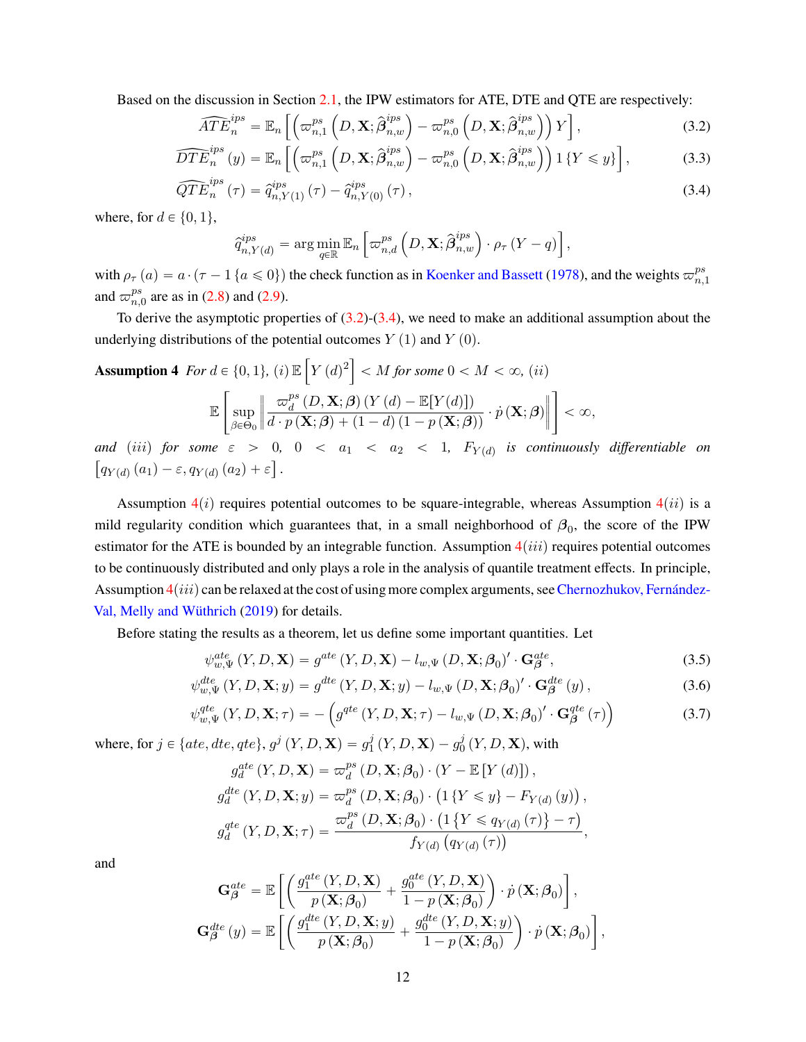Based on the discussion in Section 2.1, the IPW estimators for ATE, DTE and QTE are respectively:

$$\widehat{ATE}_n^{ips} = \mathbb{E}_n\left[\left(\varpi_{n,1}^{ps}\left(D,\mathbf{X};\widehat{\boldsymbol{\beta}}_{n,w}^{ips}\right) - \varpi_{n,0}^{ps}\left(D,\mathbf{X};\widehat{\boldsymbol{\beta}}_{n,w}^{ips}\right)\right)Y\right], \tag{3.2}$$

$$\widehat{DTE}_n^{ips}(y) = \mathbb{E}_n\left[\left(\varpi_{n,1}^{ps}\left(D,\mathbf{X};\widehat{\boldsymbol{\beta}}_{n,w}^{ips}\right) - \varpi_{n,0}^{ps}\left(D,\mathbf{X};\widehat{\boldsymbol{\beta}}_{n,w}^{ips}\right)\right)1\{Y \leqslant y\}\right], \tag{3.3}$$

$$\widehat{QTE}_n^{ips}(\tau) = \widehat{q}_{n,Y(1)}^{ips}(\tau) - \widehat{q}_{n,Y(0)}^{ips}(\tau), \tag{3.4}$$

where, for $d \in \{0,1\}$,

$$\widehat{q}_{n,Y(d)}^{ips} = \arg\min_{q\in\mathbb{R}} \mathbb{E}_n\left[\varpi_{n,d}^{ps}\left(D,\mathbf{X};\widehat{\boldsymbol{\beta}}_{n,w}^{ips}\right)\cdot\rho_\tau(Y-q)\right],$$

with $\rho_\tau(a) = a\cdot(\tau - 1\{a \leqslant 0\})$ the check function as in Koenker and Bassett (1978), and the weights $\varpi_{n,1}^{ps}$ and $\varpi_{n,0}^{ps}$ are as in (2.8) and (2.9).

To derive the asymptotic properties of (3.2)-(3.4), we need to make an additional assumption about the underlying distributions of the potential outcomes $Y(1)$ and $Y(0)$.

**Assumption 4** *For $d \in \{0,1\}$, (i) $\mathbb{E}\left[Y(d)^2\right] < M$ for some $0 < M < \infty$, (ii)*

$$\mathbb{E}\left[\sup_{\boldsymbol{\beta}\in\Theta_0}\left\|\frac{\varpi_d^{ps}(D,\mathbf{X};\boldsymbol{\beta})(Y(d)-\mathbb{E}[Y(d)])}{d\cdot p(\mathbf{X};\boldsymbol{\beta}) + (1-d)(1-p(\mathbf{X};\boldsymbol{\beta}))}\cdot\dot{p}(\mathbf{X};\boldsymbol{\beta})\right\|\right] < \infty,$$

*and (iii) for some $\varepsilon > 0$, $0 < a_1 < a_2 < 1$, $F_{Y(d)}$ is continuously differentiable on $\left[q_{Y(d)}(a_1) - \varepsilon, q_{Y(d)}(a_2) + \varepsilon\right]$.*

Assumption 4$(i)$ requires potential outcomes to be square-integrable, whereas Assumption 4$(ii)$ is a mild regularity condition which guarantees that, in a small neighborhood of $\boldsymbol{\beta}_0$, the score of the IPW estimator for the ATE is bounded by an integrable function. Assumption 4$(iii)$ requires potential outcomes to be continuously distributed and only plays a role in the analysis of quantile treatment effects. In principle, Assumption 4$(iii)$ can be relaxed at the cost of using more complex arguments, see Chernozhukov, Fernández-Val, Melly and Wüthrich (2019) for details.

Before stating the results as a theorem, let us define some important quantities. Let

$$\psi_{w,\Psi}^{ate}(Y,D,\mathbf{X}) = g^{ate}(Y,D,\mathbf{X}) - l_{w,\Psi}(D,\mathbf{X};\boldsymbol{\beta}_0)'\cdot\mathbf{G}_{\boldsymbol{\beta}}^{ate}, \tag{3.5}$$

$$\psi_{w,\Psi}^{dte}(Y,D,\mathbf{X};y) = g^{dte}(Y,D,\mathbf{X};y) - l_{w,\Psi}(D,\mathbf{X};\boldsymbol{\beta}_0)'\cdot\mathbf{G}_{\boldsymbol{\beta}}^{dte}(y), \tag{3.6}$$

$$\psi_{w,\Psi}^{qte}(Y,D,\mathbf{X};\tau) = -\left(g^{qte}(Y,D,\mathbf{X};\tau) - l_{w,\Psi}(D,\mathbf{X};\boldsymbol{\beta}_0)'\cdot\mathbf{G}_{\boldsymbol{\beta}}^{qte}(\tau)\right) \tag{3.7}$$

where, for $j \in \{ate, dte, qte\}$, $g^j(Y,D,\mathbf{X}) = g_1^j(Y,D,\mathbf{X}) - g_0^j(Y,D,\mathbf{X})$, with

$$g_d^{ate}(Y,D,\mathbf{X}) = \varpi_d^{ps}(D,\mathbf{X};\boldsymbol{\beta}_0)\cdot(Y - \mathbb{E}[Y(d)]),$$

$$g_d^{dte}(Y,D,\mathbf{X};y) = \varpi_d^{ps}(D,\mathbf{X};\boldsymbol{\beta}_0)\cdot\left(1\{Y \leqslant y\} - F_{Y(d)}(y)\right),$$

$$g_d^{qte}(Y,D,\mathbf{X};\tau) = \frac{\varpi_d^{ps}(D,\mathbf{X};\boldsymbol{\beta}_0)\cdot\left(1\left\{Y \leqslant q_{Y(d)}(\tau)\right\} - \tau\right)}{f_{Y(d)}\left(q_{Y(d)}(\tau)\right)},$$

and

$$\mathbf{G}_{\boldsymbol{\beta}}^{ate} = \mathbb{E}\left[\left(\frac{g_1^{ate}(Y,D,\mathbf{X})}{p(\mathbf{X};\boldsymbol{\beta}_0)} + \frac{g_0^{ate}(Y,D,\mathbf{X})}{1-p(\mathbf{X};\boldsymbol{\beta}_0)}\right)\cdot\dot{p}(\mathbf{X};\boldsymbol{\beta}_0)\right],$$

$$\mathbf{G}_{\boldsymbol{\beta}}^{dte}(y) = \mathbb{E}\left[\left(\frac{g_1^{dte}(Y,D,\mathbf{X};y)}{p(\mathbf{X};\boldsymbol{\beta}_0)} + \frac{g_0^{dte}(Y,D,\mathbf{X};y)}{1-p(\mathbf{X};\boldsymbol{\beta}_0)}\right)\cdot\dot{p}(\mathbf{X};\boldsymbol{\beta}_0)\right],$$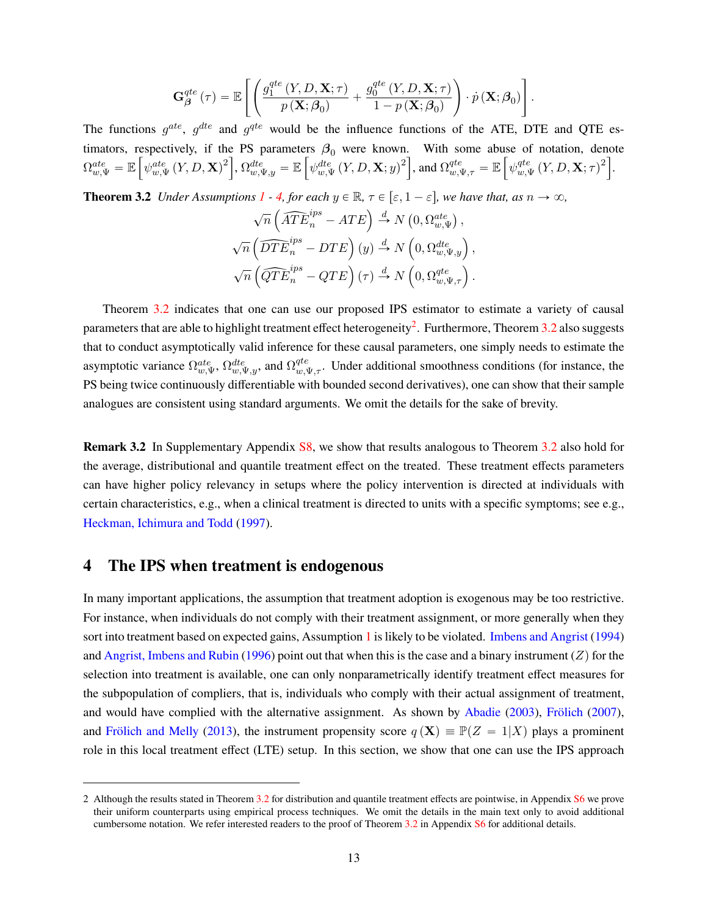$$\mathbf{G}_{\boldsymbol{\beta}}^{qte}(\tau)=\mathbb{E}\left[\left(\frac{g_1^{qte}(Y,D,\mathbf{X};\tau)}{p(\mathbf{X};\boldsymbol{\beta}_0)}+\frac{g_0^{qte}(Y,D,\mathbf{X};\tau)}{1-p(\mathbf{X};\boldsymbol{\beta}_0)}\right)\cdot\dot{p}(\mathbf{X};\boldsymbol{\beta}_0)\right].$$

The functions $g^{ate}$, $g^{dte}$ and $g^{qte}$ would be the influence functions of the ATE, DTE and QTE estimators, respectively, if the PS parameters $\boldsymbol{\beta}_0$ were known. With some abuse of notation, denote $\Omega_{w,\Psi}^{ate}=\mathbb{E}\left[\psi_{w,\Psi}^{ate}(Y,D,\mathbf{X})^2\right]$, $\Omega_{w,\Psi,y}^{dte}=\mathbb{E}\left[\psi_{w,\Psi}^{dte}(Y,D,\mathbf{X};y)^2\right]$, and $\Omega_{w,\Psi,\tau}^{qte}=\mathbb{E}\left[\psi_{w,\Psi}^{qte}(Y,D,\mathbf{X};\tau)^2\right]$.

**Theorem 3.2** *Under Assumptions 1 - 4, for each $y\in\mathbb{R}$, $\tau\in[\varepsilon,1-\varepsilon]$, we have that, as $n\to\infty$,*

$$\sqrt{n}\left(\widehat{ATE}_n^{ips}-ATE\right)\xrightarrow{d}N\left(0,\Omega_{w,\Psi}^{ate}\right),$$
$$\sqrt{n}\left(\widehat{DTE}_n^{ips}-DTE\right)(y)\xrightarrow{d}N\left(0,\Omega_{w,\Psi,y}^{dte}\right),$$
$$\sqrt{n}\left(\widehat{QTE}_n^{ips}-QTE\right)(\tau)\xrightarrow{d}N\left(0,\Omega_{w,\Psi,\tau}^{qte}\right).$$

Theorem 3.2 indicates that one can use our proposed IPS estimator to estimate a variety of causal parameters that are able to highlight treatment effect heterogeneity[2]. Furthermore, Theorem 3.2 also suggests that to conduct asymptotically valid inference for these causal parameters, one simply needs to estimate the asymptotic variance $\Omega_{w,\Psi}^{ate}$, $\Omega_{w,\Psi,y}^{dte}$, and $\Omega_{w,\Psi,\tau}^{qte}$. Under additional smoothness conditions (for instance, the PS being twice continuously differentiable with bounded second derivatives), one can show that their sample analogues are consistent using standard arguments. We omit the details for the sake of brevity.

**Remark 3.2** In Supplementary Appendix S8, we show that results analogous to Theorem 3.2 also hold for the average, distributional and quantile treatment effect on the treated. These treatment effects parameters can have higher policy relevancy in setups where the policy intervention is directed at individuals with certain characteristics, e.g., when a clinical treatment is directed to units with a specific symptoms; see e.g., Heckman, Ichimura and Todd (1997).

# 4 The IPS when treatment is endogenous

In many important applications, the assumption that treatment adoption is exogenous may be too restrictive. For instance, when individuals do not comply with their treatment assignment, or more generally when they sort into treatment based on expected gains, Assumption 1 is likely to be violated. Imbens and Angrist (1994) and Angrist, Imbens and Rubin (1996) point out that when this is the case and a binary instrument ($Z$) for the selection into treatment is available, one can only nonparametrically identify treatment effect measures for the subpopulation of compliers, that is, individuals who comply with their actual assignment of treatment, and would have complied with the alternative assignment. As shown by Abadie (2003), Frölich (2007), and Frölich and Melly (2013), the instrument propensity score $q(\mathbf{X})\equiv\mathbb{P}(Z=1|X)$ plays a prominent role in this local treatment effect (LTE) setup. In this section, we show that one can use the IPS approach

---

[2] Although the results stated in Theorem 3.2 for distribution and quantile treatment effects are pointwise, in Appendix S6 we prove their uniform counterparts using empirical process techniques. We omit the details in the main text only to avoid additional cumbersome notation. We refer interested readers to the proof of Theorem 3.2 in Appendix S6 for additional details.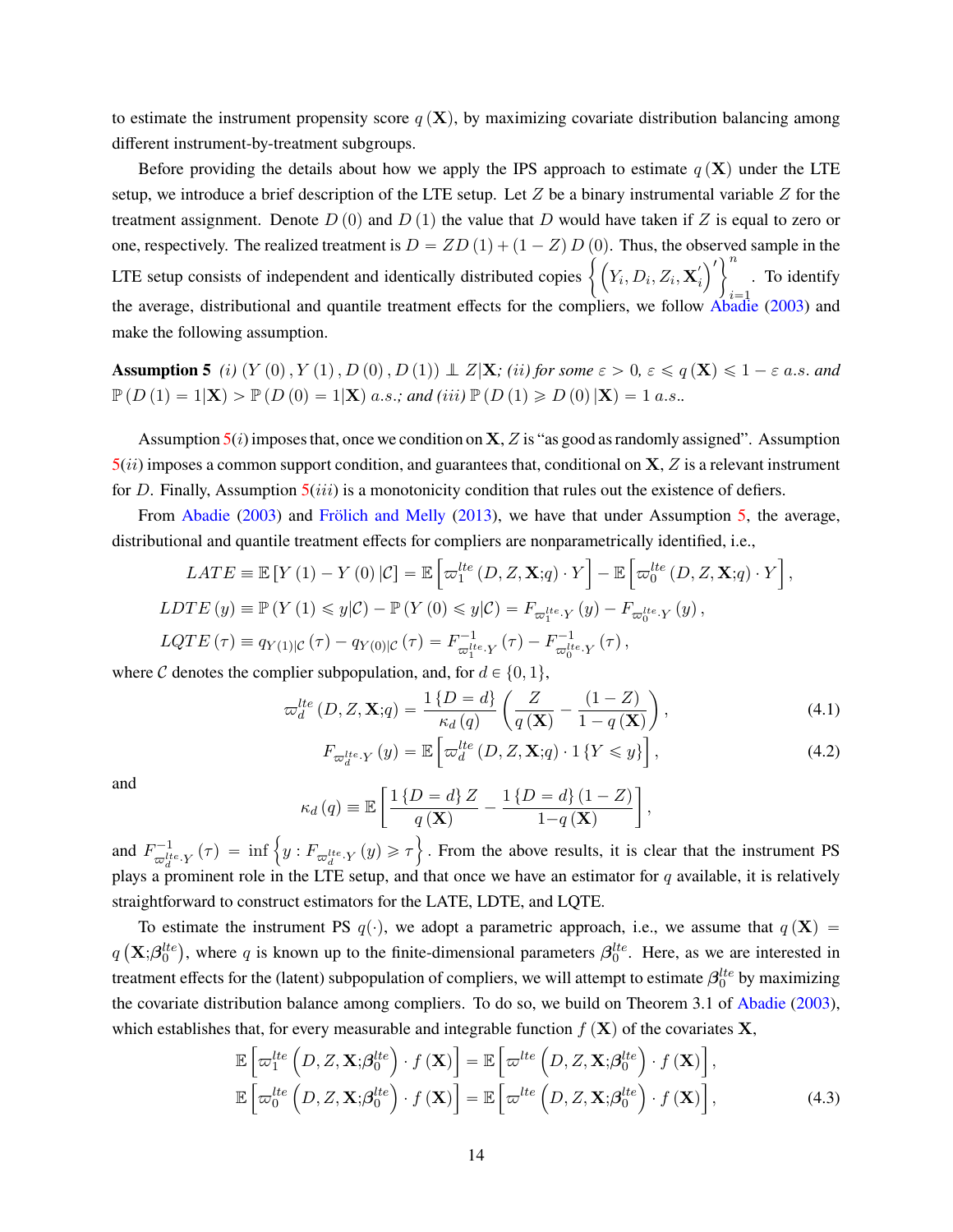to estimate the instrument propensity score $q(\mathbf{X})$, by maximizing covariate distribution balancing among different instrument-by-treatment subgroups.

Before providing the details about how we apply the IPS approach to estimate $q(\mathbf{X})$ under the LTE setup, we introduce a brief description of the LTE setup. Let $Z$ be a binary instrumental variable $Z$ for the treatment assignment. Denote $D(0)$ and $D(1)$ the value that $D$ would have taken if $Z$ is equal to zero or one, respectively. The realized treatment is $D = ZD(1) + (1-Z)D(0)$. Thus, the observed sample in the LTE setup consists of independent and identically distributed copies $\left\{\left(Y_i, D_i, Z_i, \mathbf{X}_i'\right)'\right\}_{i=1}^{n}$. To identify the average, distributional and quantile treatment effects for the compliers, we follow Abadie (2003) and make the following assumption.

**Assumption 5** *(i)* $(Y(0), Y(1), D(0), D(1)) \perp\!\!\!\perp Z | \mathbf{X}$; *(ii) for some* $\varepsilon > 0$, $\varepsilon \leqslant q(\mathbf{X}) \leqslant 1-\varepsilon$ *a.s. and* $\mathbb{P}(D(1)=1|\mathbf{X}) > \mathbb{P}(D(0)=1|\mathbf{X})$ *a.s.; and (iii)* $\mathbb{P}(D(1) \geqslant D(0)|\mathbf{X}) = 1$ *a.s..*

Assumption 5$(i)$ imposes that, once we condition on $\mathbf{X}$, $Z$ is "as good as randomly assigned". Assumption 5$(ii)$ imposes a common support condition, and guarantees that, conditional on $\mathbf{X}$, $Z$ is a relevant instrument for $D$. Finally, Assumption 5$(iii)$ is a monotonicity condition that rules out the existence of defiers.

From Abadie (2003) and Frölich and Melly (2013), we have that under Assumption 5, the average, distributional and quantile treatment effects for compliers are nonparametrically identified, i.e.,

$$
\begin{aligned}
LATE &\equiv \mathbb{E}\left[Y(1) - Y(0)|\mathcal{C}\right] = \mathbb{E}\left[\varpi_1^{lte}(D, Z, \mathbf{X}; q) \cdot Y\right] - \mathbb{E}\left[\varpi_0^{lte}(D, Z, \mathbf{X}; q) \cdot Y\right], \\
LDTE(y) &\equiv \mathbb{P}\left(Y(1) \leqslant y|\mathcal{C}\right) - \mathbb{P}\left(Y(0) \leqslant y|\mathcal{C}\right) = F_{\varpi_1^{lte}\cdot Y}(y) - F_{\varpi_0^{lte}\cdot Y}(y), \\
LQTE(\tau) &\equiv q_{Y(1)|\mathcal{C}}(\tau) - q_{Y(0)|\mathcal{C}}(\tau) = F^{-1}_{\varpi_1^{lte}\cdot Y}(\tau) - F^{-1}_{\varpi_0^{lte}\cdot Y}(\tau),
\end{aligned}
$$

where $\mathcal{C}$ denotes the complier subpopulation, and, for $d \in \{0, 1\}$,

$$
\varpi_d^{lte}(D, Z, \mathbf{X}; q) = \frac{1\{D=d\}}{\kappa_d(q)}\left(\frac{Z}{q(\mathbf{X})} - \frac{(1-Z)}{1-q(\mathbf{X})}\right), \tag{4.1}
$$

$$
F_{\varpi_d^{lte}\cdot Y}(y) = \mathbb{E}\left[\varpi_d^{lte}(D, Z, \mathbf{X}; q) \cdot 1\{Y \leqslant y\}\right], \tag{4.2}
$$

and

$$
\kappa_d(q) \equiv \mathbb{E}\left[\frac{1\{D=d\}Z}{q(\mathbf{X})} - \frac{1\{D=d\}(1-Z)}{1-q(\mathbf{X})}\right],
$$

and $F^{-1}_{\varpi_d^{lte}\cdot Y}(\tau) = \inf\left\{y : F_{\varpi_d^{lte}\cdot Y}(y) \geqslant \tau\right\}$. From the above results, it is clear that the instrument PS plays a prominent role in the LTE setup, and that once we have an estimator for $q$ available, it is relatively straightforward to construct estimators for the LATE, LDTE, and LQTE.

To estimate the instrument PS $q(\cdot)$, we adopt a parametric approach, i.e., we assume that $q(\mathbf{X}) = q\left(\mathbf{X}; \boldsymbol{\beta}_0^{lte}\right)$, where $q$ is known up to the finite-dimensional parameters $\boldsymbol{\beta}_0^{lte}$. Here, as we are interested in treatment effects for the (latent) subpopulation of compliers, we will attempt to estimate $\boldsymbol{\beta}_0^{lte}$ by maximizing the covariate distribution balance among compliers. To do so, we build on Theorem 3.1 of Abadie (2003), which establishes that, for every measurable and integrable function $f(\mathbf{X})$ of the covariates $\mathbf{X}$,

$$
\begin{aligned}
\mathbb{E}\left[\varpi_1^{lte}\left(D, Z, \mathbf{X}; \boldsymbol{\beta}_0^{lte}\right) \cdot f(\mathbf{X})\right] &= \mathbb{E}\left[\varpi^{lte}\left(D, Z, \mathbf{X}; \boldsymbol{\beta}_0^{lte}\right) \cdot f(\mathbf{X})\right], \\
\mathbb{E}\left[\varpi_0^{lte}\left(D, Z, \mathbf{X}; \boldsymbol{\beta}_0^{lte}\right) \cdot f(\mathbf{X})\right] &= \mathbb{E}\left[\varpi^{lte}\left(D, Z, \mathbf{X}; \boldsymbol{\beta}_0^{lte}\right) \cdot f(\mathbf{X})\right],
\end{aligned} \tag{4.3}
$$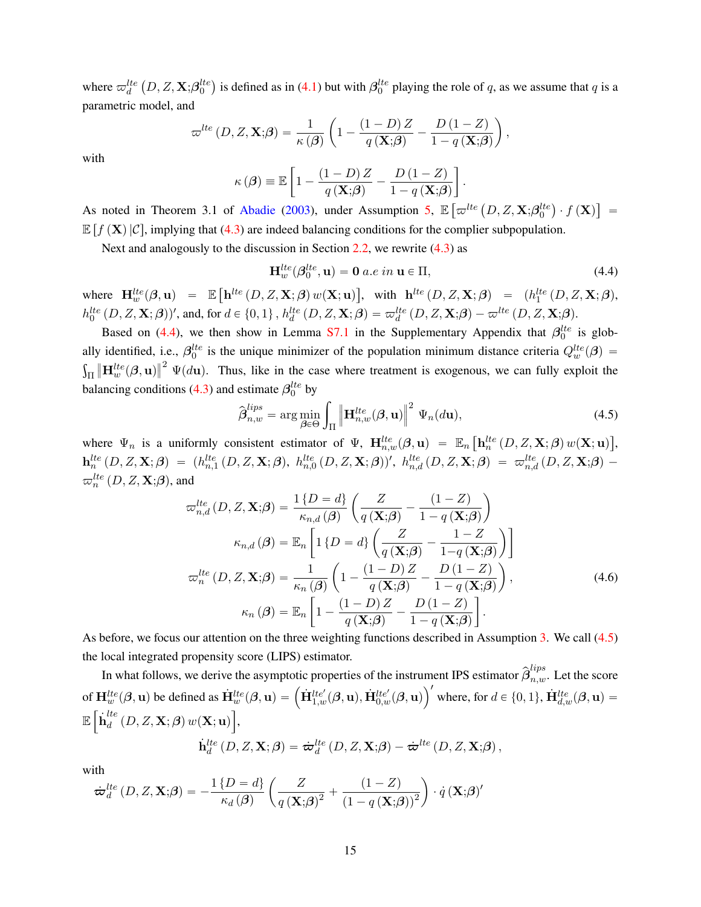where $\varpi_d^{lte}\left(D, Z, \mathbf{X};\boldsymbol{\beta}_0^{lte}\right)$ is defined as in (4.1) but with $\boldsymbol{\beta}_0^{lte}$ playing the role of $q$, as we assume that $q$ is a parametric model, and

$$\varpi^{lte}\left(D, Z, \mathbf{X};\boldsymbol{\beta}\right) = \frac{1}{\kappa\left(\boldsymbol{\beta}\right)}\left(1 - \frac{\left(1-D\right)Z}{q\left(\mathbf{X};\boldsymbol{\beta}\right)} - \frac{D\left(1-Z\right)}{1-q\left(\mathbf{X};\boldsymbol{\beta}\right)}\right),$$

with

$$\kappa\left(\boldsymbol{\beta}\right) \equiv \mathbb{E}\left[1 - \frac{\left(1-D\right)Z}{q\left(\mathbf{X};\boldsymbol{\beta}\right)} - \frac{D\left(1-Z\right)}{1-q\left(\mathbf{X};\boldsymbol{\beta}\right)}\right].$$

As noted in Theorem 3.1 of Abadie (2003), under Assumption 5, $\mathbb{E}\left[\varpi^{lte}\left(D, Z, \mathbf{X};\boldsymbol{\beta}_0^{lte}\right)\cdot f\left(\mathbf{X}\right)\right] = \mathbb{E}\left[f\left(\mathbf{X}\right)|\mathcal{C}\right]$, implying that (4.3) are indeed balancing conditions for the complier subpopulation.

Next and analogously to the discussion in Section 2.2, we rewrite (4.3) as

$$\mathbf{H}_w^{lte}(\boldsymbol{\beta}_0^{lte}, \mathbf{u}) = \mathbf{0}\ a.e\ in\ \mathbf{u}\in\Pi, \tag{4.4}$$

where $\mathbf{H}_w^{lte}(\boldsymbol{\beta}, \mathbf{u}) = \mathbb{E}\left[\mathbf{h}^{lte}\left(D, Z, \mathbf{X};\boldsymbol{\beta}\right)w(\mathbf{X};\mathbf{u})\right]$, with $\mathbf{h}^{lte}\left(D, Z, \mathbf{X};\boldsymbol{\beta}\right) = (h_1^{lte}\left(D, Z, \mathbf{X};\boldsymbol{\beta}\right), h_0^{lte}\left(D, Z, \mathbf{X};\boldsymbol{\beta}\right))'$, and, for $d\in\{0,1\}$, $h_d^{lte}\left(D, Z, \mathbf{X};\boldsymbol{\beta}\right) = \varpi_d^{lte}\left(D, Z, \mathbf{X};\boldsymbol{\beta}\right) - \varpi^{lte}\left(D, Z, \mathbf{X};\boldsymbol{\beta}\right)$.

Based on (4.4), we then show in Lemma S7.1 in the Supplementary Appendix that $\boldsymbol{\beta}_0^{lte}$ is globally identified, i.e., $\boldsymbol{\beta}_0^{lte}$ is the unique minimizer of the population minimum distance criteria $Q_w^{lte}(\boldsymbol{\beta}) = \int_\Pi \left\|\mathbf{H}_w^{lte}(\boldsymbol{\beta}, \mathbf{u})\right\|^2 \Psi(d\mathbf{u})$. Thus, like in the case where treatment is exogenous, we can fully exploit the balancing conditions (4.3) and estimate $\boldsymbol{\beta}_0^{lte}$ by

$$\widehat{\boldsymbol{\beta}}_{n,w}^{lips} = \arg\min_{\boldsymbol{\beta}\in\Theta}\int_\Pi\left\|\mathbf{H}_{n,w}^{lte}(\boldsymbol{\beta}, \mathbf{u})\right\|^2\ \Psi_n(d\mathbf{u}), \tag{4.5}$$

where $\Psi_n$ is a uniformly consistent estimator of $\Psi$, $\mathbf{H}_{n,w}^{lte}(\boldsymbol{\beta}, \mathbf{u}) = \mathbb{E}_n\left[\mathbf{h}_n^{lte}\left(D, Z, \mathbf{X};\boldsymbol{\beta}\right)w(\mathbf{X};\mathbf{u})\right]$, $\mathbf{h}_n^{lte}\left(D, Z, \mathbf{X};\boldsymbol{\beta}\right) = (h_{n,1}^{lte}\left(D, Z, \mathbf{X};\boldsymbol{\beta}\right), h_{n,0}^{lte}\left(D, Z, \mathbf{X};\boldsymbol{\beta}\right))'$, $h_{n,d}^{lte}\left(D, Z, \mathbf{X};\boldsymbol{\beta}\right) = \varpi_{n,d}^{lte}\left(D, Z, \mathbf{X};\boldsymbol{\beta}\right) - \varpi_n^{lte}\left(D, Z, \mathbf{X};\boldsymbol{\beta}\right)$, and

$$\begin{aligned}
\varpi_{n,d}^{lte}\left(D, Z, \mathbf{X};\boldsymbol{\beta}\right) &= \frac{1\{D=d\}}{\kappa_{n,d}\left(\boldsymbol{\beta}\right)}\left(\frac{Z}{q\left(\mathbf{X};\boldsymbol{\beta}\right)} - \frac{\left(1-Z\right)}{1-q\left(\mathbf{X};\boldsymbol{\beta}\right)}\right)\\
\kappa_{n,d}\left(\boldsymbol{\beta}\right) &= \mathbb{E}_n\left[1\{D=d\}\left(\frac{Z}{q\left(\mathbf{X};\boldsymbol{\beta}\right)} - \frac{1-Z}{1-q\left(\mathbf{X};\boldsymbol{\beta}\right)}\right)\right]\\
\varpi_n^{lte}\left(D, Z, \mathbf{X};\boldsymbol{\beta}\right) &= \frac{1}{\kappa_n\left(\boldsymbol{\beta}\right)}\left(1 - \frac{\left(1-D\right)Z}{q\left(\mathbf{X};\boldsymbol{\beta}\right)} - \frac{D\left(1-Z\right)}{1-q\left(\mathbf{X};\boldsymbol{\beta}\right)}\right),\\
\kappa_n\left(\boldsymbol{\beta}\right) &= \mathbb{E}_n\left[1 - \frac{\left(1-D\right)Z}{q\left(\mathbf{X};\boldsymbol{\beta}\right)} - \frac{D\left(1-Z\right)}{1-q\left(\mathbf{X};\boldsymbol{\beta}\right)}\right].
\end{aligned} \tag{4.6}$$

As before, we focus our attention on the three weighting functions described in Assumption 3. We call (4.5) the local integrated propensity score (LIPS) estimator.

In what follows, we derive the asymptotic properties of the instrument IPS estimator $\widehat{\boldsymbol{\beta}}_{n,w}^{lips}$. Let the score of $\mathbf{H}_w^{lte}(\boldsymbol{\beta}, \mathbf{u})$ be defined as $\dot{\mathbf{H}}_w^{lte}(\boldsymbol{\beta}, \mathbf{u}) = \left(\dot{\mathbf{H}}_{1,w}^{lte\prime}(\boldsymbol{\beta}, \mathbf{u}), \dot{\mathbf{H}}_{0,w}^{lte\prime}(\boldsymbol{\beta}, \mathbf{u})\right)'$ where, for $d\in\{0,1\}$, $\dot{\mathbf{H}}_{d,w}^{lte}(\boldsymbol{\beta}, \mathbf{u}) = \mathbb{E}\left[\dot{\mathbf{h}}_d^{lte}\left(D, Z, \mathbf{X};\boldsymbol{\beta}\right)w(\mathbf{X};\mathbf{u})\right]$,

$$\dot{\mathbf{h}}_d^{lte}\left(D, Z, \mathbf{X};\boldsymbol{\beta}\right) = \dot{\boldsymbol{\varpi}}_d^{lte}\left(D, Z, \mathbf{X};\boldsymbol{\beta}\right) - \dot{\boldsymbol{\varpi}}^{lte}\left(D, Z, \mathbf{X};\boldsymbol{\beta}\right),$$

with

$$\dot{\boldsymbol{\varpi}}_d^{lte}\left(D, Z, \mathbf{X};\boldsymbol{\beta}\right) = -\frac{1\{D=d\}}{\kappa_d\left(\boldsymbol{\beta}\right)}\left(\frac{Z}{q\left(\mathbf{X};\boldsymbol{\beta}\right)^2} + \frac{\left(1-Z\right)}{\left(1-q\left(\mathbf{X};\boldsymbol{\beta}\right)\right)^2}\right)\cdot\dot{q}\left(\mathbf{X};\boldsymbol{\beta}\right)'$$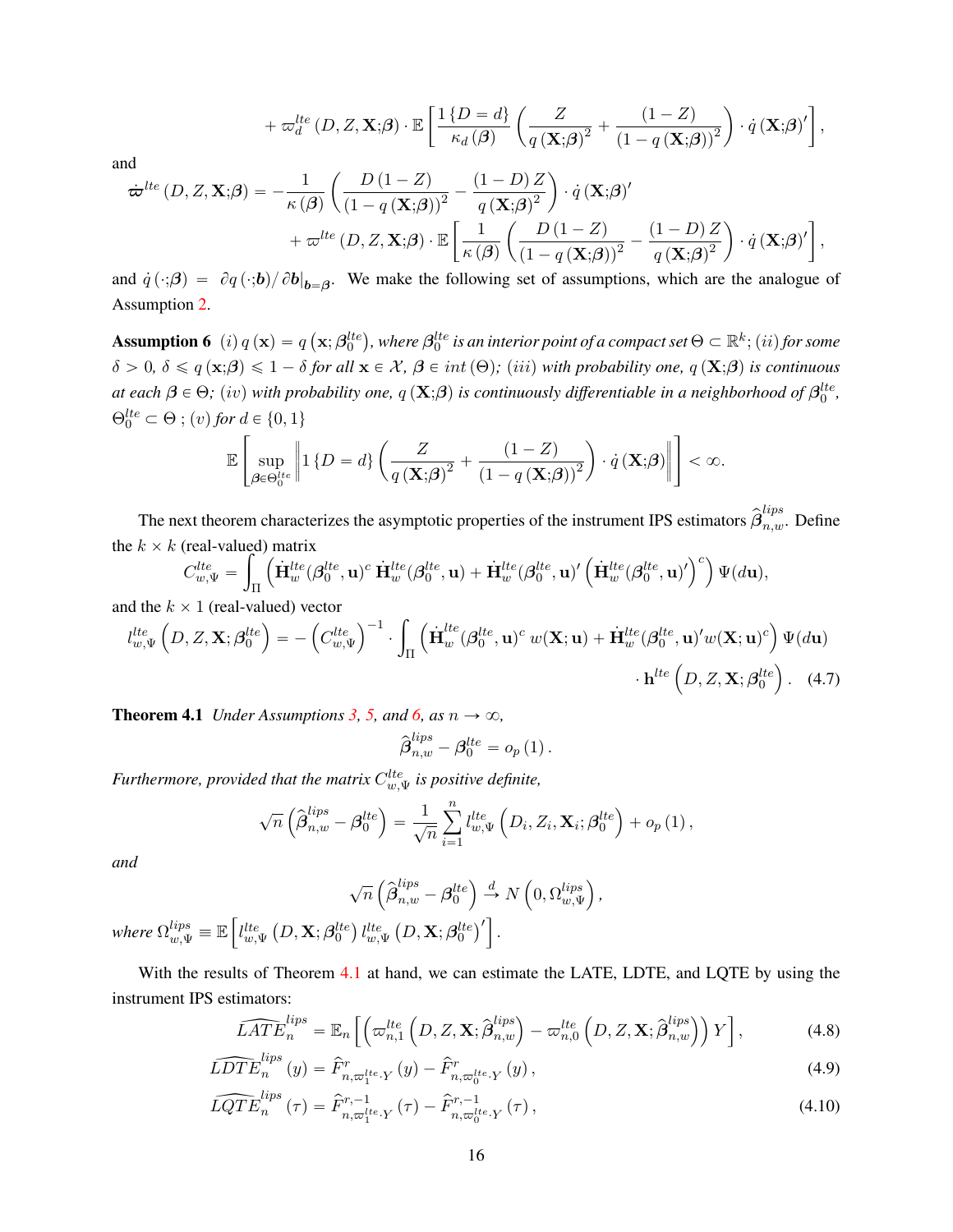$$+ \varpi_d^{lte}\left(D, Z, \mathbf{X};\boldsymbol{\beta}\right) \cdot \mathbb{E}\left[\frac{1\left\{D=d\right\}}{\kappa_d\left(\boldsymbol{\beta}\right)}\left(\frac{Z}{q\left(\mathbf{X};\boldsymbol{\beta}\right)^2} + \frac{\left(1-Z\right)}{\left(1-q\left(\mathbf{X};\boldsymbol{\beta}\right)\right)^2}\right) \cdot \dot{q}\left(\mathbf{X};\boldsymbol{\beta}\right)'\right],$$

and

$$\dot{\boldsymbol{\varpi}}^{lte}\left(D, Z, \mathbf{X};\boldsymbol{\beta}\right) = -\frac{1}{\kappa\left(\boldsymbol{\beta}\right)}\left(\frac{D\left(1-Z\right)}{\left(1-q\left(\mathbf{X};\boldsymbol{\beta}\right)\right)^2} - \frac{\left(1-D\right)Z}{q\left(\mathbf{X};\boldsymbol{\beta}\right)^2}\right) \cdot \dot{q}\left(\mathbf{X};\boldsymbol{\beta}\right)'$$
$$+ \varpi^{lte}\left(D, Z, \mathbf{X};\boldsymbol{\beta}\right) \cdot \mathbb{E}\left[\frac{1}{\kappa\left(\boldsymbol{\beta}\right)}\left(\frac{D\left(1-Z\right)}{\left(1-q\left(\mathbf{X};\boldsymbol{\beta}\right)\right)^2} - \frac{\left(1-D\right)Z}{q\left(\mathbf{X};\boldsymbol{\beta}\right)^2}\right) \cdot \dot{q}\left(\mathbf{X};\boldsymbol{\beta}\right)'\right],$$

and $\dot{q}\left(\cdot;\boldsymbol{\beta}\right) = \left.\partial q\left(\cdot;\boldsymbol{b}\right)/\partial \boldsymbol{b}\right|_{\boldsymbol{b}=\boldsymbol{\beta}}$. We make the following set of assumptions, which are the analogue of Assumption 2.

**Assumption 6** *$(i)$ $q\left(\mathbf{x}\right) = q\left(\mathbf{x};\boldsymbol{\beta}_0^{lte}\right)$, where $\boldsymbol{\beta}_0^{lte}$ is an interior point of a compact set $\Theta \subset \mathbb{R}^k$; $(ii)$ for some $\delta > 0$, $\delta \leqslant q\left(\mathbf{x};\boldsymbol{\beta}\right) \leqslant 1-\delta$ for all $\mathbf{x} \in \mathcal{X}$, $\boldsymbol{\beta} \in int\left(\Theta\right)$; $(iii)$ with probability one, $q\left(\mathbf{X};\boldsymbol{\beta}\right)$ is continuous at each $\boldsymbol{\beta} \in \Theta$; $(iv)$ with probability one, $q\left(\mathbf{X};\boldsymbol{\beta}\right)$ is continuously differentiable in a neighborhood of $\boldsymbol{\beta}_0^{lte}$, $\Theta_0^{lte} \subset \Theta$ ; $(v)$ for $d \in \{0,1\}$*

$$\mathbb{E}\left[\sup_{\boldsymbol{\beta}\in\Theta_0^{lte}}\left\|1\left\{D=d\right\}\left(\frac{Z}{q\left(\mathbf{X};\boldsymbol{\beta}\right)^2} + \frac{\left(1-Z\right)}{\left(1-q\left(\mathbf{X};\boldsymbol{\beta}\right)\right)^2}\right) \cdot \dot{q}\left(\mathbf{X};\boldsymbol{\beta}\right)\right\|\right] < \infty.$$

The next theorem characterizes the asymptotic properties of the instrument IPS estimators $\widehat{\boldsymbol{\beta}}_{n,w}^{lips}$. Define the $k \times k$ (real-valued) matrix

$$C_{w,\Psi}^{lte} = \int_{\Pi}\left(\dot{\mathbf{H}}_w^{lte}(\boldsymbol{\beta}_0^{lte}, \mathbf{u})^c\, \dot{\mathbf{H}}_w^{lte}(\boldsymbol{\beta}_0^{lte}, \mathbf{u}) + \dot{\mathbf{H}}_w^{lte}(\boldsymbol{\beta}_0^{lte}, \mathbf{u})'\left(\dot{\mathbf{H}}_w^{lte}(\boldsymbol{\beta}_0^{lte}, \mathbf{u})'\right)^c\right)\Psi(d\mathbf{u}),$$

and the $k \times 1$ (real-valued) vector

$$l_{w,\Psi}^{lte}\left(D, Z, \mathbf{X};\boldsymbol{\beta}_0^{lte}\right) = -\left(C_{w,\Psi}^{lte}\right)^{-1} \cdot \int_{\Pi}\left(\dot{\mathbf{H}}_w^{lte}(\boldsymbol{\beta}_0^{lte}, \mathbf{u})^c\, w(\mathbf{X};\mathbf{u}) + \dot{\mathbf{H}}_w^{lte}(\boldsymbol{\beta}_0^{lte}, \mathbf{u})' w(\mathbf{X};\mathbf{u})^c\right)\Psi(d\mathbf{u})$$
$$\cdot\, \mathbf{h}^{lte}\left(D, Z, \mathbf{X};\boldsymbol{\beta}_0^{lte}\right). \quad (4.7)$$

**Theorem 4.1** *Under Assumptions 3, 5, and 6, as $n \to \infty$,*

$$\widehat{\boldsymbol{\beta}}_{n,w}^{lips} - \boldsymbol{\beta}_0^{lte} = o_p\left(1\right).$$

*Furthermore, provided that the matrix $C_{w,\Psi}^{lte}$ is positive definite,*

$$\sqrt{n}\left(\widehat{\boldsymbol{\beta}}_{n,w}^{lips} - \boldsymbol{\beta}_0^{lte}\right) = \frac{1}{\sqrt{n}}\sum_{i=1}^{n} l_{w,\Psi}^{lte}\left(D_i, Z_i, \mathbf{X}_i;\boldsymbol{\beta}_0^{lte}\right) + o_p\left(1\right),$$

*and*

$$\sqrt{n}\left(\widehat{\boldsymbol{\beta}}_{n,w}^{lips} - \boldsymbol{\beta}_0^{lte}\right) \xrightarrow{d} N\left(0, \Omega_{w,\Psi}^{lips}\right),$$

*where $\Omega_{w,\Psi}^{lips} \equiv \mathbb{E}\left[l_{w,\Psi}^{lte}\left(D, \mathbf{X};\boldsymbol{\beta}_0^{lte}\right) l_{w,\Psi}^{lte}\left(D, \mathbf{X};\boldsymbol{\beta}_0^{lte}\right)'\right]$.*

With the results of Theorem 4.1 at hand, we can estimate the LATE, LDTE, and LQTE by using the instrument IPS estimators:

$$\widehat{LATE}_n^{lips} = \mathbb{E}_n\left[\left(\varpi_{n,1}^{lte}\left(D, Z, \mathbf{X};\widehat{\boldsymbol{\beta}}_{n,w}^{lips}\right) - \varpi_{n,0}^{lte}\left(D, Z, \mathbf{X};\widehat{\boldsymbol{\beta}}_{n,w}^{lips}\right)\right)Y\right], \quad (4.8)$$

$$\widehat{LDTE}_n^{lips}\left(y\right) = \widehat{F}_{n,\varpi_1^{lte}\cdot Y}^{r}\left(y\right) - \widehat{F}_{n,\varpi_0^{lte}\cdot Y}^{r}\left(y\right), \quad (4.9)$$

$$\widehat{LQTE}_n^{lips}\left(\tau\right) = \widehat{F}_{n,\varpi_1^{lte}\cdot Y}^{r,-1}\left(\tau\right) - \widehat{F}_{n,\varpi_0^{lte}\cdot Y}^{r,-1}\left(\tau\right), \quad (4.10)$$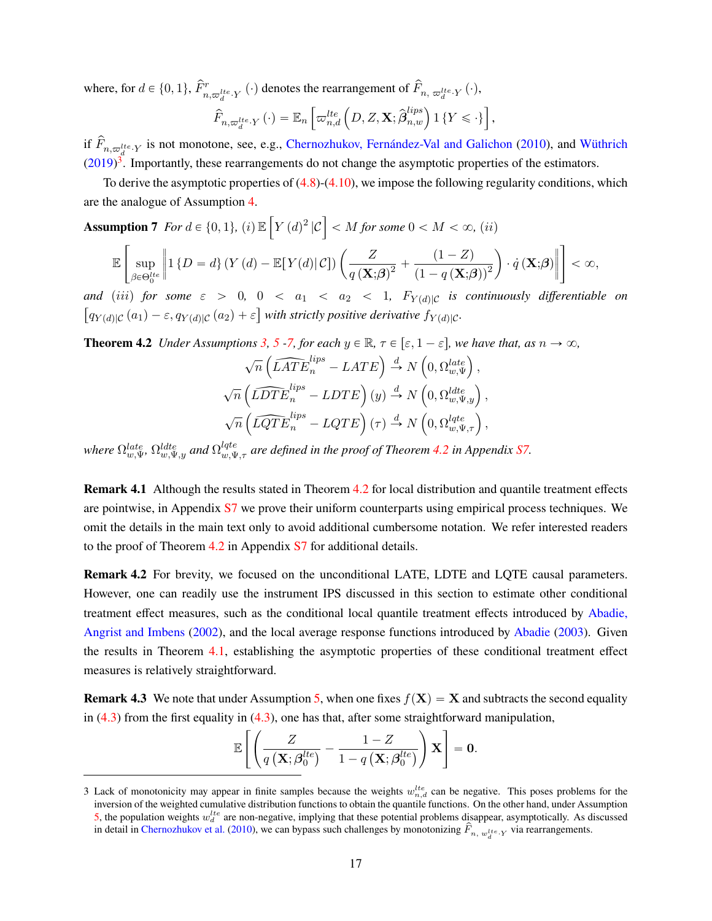where, for $d \in \{0,1\}$, $\widehat{F}^{r}_{n,\varpi^{lte}_{d}\cdot Y}(\cdot)$ denotes the rearrangement of $\widehat{F}_{n,\,\varpi^{lte}_{d}\cdot Y}(\cdot)$,

$$\widehat{F}_{n,\varpi^{lte}_{d}\cdot Y}(\cdot) = \mathbb{E}_{n}\left[\varpi^{lte}_{n,d}\left(D, Z, \mathbf{X}; \widehat{\boldsymbol{\beta}}^{lips}_{n,w}\right) 1\{Y \leqslant \cdot\}\right],$$

if $\widehat{F}_{n,\varpi^{lte}_{d}\cdot Y}$ is not monotone, see, e.g., Chernozhukov, Fernández-Val and Galichon (2010), and Wüthrich (2019)[3]. Importantly, these rearrangements do not change the asymptotic properties of the estimators.

To derive the asymptotic properties of (4.8)-(4.10), we impose the following regularity conditions, which are the analogue of Assumption 4.

**Assumption 7** *For $d \in \{0,1\}$, (i) $\mathbb{E}\left[Y(d)^{2}|\mathcal{C}\right] < M$ for some $0 < M < \infty$, (ii)*

$$\mathbb{E}\left[\sup_{\beta\in\Theta^{lte}_{0}}\left\|1\{D=d\}\left(Y(d) - \mathbb{E}[Y(d)|\mathcal{C}]\right)\left(\frac{Z}{q(\mathbf{X};\boldsymbol{\beta})^{2}} + \frac{(1-Z)}{(1-q(\mathbf{X};\boldsymbol{\beta}))^{2}}\right)\cdot\dot{q}(\mathbf{X};\boldsymbol{\beta})\right\|\right] < \infty,$$

*and (iii) for some $\varepsilon > 0$, $0 < a_1 < a_2 < 1$, $F_{Y(d)|\mathcal{C}}$ is continuously differentiable on $\left[q_{Y(d)|\mathcal{C}}(a_1) - \varepsilon, q_{Y(d)|\mathcal{C}}(a_2) + \varepsilon\right]$ with strictly positive derivative $f_{Y(d)|\mathcal{C}}$.*

**Theorem 4.2** *Under Assumptions 3, 5 -7, for each $y \in \mathbb{R}$, $\tau \in [\varepsilon, 1-\varepsilon]$, we have that, as $n \to \infty$,*

$$\sqrt{n}\left(\widehat{LATE}^{lips}_{n} - LATE\right) \xrightarrow{d} N\left(0, \Omega^{late}_{w,\Psi}\right),$$

$$\sqrt{n}\left(\widehat{LDTE}^{lips}_{n} - LDTE\right)(y) \xrightarrow{d} N\left(0, \Omega^{ldte}_{w,\Psi,y}\right),$$

$$\sqrt{n}\left(\widehat{LQTE}^{lips}_{n} - LQTE\right)(\tau) \xrightarrow{d} N\left(0, \Omega^{lqte}_{w,\Psi,\tau}\right),$$

*where $\Omega^{late}_{w,\Psi}$, $\Omega^{ldte}_{w,\Psi,y}$ and $\Omega^{lqte}_{w,\Psi,\tau}$ are defined in the proof of Theorem 4.2 in Appendix S7.*

**Remark 4.1** Although the results stated in Theorem 4.2 for local distribution and quantile treatment effects are pointwise, in Appendix S7 we prove their uniform counterparts using empirical process techniques. We omit the details in the main text only to avoid additional cumbersome notation. We refer interested readers to the proof of Theorem 4.2 in Appendix S7 for additional details.

**Remark 4.2** For brevity, we focused on the unconditional LATE, LDTE and LQTE causal parameters. However, one can readily use the instrument IPS discussed in this section to estimate other conditional treatment effect measures, such as the conditional local quantile treatment effects introduced by Abadie, Angrist and Imbens (2002), and the local average response functions introduced by Abadie (2003). Given the results in Theorem 4.1, establishing the asymptotic properties of these conditional treatment effect measures is relatively straightforward.

**Remark 4.3** We note that under Assumption 5, when one fixes $f(\mathbf{X}) = \mathbf{X}$ and subtracts the second equality in (4.3) from the first equality in (4.3), one has that, after some straightforward manipulation,

$$\mathbb{E}\left[\left(\frac{Z}{q\left(\mathbf{X};\boldsymbol{\beta}^{lte}_{0}\right)} - \frac{1-Z}{1-q\left(\mathbf{X};\boldsymbol{\beta}^{lte}_{0}\right)}\right)\mathbf{X}\right] = \mathbf{0}.$$

---

[3] Lack of monotonicity may appear in finite samples because the weights $w^{lte}_{n,d}$ can be negative. This poses problems for the inversion of the weighted cumulative distribution functions to obtain the quantile functions. On the other hand, under Assumption 5, the population weights $w^{lte}_{d}$ are non-negative, implying that these potential problems disappear, asymptotically. As discussed in detail in Chernozhukov et al. (2010), we can bypass such challenges by monotonizing $\widehat{F}_{n,\,w^{lte}_{d}\cdot Y}$ via rearrangements.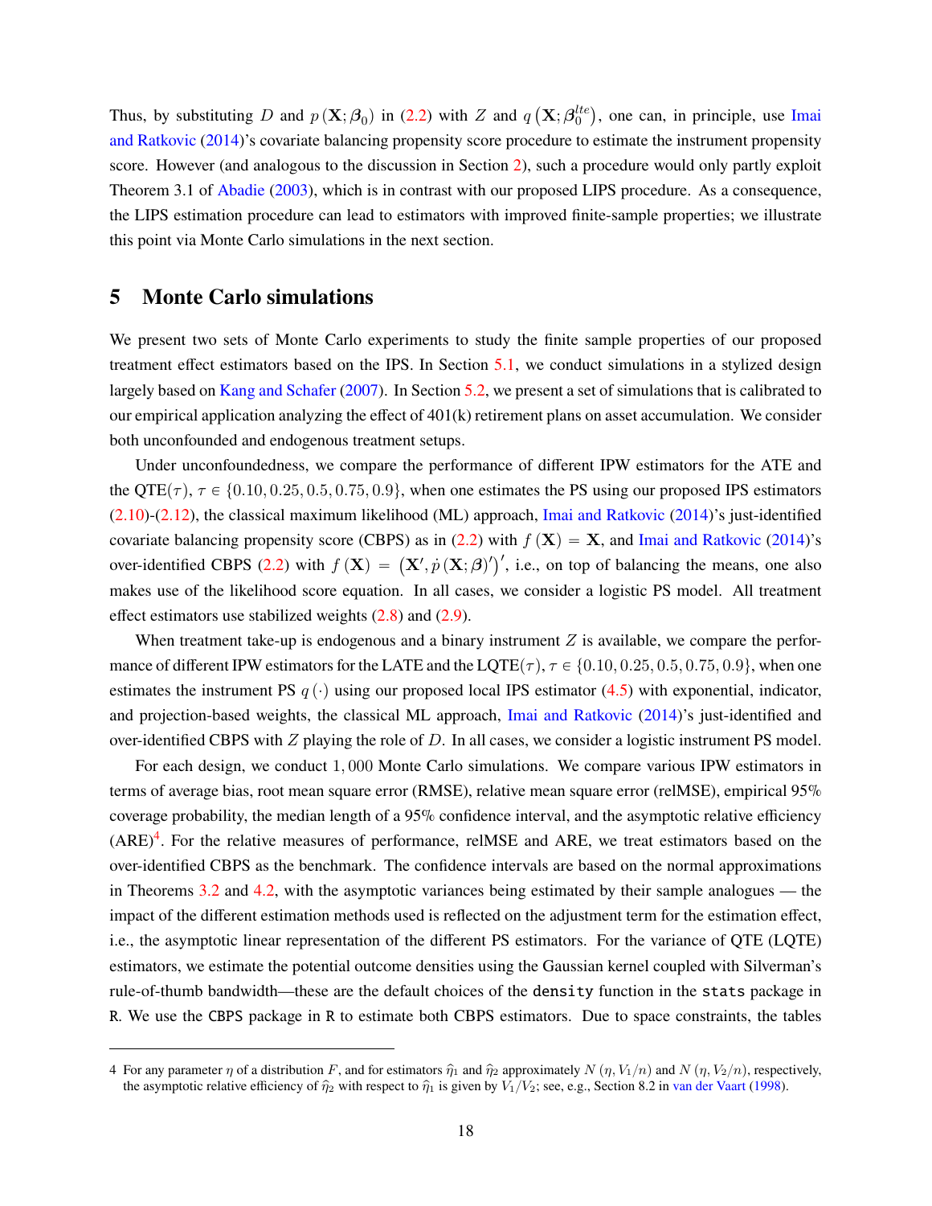Thus, by substituting $D$ and $p(\mathbf{X};\boldsymbol{\beta}_0)$ in (2.2) with $Z$ and $q\left(\mathbf{X};\boldsymbol{\beta}_0^{lte}\right)$, one can, in principle, use Imai and Ratkovic (2014)'s covariate balancing propensity score procedure to estimate the instrument propensity score. However (and analogous to the discussion in Section 2), such a procedure would only partly exploit Theorem 3.1 of Abadie (2003), which is in contrast with our proposed LIPS procedure. As a consequence, the LIPS estimation procedure can lead to estimators with improved finite-sample properties; we illustrate this point via Monte Carlo simulations in the next section.

# 5 Monte Carlo simulations

We present two sets of Monte Carlo experiments to study the finite sample properties of our proposed treatment effect estimators based on the IPS. In Section 5.1, we conduct simulations in a stylized design largely based on Kang and Schafer (2007). In Section 5.2, we present a set of simulations that is calibrated to our empirical application analyzing the effect of 401(k) retirement plans on asset accumulation. We consider both unconfounded and endogenous treatment setups.

Under unconfoundedness, we compare the performance of different IPW estimators for the ATE and the QTE($\tau$), $\tau \in \{0.10, 0.25, 0.5, 0.75, 0.9\}$, when one estimates the PS using our proposed IPS estimators (2.10)-(2.12), the classical maximum likelihood (ML) approach, Imai and Ratkovic (2014)'s just-identified covariate balancing propensity score (CBPS) as in (2.2) with $f(\mathbf{X}) = \mathbf{X}$, and Imai and Ratkovic (2014)'s over-identified CBPS (2.2) with $f(\mathbf{X}) = \left(\mathbf{X}', \dot{p}(\mathbf{X};\boldsymbol{\beta})'\right)'$, i.e., on top of balancing the means, one also makes use of the likelihood score equation. In all cases, we consider a logistic PS model. All treatment effect estimators use stabilized weights (2.8) and (2.9).

When treatment take-up is endogenous and a binary instrument $Z$ is available, we compare the performance of different IPW estimators for the LATE and the LQTE($\tau$), $\tau \in \{0.10, 0.25, 0.5, 0.75, 0.9\}$, when one estimates the instrument PS $q(\cdot)$ using our proposed local IPS estimator (4.5) with exponential, indicator, and projection-based weights, the classical ML approach, Imai and Ratkovic (2014)'s just-identified and over-identified CBPS with $Z$ playing the role of $D$. In all cases, we consider a logistic instrument PS model.

For each design, we conduct $1,000$ Monte Carlo simulations. We compare various IPW estimators in terms of average bias, root mean square error (RMSE), relative mean square error (relMSE), empirical 95% coverage probability, the median length of a 95% confidence interval, and the asymptotic relative efficiency (ARE)[4]. For the relative measures of performance, relMSE and ARE, we treat estimators based on the over-identified CBPS as the benchmark. The confidence intervals are based on the normal approximations in Theorems 3.2 and 4.2, with the asymptotic variances being estimated by their sample analogues — the impact of the different estimation methods used is reflected on the adjustment term for the estimation effect, i.e., the asymptotic linear representation of the different PS estimators. For the variance of QTE (LQTE) estimators, we estimate the potential outcome densities using the Gaussian kernel coupled with Silverman's rule-of-thumb bandwidth—these are the default choices of the `density` function in the `stats` package in `R`. We use the `CBPS` package in `R` to estimate both CBPS estimators. Due to space constraints, the tables

---

4 For any parameter $\eta$ of a distribution $F$, and for estimators $\widehat{\eta}_1$ and $\widehat{\eta}_2$ approximately $N(\eta, V_1/n)$ and $N(\eta, V_2/n)$, respectively, the asymptotic relative efficiency of $\widehat{\eta}_2$ with respect to $\widehat{\eta}_1$ is given by $V_1/V_2$; see, e.g., Section 8.2 in van der Vaart (1998).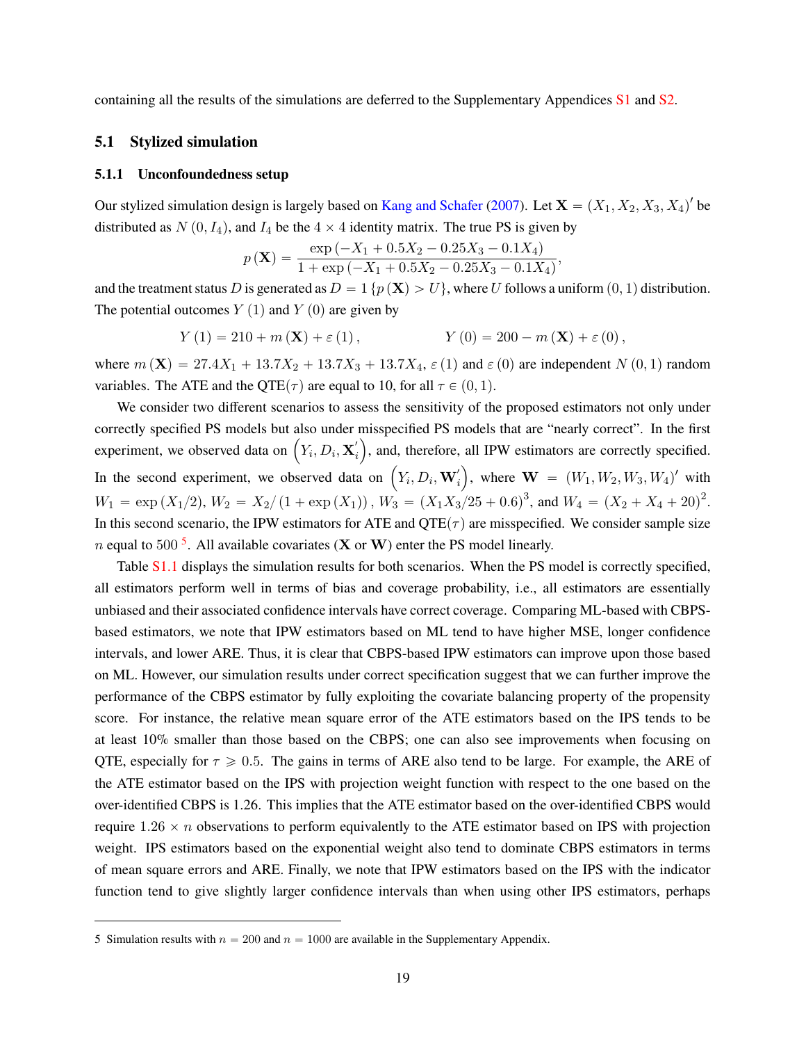containing all the results of the simulations are deferred to the Supplementary Appendices S1 and S2.

## 5.1 Stylized simulation

### 5.1.1 Unconfoundedness setup

Our stylized simulation design is largely based on Kang and Schafer (2007). Let $\mathbf{X} = (X_1, X_2, X_3, X_4)'$ be distributed as $N(0, I_4)$, and $I_4$ be the $4 \times 4$ identity matrix. The true PS is given by

$$p(\mathbf{X}) = \frac{\exp(-X_1 + 0.5X_2 - 0.25X_3 - 0.1X_4)}{1 + \exp(-X_1 + 0.5X_2 - 0.25X_3 - 0.1X_4)},$$

and the treatment status $D$ is generated as $D = 1\{p(\mathbf{X}) > U\}$, where $U$ follows a uniform $(0, 1)$ distribution. The potential outcomes $Y(1)$ and $Y(0)$ are given by

$$Y(1) = 210 + m(\mathbf{X}) + \varepsilon(1), \qquad\qquad Y(0) = 200 - m(\mathbf{X}) + \varepsilon(0),$$

where $m(\mathbf{X}) = 27.4X_1 + 13.7X_2 + 13.7X_3 + 13.7X_4$, $\varepsilon(1)$ and $\varepsilon(0)$ are independent $N(0, 1)$ random variables. The ATE and the QTE($\tau$) are equal to 10, for all $\tau \in (0, 1)$.

We consider two different scenarios to assess the sensitivity of the proposed estimators not only under correctly specified PS models but also under misspecified PS models that are "nearly correct". In the first experiment, we observed data on $\left(Y_i, D_i, \mathbf{X}_i^{'}\right)$, and, therefore, all IPW estimators are correctly specified. In the second experiment, we observed data on $\left(Y_i, D_i, \mathbf{W}_i^{'}\right)$, where $\mathbf{W} = (W_1, W_2, W_3, W_4)'$ with $W_1 = \exp(X_1/2)$, $W_2 = X_2/(1 + \exp(X_1))$, $W_3 = (X_1X_3/25 + 0.6)^3$, and $W_4 = (X_2 + X_4 + 20)^2$. In this second scenario, the IPW estimators for ATE and QTE($\tau$) are misspecified. We consider sample size $n$ equal to 500 [5]. All available covariates ($\mathbf{X}$ or $\mathbf{W}$) enter the PS model linearly.

Table S1.1 displays the simulation results for both scenarios. When the PS model is correctly specified, all estimators perform well in terms of bias and coverage probability, i.e., all estimators are essentially unbiased and their associated confidence intervals have correct coverage. Comparing ML-based with CBPS-based estimators, we note that IPW estimators based on ML tend to have higher MSE, longer confidence intervals, and lower ARE. Thus, it is clear that CBPS-based IPW estimators can improve upon those based on ML. However, our simulation results under correct specification suggest that we can further improve the performance of the CBPS estimator by fully exploiting the covariate balancing property of the propensity score. For instance, the relative mean square error of the ATE estimators based on the IPS tends to be at least 10% smaller than those based on the CBPS; one can also see improvements when focusing on QTE, especially for $\tau \geqslant 0.5$. The gains in terms of ARE also tend to be large. For example, the ARE of the ATE estimator based on the IPS with projection weight function with respect to the one based on the over-identified CBPS is 1.26. This implies that the ATE estimator based on the over-identified CBPS would require $1.26 \times n$ observations to perform equivalently to the ATE estimator based on IPS with projection weight. IPS estimators based on the exponential weight also tend to dominate CBPS estimators in terms of mean square errors and ARE. Finally, we note that IPW estimators based on the IPS with the indicator function tend to give slightly larger confidence intervals than when using other IPS estimators, perhaps

[5] Simulation results with $n = 200$ and $n = 1000$ are available in the Supplementary Appendix.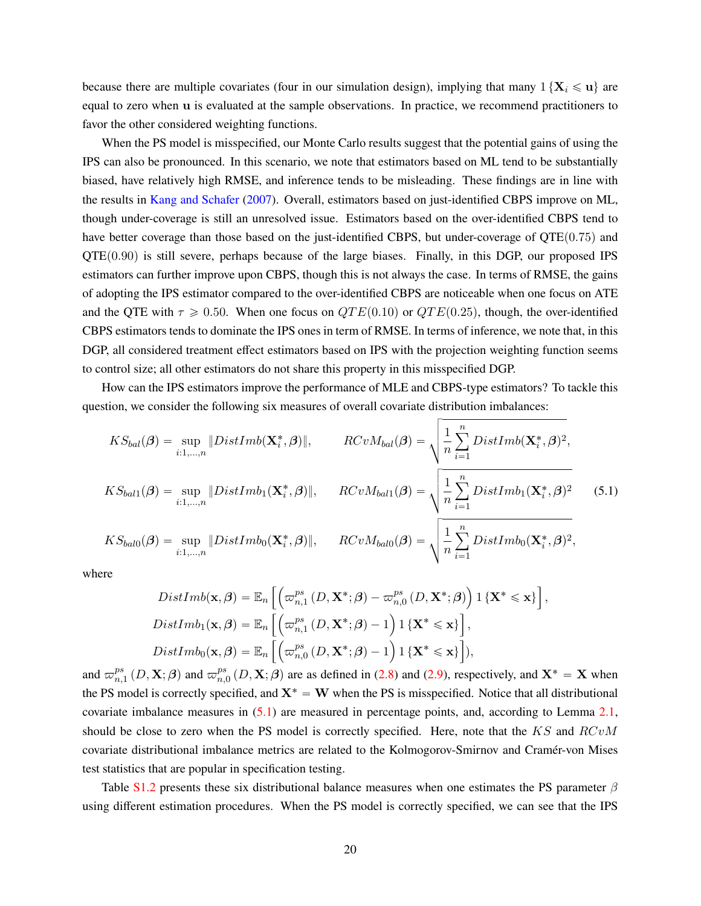because there are multiple covariates (four in our simulation design), implying that many $1\{\mathbf{X}_i \leqslant \mathbf{u}\}$ are equal to zero when $\mathbf{u}$ is evaluated at the sample observations. In practice, we recommend practitioners to favor the other considered weighting functions.

When the PS model is misspecified, our Monte Carlo results suggest that the potential gains of using the IPS can also be pronounced. In this scenario, we note that estimators based on ML tend to be substantially biased, have relatively high RMSE, and inference tends to be misleading. These findings are in line with the results in Kang and Schafer (2007). Overall, estimators based on just-identified CBPS improve on ML, though under-coverage is still an unresolved issue. Estimators based on the over-identified CBPS tend to have better coverage than those based on the just-identified CBPS, but under-coverage of QTE$(0.75)$ and QTE$(0.90)$ is still severe, perhaps because of the large biases. Finally, in this DGP, our proposed IPS estimators can further improve upon CBPS, though this is not always the case. In terms of RMSE, the gains of adopting the IPS estimator compared to the over-identified CBPS are noticeable when one focus on ATE and the QTE with $\tau \geqslant 0.50$. When one focus on $QTE(0.10)$ or $QTE(0.25)$, though, the over-identified CBPS estimators tends to dominate the IPS ones in term of RMSE. In terms of inference, we note that, in this DGP, all considered treatment effect estimators based on IPS with the projection weighting function seems to control size; all other estimators do not share this property in this misspecified DGP.

How can the IPS estimators improve the performance of MLE and CBPS-type estimators? To tackle this question, we consider the following six measures of overall covariate distribution imbalances:

$$
\begin{aligned}
KS_{bal}(\boldsymbol{\beta}) &= \sup_{i:1,\ldots,n} \|DistImb(\mathbf{X}_i^*, \boldsymbol{\beta})\|, &\quad RCvM_{bal}(\boldsymbol{\beta}) &= \sqrt{\frac{1}{n}\sum_{i=1}^{n} DistImb(\mathbf{X}_i^*, \boldsymbol{\beta})^2}, \\
KS_{bal1}(\boldsymbol{\beta}) &= \sup_{i:1,\ldots,n} \|DistImb_1(\mathbf{X}_i^*, \boldsymbol{\beta})\|, &\quad RCvM_{bal1}(\boldsymbol{\beta}) &= \sqrt{\frac{1}{n}\sum_{i=1}^{n} DistImb_1(\mathbf{X}_i^*, \boldsymbol{\beta})^2} \\
KS_{bal0}(\boldsymbol{\beta}) &= \sup_{i:1,\ldots,n} \|DistImb_0(\mathbf{X}_i^*, \boldsymbol{\beta})\|, &\quad RCvM_{bal0}(\boldsymbol{\beta}) &= \sqrt{\frac{1}{n}\sum_{i=1}^{n} DistImb_0(\mathbf{X}_i^*, \boldsymbol{\beta})^2},
\end{aligned}
\tag{5.1}
$$

where

$$
\begin{aligned}
DistImb(\mathbf{x}, \boldsymbol{\beta}) &= \mathbb{E}_n\left[\left(\varpi_{n,1}^{ps}\left(D, \mathbf{X}^*; \boldsymbol{\beta}\right) - \varpi_{n,0}^{ps}\left(D, \mathbf{X}^*; \boldsymbol{\beta}\right)\right) 1\{\mathbf{X}^* \leqslant \mathbf{x}\}\right], \\
DistImb_1(\mathbf{x}, \boldsymbol{\beta}) &= \mathbb{E}_n\left[\left(\varpi_{n,1}^{ps}\left(D, \mathbf{X}^*; \boldsymbol{\beta}\right) - 1\right) 1\{\mathbf{X}^* \leqslant \mathbf{x}\}\right], \\
DistImb_0(\mathbf{x}, \boldsymbol{\beta}) &= \mathbb{E}_n\left[\left(\varpi_{n,0}^{ps}\left(D, \mathbf{X}^*; \boldsymbol{\beta}\right) - 1\right) 1\{\mathbf{X}^* \leqslant \mathbf{x}\}\right]),
\end{aligned}
$$

and $\varpi_{n,1}^{ps}\left(D, \mathbf{X}; \boldsymbol{\beta}\right)$ and $\varpi_{n,0}^{ps}\left(D, \mathbf{X}; \boldsymbol{\beta}\right)$ are as defined in (2.8) and (2.9), respectively, and $\mathbf{X}^* = \mathbf{X}$ when the PS model is correctly specified, and $\mathbf{X}^* = \mathbf{W}$ when the PS is misspecified. Notice that all distributional covariate imbalance measures in (5.1) are measured in percentage points, and, according to Lemma 2.1, should be close to zero when the PS model is correctly specified. Here, note that the $KS$ and $RCvM$ covariate distributional imbalance metrics are related to the Kolmogorov-Smirnov and Cramér-von Mises test statistics that are popular in specification testing.

Table S1.2 presents these six distributional balance measures when one estimates the PS parameter $\beta$ using different estimation procedures. When the PS model is correctly specified, we can see that the IPS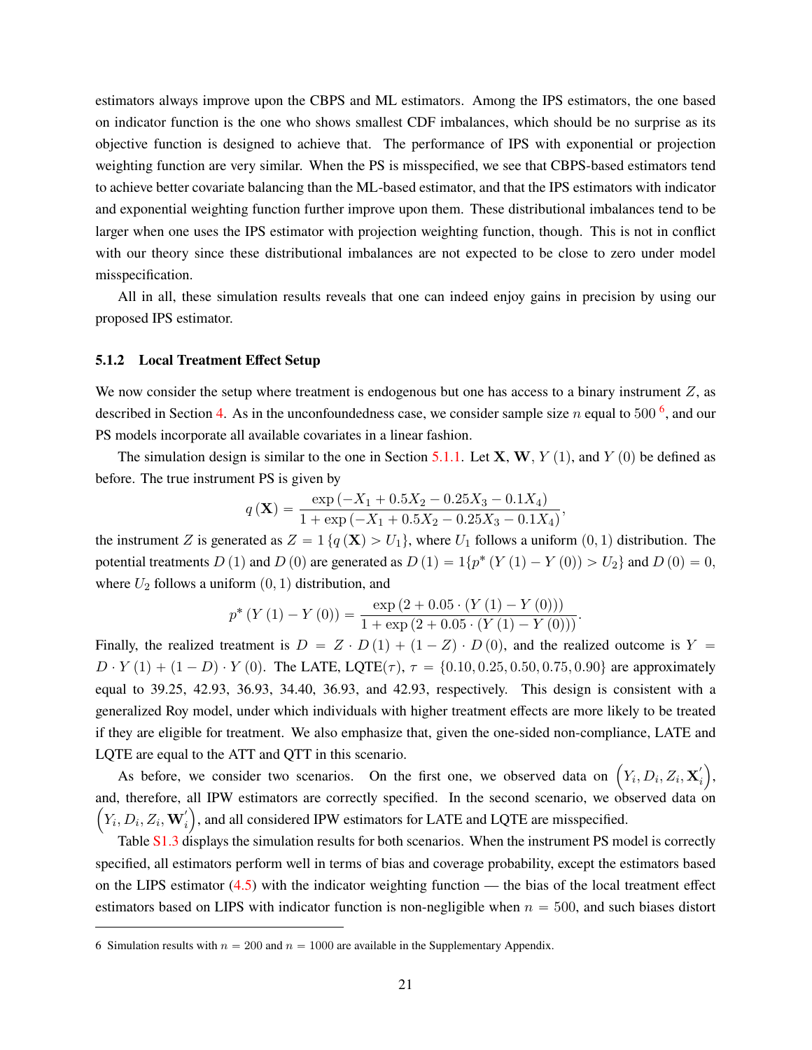estimators always improve upon the CBPS and ML estimators. Among the IPS estimators, the one based on indicator function is the one who shows smallest CDF imbalances, which should be no surprise as its objective function is designed to achieve that. The performance of IPS with exponential or projection weighting function are very similar. When the PS is misspecified, we see that CBPS-based estimators tend to achieve better covariate balancing than the ML-based estimator, and that the IPS estimators with indicator and exponential weighting function further improve upon them. These distributional imbalances tend to be larger when one uses the IPS estimator with projection weighting function, though. This is not in conflict with our theory since these distributional imbalances are not expected to be close to zero under model misspecification.

All in all, these simulation results reveals that one can indeed enjoy gains in precision by using our proposed IPS estimator.

### 5.1.2 Local Treatment Effect Setup

We now consider the setup where treatment is endogenous but one has access to a binary instrument $Z$, as described in Section 4. As in the unconfoundedness case, we consider sample size $n$ equal to 500 [6], and our PS models incorporate all available covariates in a linear fashion.

The simulation design is similar to the one in Section 5.1.1. Let $\mathbf{X}$, $\mathbf{W}$, $Y(1)$, and $Y(0)$ be defined as before. The true instrument PS is given by

$$q(\mathbf{X}) = \frac{\exp(-X_1 + 0.5X_2 - 0.25X_3 - 0.1X_4)}{1 + \exp(-X_1 + 0.5X_2 - 0.25X_3 - 0.1X_4)},$$

the instrument $Z$ is generated as $Z = 1\{q(\mathbf{X}) > U_1\}$, where $U_1$ follows a uniform $(0, 1)$ distribution. The potential treatments $D(1)$ and $D(0)$ are generated as $D(1) = 1\{p^*(Y(1) - Y(0)) > U_2\}$ and $D(0) = 0$, where $U_2$ follows a uniform $(0, 1)$ distribution, and

$$p^*(Y(1) - Y(0)) = \frac{\exp(2 + 0.05 \cdot (Y(1) - Y(0)))}{1 + \exp(2 + 0.05 \cdot (Y(1) - Y(0)))}.$$

Finally, the realized treatment is $D = Z \cdot D(1) + (1 - Z) \cdot D(0)$, and the realized outcome is $Y = D \cdot Y(1) + (1 - D) \cdot Y(0)$. The LATE, LQTE($\tau$), $\tau = \{0.10, 0.25, 0.50, 0.75, 0.90\}$ are approximately equal to 39.25, 42.93, 36.93, 34.40, 36.93, and 42.93, respectively. This design is consistent with a generalized Roy model, under which individuals with higher treatment effects are more likely to be treated if they are eligible for treatment. We also emphasize that, given the one-sided non-compliance, LATE and LQTE are equal to the ATT and QTT in this scenario.

As before, we consider two scenarios. On the first one, we observed data on $\left(Y_i, D_i, Z_i, \mathbf{X}_i'\right)$, and, therefore, all IPW estimators are correctly specified. In the second scenario, we observed data on $\left(Y_i, D_i, Z_i, \mathbf{W}_i'\right)$, and all considered IPW estimators for LATE and LQTE are misspecified.

Table S1.3 displays the simulation results for both scenarios. When the instrument PS model is correctly specified, all estimators perform well in terms of bias and coverage probability, except the estimators based on the LIPS estimator (4.5) with the indicator weighting function — the bias of the local treatment effect estimators based on LIPS with indicator function is non-negligible when $n = 500$, and such biases distort

6 Simulation results with $n = 200$ and $n = 1000$ are available in the Supplementary Appendix.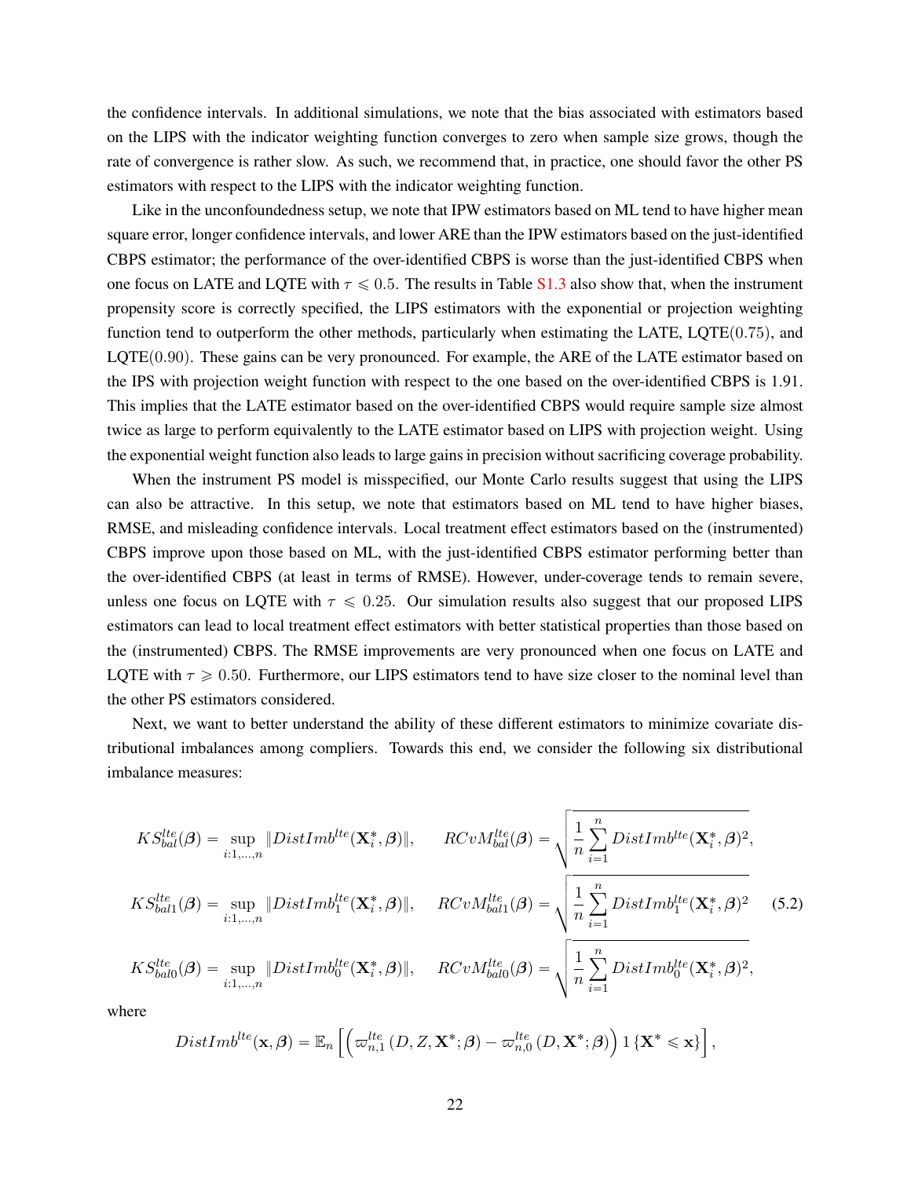the confidence intervals. In additional simulations, we note that the bias associated with estimators based on the LIPS with the indicator weighting function converges to zero when sample size grows, though the rate of convergence is rather slow. As such, we recommend that, in practice, one should favor the other PS estimators with respect to the LIPS with the indicator weighting function.

Like in the unconfoundedness setup, we note that IPW estimators based on ML tend to have higher mean square error, longer confidence intervals, and lower ARE than the IPW estimators based on the just-identified CBPS estimator; the performance of the over-identified CBPS is worse than the just-identified CBPS when one focus on LATE and LQTE with $\tau \leqslant 0.5$. The results in Table S1.3 also show that, when the instrument propensity score is correctly specified, the LIPS estimators with the exponential or projection weighting function tend to outperform the other methods, particularly when estimating the LATE, LQTE$(0.75)$, and LQTE$(0.90)$. These gains can be very pronounced. For example, the ARE of the LATE estimator based on the IPS with projection weight function with respect to the one based on the over-identified CBPS is 1.91. This implies that the LATE estimator based on the over-identified CBPS would require sample size almost twice as large to perform equivalently to the LATE estimator based on LIPS with projection weight. Using the exponential weight function also leads to large gains in precision without sacrificing coverage probability.

When the instrument PS model is misspecified, our Monte Carlo results suggest that using the LIPS can also be attractive. In this setup, we note that estimators based on ML tend to have higher biases, RMSE, and misleading confidence intervals. Local treatment effect estimators based on the (instrumented) CBPS improve upon those based on ML, with the just-identified CBPS estimator performing better than the over-identified CBPS (at least in terms of RMSE). However, under-coverage tends to remain severe, unless one focus on LQTE with $\tau \leqslant 0.25$. Our simulation results also suggest that our proposed LIPS estimators can lead to local treatment effect estimators with better statistical properties than those based on the (instrumented) CBPS. The RMSE improvements are very pronounced when one focus on LATE and LQTE with $\tau \geqslant 0.50$. Furthermore, our LIPS estimators tend to have size closer to the nominal level than the other PS estimators considered.

Next, we want to better understand the ability of these different estimators to minimize covariate distributional imbalances among compliers. Towards this end, we consider the following six distributional imbalance measures:

$$
\begin{aligned}
KS_{bal}^{lte}(\boldsymbol{\beta}) &= \sup_{i:1,\ldots,n} \|DistImb^{lte}(\mathbf{X}_i^*,\boldsymbol{\beta})\|, \qquad RCvM_{bal}^{lte}(\boldsymbol{\beta}) = \sqrt{\frac{1}{n}\sum_{i=1}^{n} DistImb^{lte}(\mathbf{X}_i^*,\boldsymbol{\beta})^2}, \\
KS_{bal1}^{lte}(\boldsymbol{\beta}) &= \sup_{i:1,\ldots,n} \|DistImb_1^{lte}(\mathbf{X}_i^*,\boldsymbol{\beta})\|, \qquad RCvM_{bal1}^{lte}(\boldsymbol{\beta}) = \sqrt{\frac{1}{n}\sum_{i=1}^{n} DistImb_1^{lte}(\mathbf{X}_i^*,\boldsymbol{\beta})^2} \\
KS_{bal0}^{lte}(\boldsymbol{\beta}) &= \sup_{i:1,\ldots,n} \|DistImb_0^{lte}(\mathbf{X}_i^*,\boldsymbol{\beta})\|, \qquad RCvM_{bal0}^{lte}(\boldsymbol{\beta}) = \sqrt{\frac{1}{n}\sum_{i=1}^{n} DistImb_0^{lte}(\mathbf{X}_i^*,\boldsymbol{\beta})^2},
\end{aligned} \tag{5.2}
$$

where

$$
DistImb^{lte}(\mathbf{x},\boldsymbol{\beta}) = \mathbb{E}_n\left[\left(\varpi_{n,1}^{lte}\left(D,Z,\mathbf{X}^*;\boldsymbol{\beta}\right) - \varpi_{n,0}^{lte}\left(D,\mathbf{X}^*;\boldsymbol{\beta}\right)\right)1\left\{\mathbf{X}^* \leqslant \mathbf{x}\right\}\right],
$$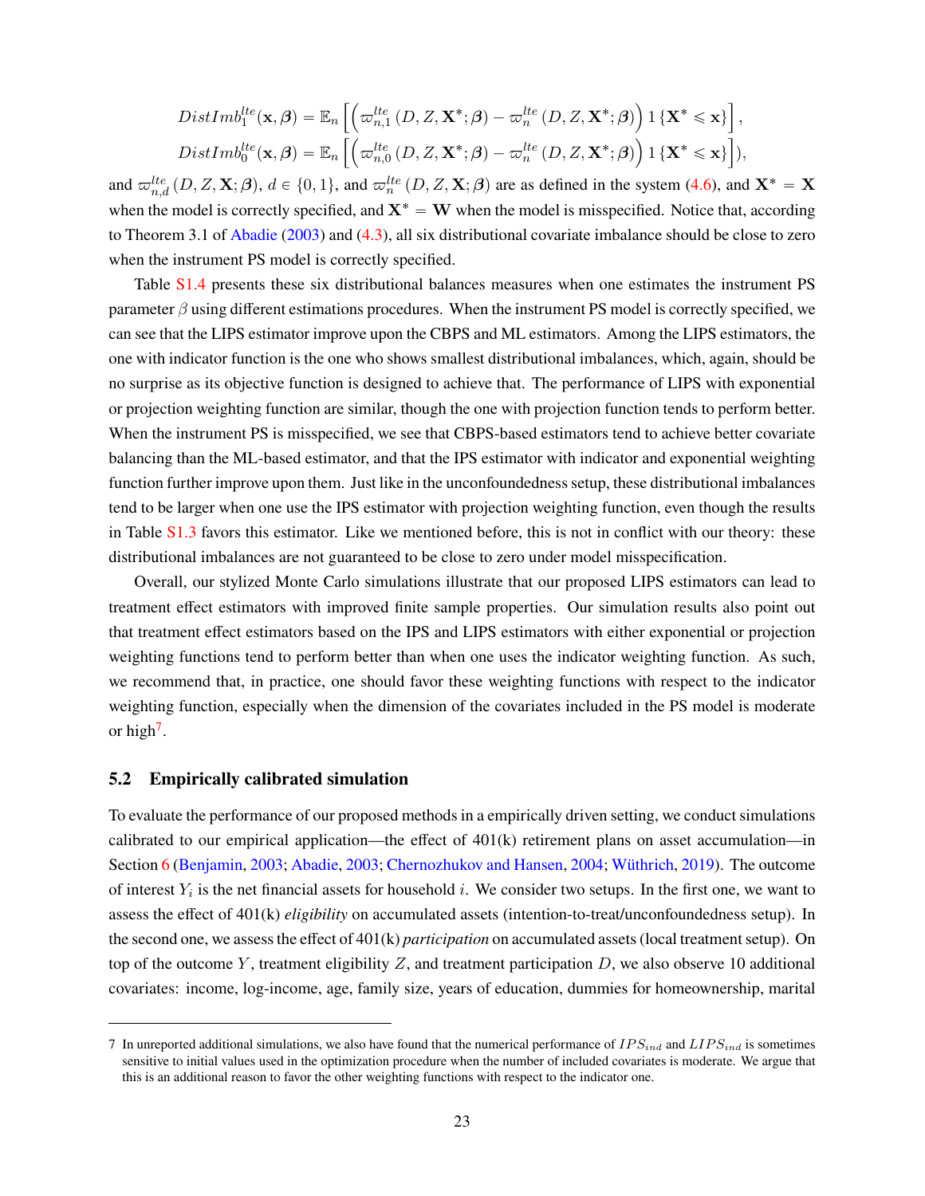$$DistImb_1^{lte}(\mathbf{x}, \boldsymbol{\beta}) = \mathbb{E}_n \left[ \left( \varpi_{n,1}^{lte}(D, Z, \mathbf{X}^*; \boldsymbol{\beta}) - \varpi_n^{lte}(D, Z, \mathbf{X}^*; \boldsymbol{\beta}) \right) 1\{\mathbf{X}^* \leqslant \mathbf{x}\} \right],$$
$$DistImb_0^{lte}(\mathbf{x}, \boldsymbol{\beta}) = \mathbb{E}_n \left[ \left( \varpi_{n,0}^{lte}(D, Z, \mathbf{X}^*; \boldsymbol{\beta}) - \varpi_n^{lte}(D, Z, \mathbf{X}^*; \boldsymbol{\beta}) \right) 1\{\mathbf{X}^* \leqslant \mathbf{x}\} \right]),$$

and $\varpi_{n,d}^{lte}(D, Z, \mathbf{X}; \boldsymbol{\beta})$, $d \in \{0, 1\}$, and $\varpi_n^{lte}(D, Z, \mathbf{X}; \boldsymbol{\beta})$ are as defined in the system (4.6), and $\mathbf{X}^* = \mathbf{X}$ when the model is correctly specified, and $\mathbf{X}^* = \mathbf{W}$ when the model is misspecified. Notice that, according to Theorem 3.1 of Abadie (2003) and (4.3), all six distributional covariate imbalance should be close to zero when the instrument PS model is correctly specified.

Table S1.4 presents these six distributional balances measures when one estimates the instrument PS parameter $\beta$ using different estimations procedures. When the instrument PS model is correctly specified, we can see that the LIPS estimator improve upon the CBPS and ML estimators. Among the LIPS estimators, the one with indicator function is the one who shows smallest distributional imbalances, which, again, should be no surprise as its objective function is designed to achieve that. The performance of LIPS with exponential or projection weighting function are similar, though the one with projection function tends to perform better. When the instrument PS is misspecified, we see that CBPS-based estimators tend to achieve better covariate balancing than the ML-based estimator, and that the IPS estimator with indicator and exponential weighting function further improve upon them. Just like in the unconfoundedness setup, these distributional imbalances tend to be larger when one use the IPS estimator with projection weighting function, even though the results in Table S1.3 favors this estimator. Like we mentioned before, this is not in conflict with our theory: these distributional imbalances are not guaranteed to be close to zero under model misspecification.

Overall, our stylized Monte Carlo simulations illustrate that our proposed LIPS estimators can lead to treatment effect estimators with improved finite sample properties. Our simulation results also point out that treatment effect estimators based on the IPS and LIPS estimators with either exponential or projection weighting functions tend to perform better than when one uses the indicator weighting function. As such, we recommend that, in practice, one should favor these weighting functions with respect to the indicator weighting function, especially when the dimension of the covariates included in the PS model is moderate or high[7].

## 5.2 Empirically calibrated simulation

To evaluate the performance of our proposed methods in a empirically driven setting, we conduct simulations calibrated to our empirical application—the effect of 401(k) retirement plans on asset accumulation—in Section 6 (Benjamin, 2003; Abadie, 2003; Chernozhukov and Hansen, 2004; Wüthrich, 2019). The outcome of interest $Y_i$ is the net financial assets for household $i$. We consider two setups. In the first one, we want to assess the effect of 401(k) *eligibility* on accumulated assets (intention-to-treat/unconfoundedness setup). In the second one, we assess the effect of 401(k) *participation* on accumulated assets (local treatment setup). On top of the outcome $Y$, treatment eligibility $Z$, and treatment participation $D$, we also observe 10 additional covariates: income, log-income, age, family size, years of education, dummies for homeownership, marital

---

7 In unreported additional simulations, we also have found that the numerical performance of $IPS_{ind}$ and $LIPS_{ind}$ is sometimes sensitive to initial values used in the optimization procedure when the number of included covariates is moderate. We argue that this is an additional reason to favor the other weighting functions with respect to the indicator one.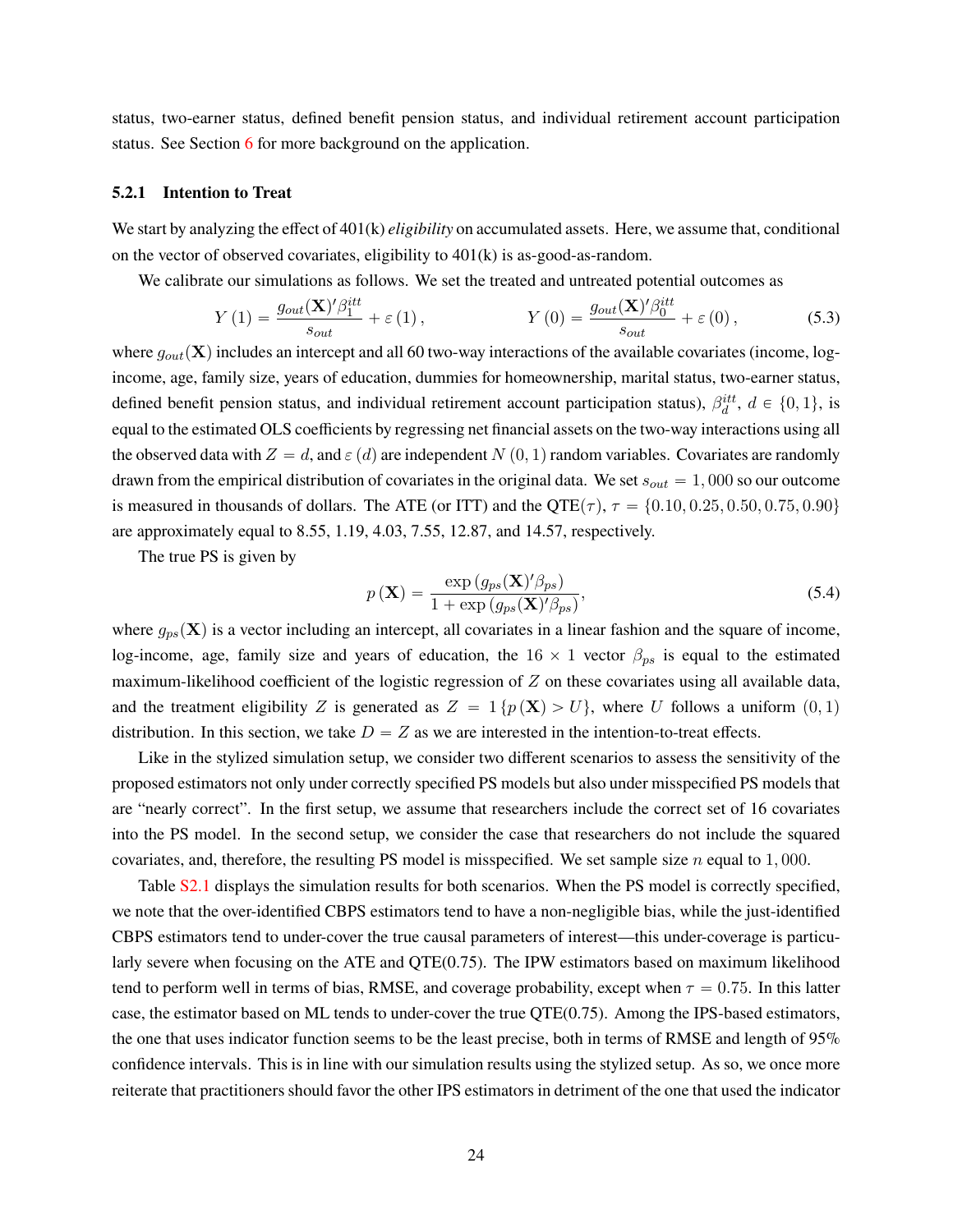status, two-earner status, defined benefit pension status, and individual retirement account participation status. See Section 6 for more background on the application.

### 5.2.1 Intention to Treat

We start by analyzing the effect of 401(k) *eligibility* on accumulated assets. Here, we assume that, conditional on the vector of observed covariates, eligibility to 401(k) is as-good-as-random.

We calibrate our simulations as follows. We set the treated and untreated potential outcomes as

$$Y(1) = \frac{g_{out}(\mathbf{X})'\beta_1^{itt}}{s_{out}} + \varepsilon(1), \qquad Y(0) = \frac{g_{out}(\mathbf{X})'\beta_0^{itt}}{s_{out}} + \varepsilon(0), \tag{5.3}$$

where $g_{out}(\mathbf{X})$ includes an intercept and all 60 two-way interactions of the available covariates (income, log-income, age, family size, years of education, dummies for homeownership, marital status, two-earner status, defined benefit pension status, and individual retirement account participation status), $\beta_d^{itt}$, $d \in \{0, 1\}$, is equal to the estimated OLS coefficients by regressing net financial assets on the two-way interactions using all the observed data with $Z = d$, and $\varepsilon(d)$ are independent $N(0, 1)$ random variables. Covariates are randomly drawn from the empirical distribution of covariates in the original data. We set $s_{out} = 1,000$ so our outcome is measured in thousands of dollars. The ATE (or ITT) and the QTE($\tau$), $\tau = \{0.10, 0.25, 0.50, 0.75, 0.90\}$ are approximately equal to 8.55, 1.19, 4.03, 7.55, 12.87, and 14.57, respectively.

The true PS is given by

$$p(\mathbf{X}) = \frac{\exp(g_{ps}(\mathbf{X})'\beta_{ps})}{1 + \exp(g_{ps}(\mathbf{X})'\beta_{ps})}, \tag{5.4}$$

where $g_{ps}(\mathbf{X})$ is a vector including an intercept, all covariates in a linear fashion and the square of income, log-income, age, family size and years of education, the $16 \times 1$ vector $\beta_{ps}$ is equal to the estimated maximum-likelihood coefficient of the logistic regression of $Z$ on these covariates using all available data, and the treatment eligibility $Z$ is generated as $Z = 1\{p(\mathbf{X}) > U\}$, where $U$ follows a uniform $(0, 1)$ distribution. In this section, we take $D = Z$ as we are interested in the intention-to-treat effects.

Like in the stylized simulation setup, we consider two different scenarios to assess the sensitivity of the proposed estimators not only under correctly specified PS models but also under misspecified PS models that are "nearly correct". In the first setup, we assume that researchers include the correct set of 16 covariates into the PS model. In the second setup, we consider the case that researchers do not include the squared covariates, and, therefore, the resulting PS model is misspecified. We set sample size $n$ equal to $1,000$.

Table S2.1 displays the simulation results for both scenarios. When the PS model is correctly specified, we note that the over-identified CBPS estimators tend to have a non-negligible bias, while the just-identified CBPS estimators tend to under-cover the true causal parameters of interest—this under-coverage is particularly severe when focusing on the ATE and QTE(0.75). The IPW estimators based on maximum likelihood tend to perform well in terms of bias, RMSE, and coverage probability, except when $\tau = 0.75$. In this latter case, the estimator based on ML tends to under-cover the true QTE(0.75). Among the IPS-based estimators, the one that uses indicator function seems to be the least precise, both in terms of RMSE and length of 95% confidence intervals. This is in line with our simulation results using the stylized setup. As so, we once more reiterate that practitioners should favor the other IPS estimators in detriment of the one that used the indicator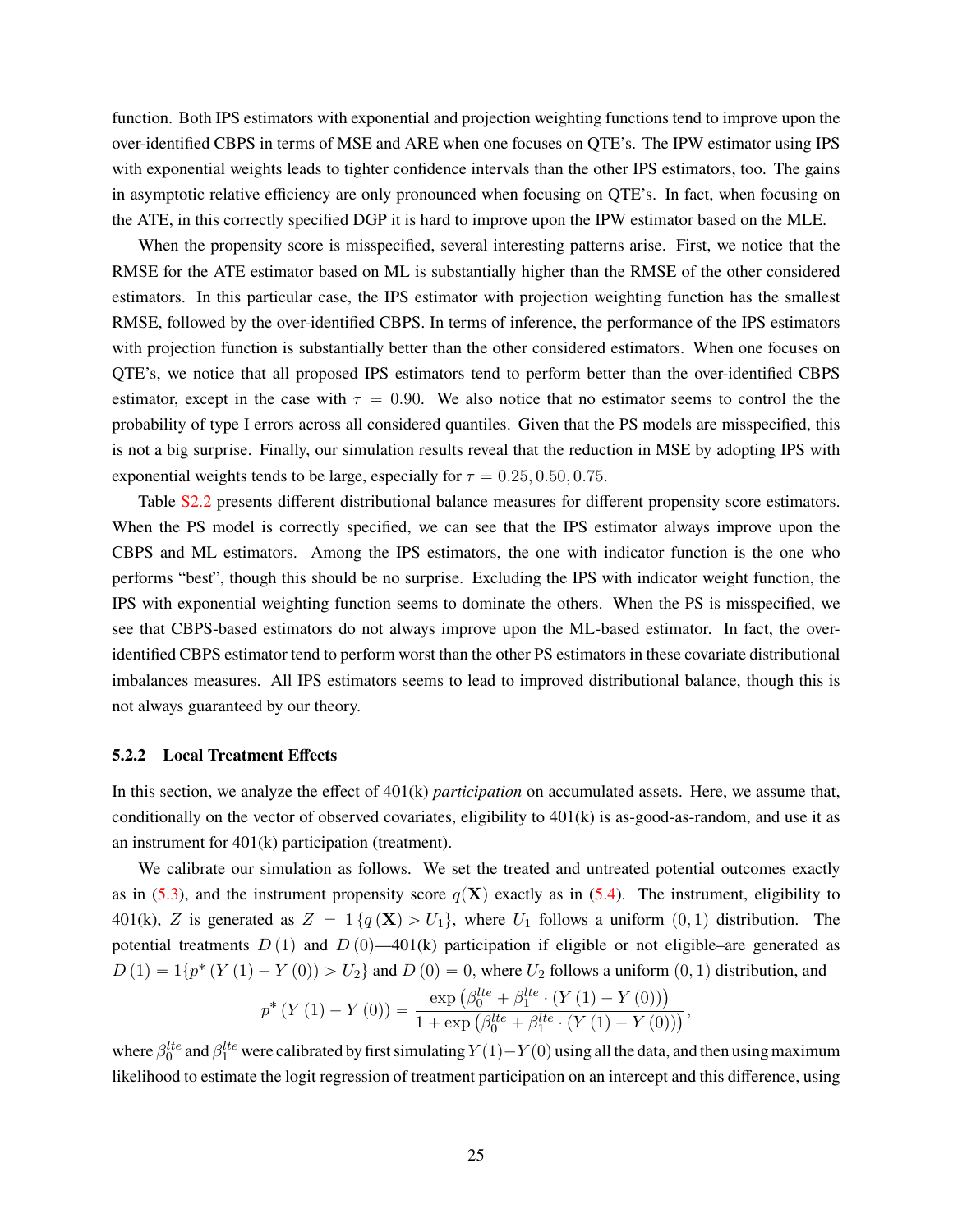function. Both IPS estimators with exponential and projection weighting functions tend to improve upon the over-identified CBPS in terms of MSE and ARE when one focuses on QTE's. The IPW estimator using IPS with exponential weights leads to tighter confidence intervals than the other IPS estimators, too. The gains in asymptotic relative efficiency are only pronounced when focusing on QTE's. In fact, when focusing on the ATE, in this correctly specified DGP it is hard to improve upon the IPW estimator based on the MLE.

When the propensity score is misspecified, several interesting patterns arise. First, we notice that the RMSE for the ATE estimator based on ML is substantially higher than the RMSE of the other considered estimators. In this particular case, the IPS estimator with projection weighting function has the smallest RMSE, followed by the over-identified CBPS. In terms of inference, the performance of the IPS estimators with projection function is substantially better than the other considered estimators. When one focuses on QTE's, we notice that all proposed IPS estimators tend to perform better than the over-identified CBPS estimator, except in the case with $\tau = 0.90$. We also notice that no estimator seems to control the the probability of type I errors across all considered quantiles. Given that the PS models are misspecified, this is not a big surprise. Finally, our simulation results reveal that the reduction in MSE by adopting IPS with exponential weights tends to be large, especially for $\tau = 0.25, 0.50, 0.75$.

Table S2.2 presents different distributional balance measures for different propensity score estimators. When the PS model is correctly specified, we can see that the IPS estimator always improve upon the CBPS and ML estimators. Among the IPS estimators, the one with indicator function is the one who performs "best", though this should be no surprise. Excluding the IPS with indicator weight function, the IPS with exponential weighting function seems to dominate the others. When the PS is misspecified, we see that CBPS-based estimators do not always improve upon the ML-based estimator. In fact, the over-identified CBPS estimator tend to perform worst than the other PS estimators in these covariate distributional imbalances measures. All IPS estimators seems to lead to improved distributional balance, though this is not always guaranteed by our theory.

### 5.2.2 Local Treatment Effects

In this section, we analyze the effect of 401(k) *participation* on accumulated assets. Here, we assume that, conditionally on the vector of observed covariates, eligibility to 401(k) is as-good-as-random, and use it as an instrument for 401(k) participation (treatment).

We calibrate our simulation as follows. We set the treated and untreated potential outcomes exactly as in (5.3), and the instrument propensity score $q(\mathbf{X})$ exactly as in (5.4). The instrument, eligibility to 401(k), $Z$ is generated as $Z = 1\{q(\mathbf{X}) > U_1\}$, where $U_1$ follows a uniform $(0, 1)$ distribution. The potential treatments $D(1)$ and $D(0)$—401(k) participation if eligible or not eligible–are generated as $D(1) = 1\{p^*(Y(1) - Y(0)) > U_2\}$ and $D(0) = 0$, where $U_2$ follows a uniform $(0, 1)$ distribution, and

$$p^*(Y(1) - Y(0)) = \frac{\exp\left(\beta_0^{lte} + \beta_1^{lte} \cdot (Y(1) - Y(0))\right)}{1 + \exp\left(\beta_0^{lte} + \beta_1^{lte} \cdot (Y(1) - Y(0))\right)},$$

where $\beta_0^{lte}$ and $\beta_1^{lte}$ were calibrated by first simulating $Y(1) - Y(0)$ using all the data, and then using maximum likelihood to estimate the logit regression of treatment participation on an intercept and this difference, using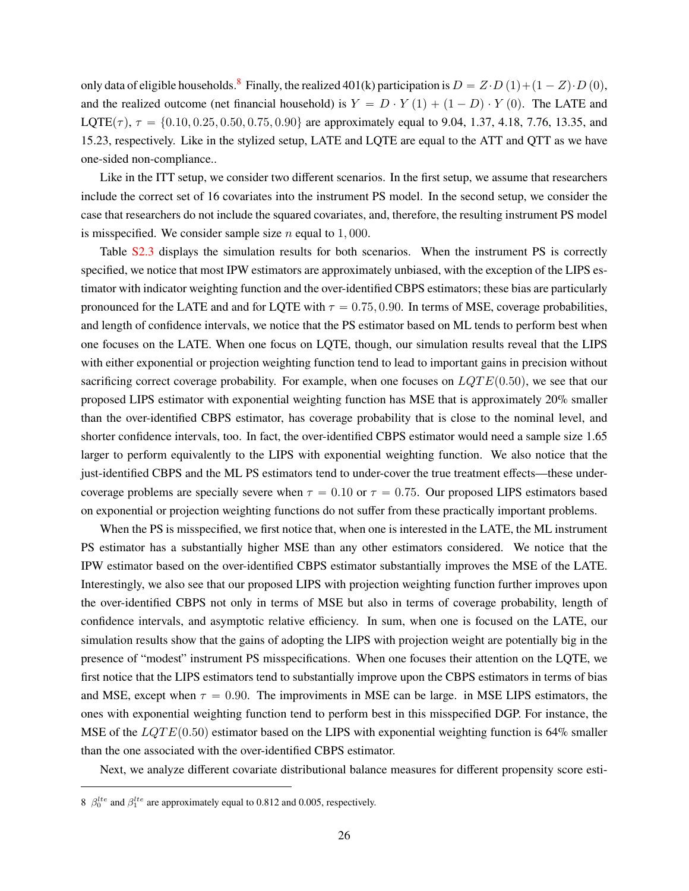only data of eligible households.[8] Finally, the realized 401(k) participation is $D = Z \cdot D(1) + (1-Z) \cdot D(0)$, and the realized outcome (net financial household) is $Y = D \cdot Y(1) + (1-D) \cdot Y(0)$. The LATE and LQTE($\tau$), $\tau = \{0.10, 0.25, 0.50, 0.75, 0.90\}$ are approximately equal to 9.04, 1.37, 4.18, 7.76, 13.35, and 15.23, respectively. Like in the stylized setup, LATE and LQTE are equal to the ATT and QTT as we have one-sided non-compliance..

Like in the ITT setup, we consider two different scenarios. In the first setup, we assume that researchers include the correct set of 16 covariates into the instrument PS model. In the second setup, we consider the case that researchers do not include the squared covariates, and, therefore, the resulting instrument PS model is misspecified. We consider sample size $n$ equal to 1,000.

Table S2.3 displays the simulation results for both scenarios. When the instrument PS is correctly specified, we notice that most IPW estimators are approximately unbiased, with the exception of the LIPS estimator with indicator weighting function and the over-identified CBPS estimators; these bias are particularly pronounced for the LATE and and for LQTE with $\tau = 0.75, 0.90$. In terms of MSE, coverage probabilities, and length of confidence intervals, we notice that the PS estimator based on ML tends to perform best when one focuses on the LATE. When one focus on LQTE, though, our simulation results reveal that the LIPS with either exponential or projection weighting function tend to lead to important gains in precision without sacrificing correct coverage probability. For example, when one focuses on $LQTE(0.50)$, we see that our proposed LIPS estimator with exponential weighting function has MSE that is approximately 20% smaller than the over-identified CBPS estimator, has coverage probability that is close to the nominal level, and shorter confidence intervals, too. In fact, the over-identified CBPS estimator would need a sample size 1.65 larger to perform equivalently to the LIPS with exponential weighting function. We also notice that the just-identified CBPS and the ML PS estimators tend to under-cover the true treatment effects—these under-coverage problems are specially severe when $\tau = 0.10$ or $\tau = 0.75$. Our proposed LIPS estimators based on exponential or projection weighting functions do not suffer from these practically important problems.

When the PS is misspecified, we first notice that, when one is interested in the LATE, the ML instrument PS estimator has a substantially higher MSE than any other estimators considered. We notice that the IPW estimator based on the over-identified CBPS estimator substantially improves the MSE of the LATE. Interestingly, we also see that our proposed LIPS with projection weighting function further improves upon the over-identified CBPS not only in terms of MSE but also in terms of coverage probability, length of confidence intervals, and asymptotic relative efficiency. In sum, when one is focused on the LATE, our simulation results show that the gains of adopting the LIPS with projection weight are potentially big in the presence of "modest" instrument PS misspecifications. When one focuses their attention on the LQTE, we first notice that the LIPS estimators tend to substantially improve upon the CBPS estimators in terms of bias and MSE, except when $\tau = 0.90$. The improviments in MSE can be large. in MSE LIPS estimators, the ones with exponential weighting function tend to perform best in this misspecified DGP. For instance, the MSE of the $LQTE(0.50)$ estimator based on the LIPS with exponential weighting function is 64% smaller than the one associated with the over-identified CBPS estimator.

Next, we analyze different covariate distributional balance measures for different propensity score esti-

---

[8] $\beta_0^{lte}$ and $\beta_1^{lte}$ are approximately equal to 0.812 and 0.005, respectively.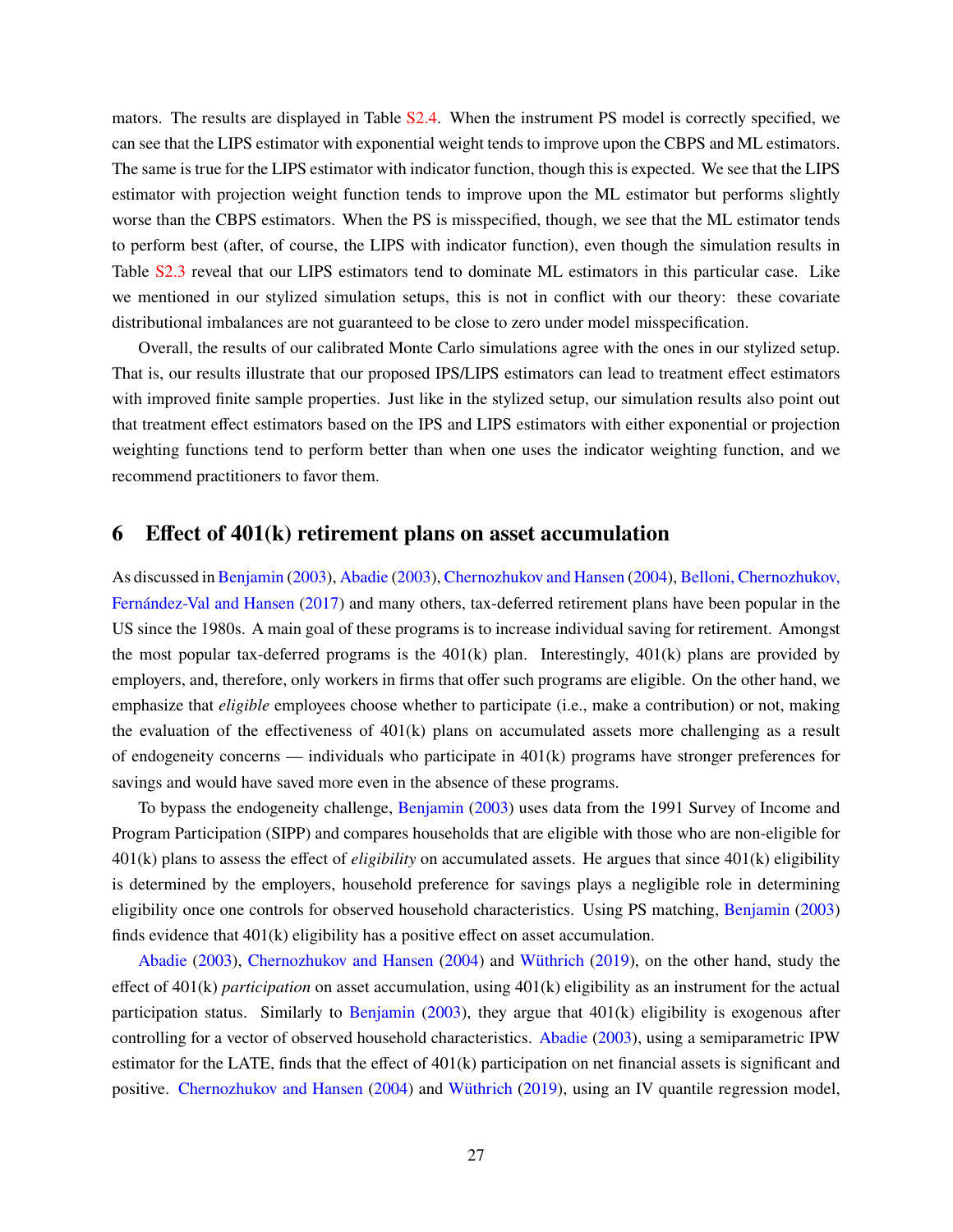mators. The results are displayed in Table S2.4. When the instrument PS model is correctly specified, we can see that the LIPS estimator with exponential weight tends to improve upon the CBPS and ML estimators. The same is true for the LIPS estimator with indicator function, though this is expected. We see that the LIPS estimator with projection weight function tends to improve upon the ML estimator but performs slightly worse than the CBPS estimators. When the PS is misspecified, though, we see that the ML estimator tends to perform best (after, of course, the LIPS with indicator function), even though the simulation results in Table S2.3 reveal that our LIPS estimators tend to dominate ML estimators in this particular case. Like we mentioned in our stylized simulation setups, this is not in conflict with our theory: these covariate distributional imbalances are not guaranteed to be close to zero under model misspecification.

Overall, the results of our calibrated Monte Carlo simulations agree with the ones in our stylized setup. That is, our results illustrate that our proposed IPS/LIPS estimators can lead to treatment effect estimators with improved finite sample properties. Just like in the stylized setup, our simulation results also point out that treatment effect estimators based on the IPS and LIPS estimators with either exponential or projection weighting functions tend to perform better than when one uses the indicator weighting function, and we recommend practitioners to favor them.

# 6 Effect of 401(k) retirement plans on asset accumulation

As discussed in Benjamin (2003), Abadie (2003), Chernozhukov and Hansen (2004), Belloni, Chernozhukov, Fernández-Val and Hansen (2017) and many others, tax-deferred retirement plans have been popular in the US since the 1980s. A main goal of these programs is to increase individual saving for retirement. Amongst the most popular tax-deferred programs is the 401(k) plan. Interestingly, 401(k) plans are provided by employers, and, therefore, only workers in firms that offer such programs are eligible. On the other hand, we emphasize that *eligible* employees choose whether to participate (i.e., make a contribution) or not, making the evaluation of the effectiveness of 401(k) plans on accumulated assets more challenging as a result of endogeneity concerns — individuals who participate in 401(k) programs have stronger preferences for savings and would have saved more even in the absence of these programs.

To bypass the endogeneity challenge, Benjamin (2003) uses data from the 1991 Survey of Income and Program Participation (SIPP) and compares households that are eligible with those who are non-eligible for 401(k) plans to assess the effect of *eligibility* on accumulated assets. He argues that since 401(k) eligibility is determined by the employers, household preference for savings plays a negligible role in determining eligibility once one controls for observed household characteristics. Using PS matching, Benjamin (2003) finds evidence that 401(k) eligibility has a positive effect on asset accumulation.

Abadie (2003), Chernozhukov and Hansen (2004) and Wüthrich (2019), on the other hand, study the effect of 401(k) *participation* on asset accumulation, using 401(k) eligibility as an instrument for the actual participation status. Similarly to Benjamin (2003), they argue that 401(k) eligibility is exogenous after controlling for a vector of observed household characteristics. Abadie (2003), using a semiparametric IPW estimator for the LATE, finds that the effect of 401(k) participation on net financial assets is significant and positive. Chernozhukov and Hansen (2004) and Wüthrich (2019), using an IV quantile regression model,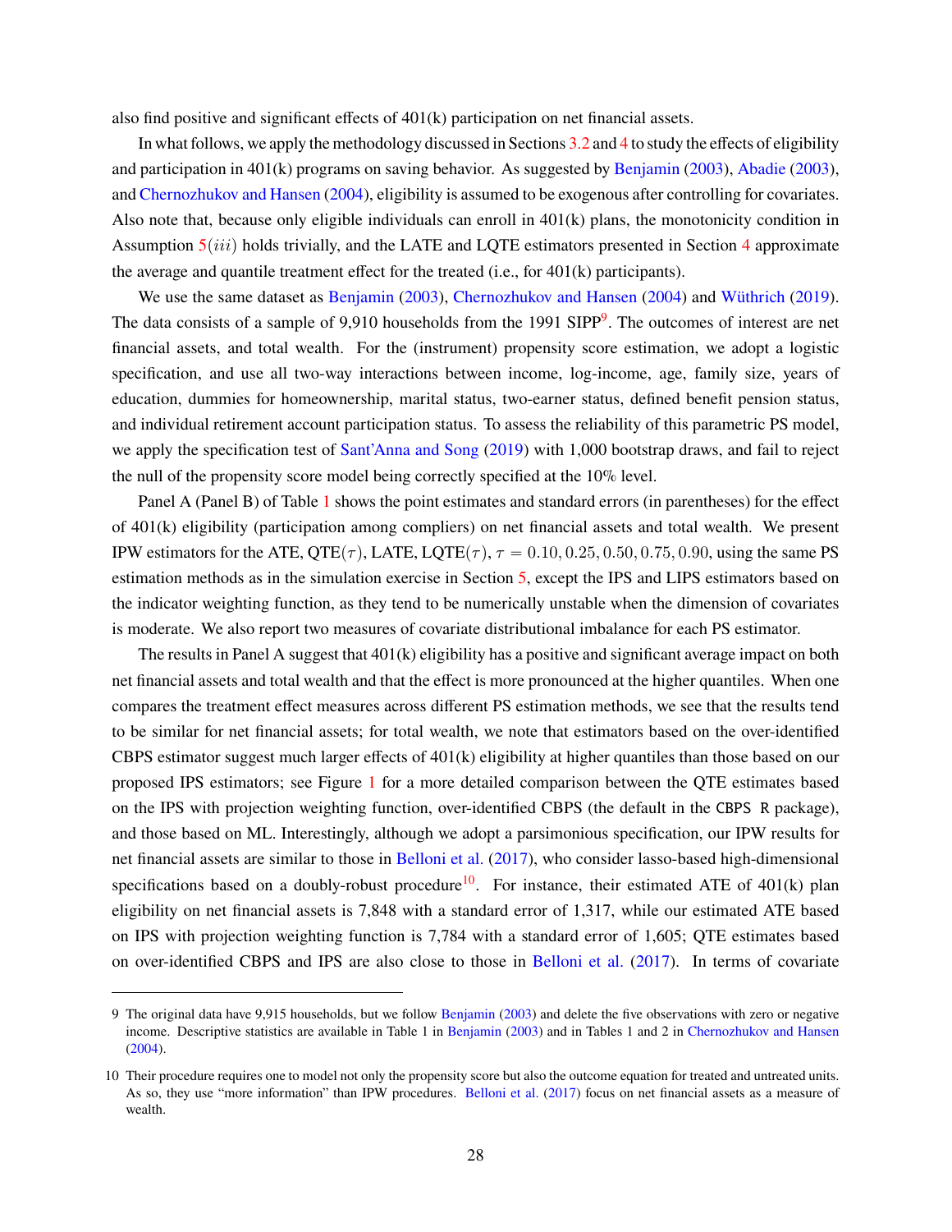also find positive and significant effects of 401(k) participation on net financial assets.

In what follows, we apply the methodology discussed in Sections 3.2 and 4 to study the effects of eligibility and participation in 401(k) programs on saving behavior. As suggested by Benjamin (2003), Abadie (2003), and Chernozhukov and Hansen (2004), eligibility is assumed to be exogenous after controlling for covariates. Also note that, because only eligible individuals can enroll in 401(k) plans, the monotonicity condition in Assumption 5$(iii)$ holds trivially, and the LATE and LQTE estimators presented in Section 4 approximate the average and quantile treatment effect for the treated (i.e., for 401(k) participants).

We use the same dataset as Benjamin (2003), Chernozhukov and Hansen (2004) and Wüthrich (2019). The data consists of a sample of 9,910 households from the 1991 SIPP[9]. The outcomes of interest are net financial assets, and total wealth. For the (instrument) propensity score estimation, we adopt a logistic specification, and use all two-way interactions between income, log-income, age, family size, years of education, dummies for homeownership, marital status, two-earner status, defined benefit pension status, and individual retirement account participation status. To assess the reliability of this parametric PS model, we apply the specification test of Sant'Anna and Song (2019) with 1,000 bootstrap draws, and fail to reject the null of the propensity score model being correctly specified at the 10% level.

Panel A (Panel B) of Table 1 shows the point estimates and standard errors (in parentheses) for the effect of 401(k) eligibility (participation among compliers) on net financial assets and total wealth. We present IPW estimators for the ATE, QTE($\tau$), LATE, LQTE($\tau$), $\tau = 0.10, 0.25, 0.50, 0.75, 0.90$, using the same PS estimation methods as in the simulation exercise in Section 5, except the IPS and LIPS estimators based on the indicator weighting function, as they tend to be numerically unstable when the dimension of covariates is moderate. We also report two measures of covariate distributional imbalance for each PS estimator.

The results in Panel A suggest that 401(k) eligibility has a positive and significant average impact on both net financial assets and total wealth and that the effect is more pronounced at the higher quantiles. When one compares the treatment effect measures across different PS estimation methods, we see that the results tend to be similar for net financial assets; for total wealth, we note that estimators based on the over-identified CBPS estimator suggest much larger effects of 401(k) eligibility at higher quantiles than those based on our proposed IPS estimators; see Figure 1 for a more detailed comparison between the QTE estimates based on the IPS with projection weighting function, over-identified CBPS (the default in the `CBPS R` package), and those based on ML. Interestingly, although we adopt a parsimonious specification, our IPW results for net financial assets are similar to those in Belloni et al. (2017), who consider lasso-based high-dimensional specifications based on a doubly-robust procedure[10]. For instance, their estimated ATE of 401(k) plan eligibility on net financial assets is 7,848 with a standard error of 1,317, while our estimated ATE based on IPS with projection weighting function is 7,784 with a standard error of 1,605; QTE estimates based on over-identified CBPS and IPS are also close to those in Belloni et al. (2017). In terms of covariate

9 The original data have 9,915 households, but we follow Benjamin (2003) and delete the five observations with zero or negative income. Descriptive statistics are available in Table 1 in Benjamin (2003) and in Tables 1 and 2 in Chernozhukov and Hansen (2004).

10 Their procedure requires one to model not only the propensity score but also the outcome equation for treated and untreated units. As so, they use "more information" than IPW procedures. Belloni et al. (2017) focus on net financial assets as a measure of wealth.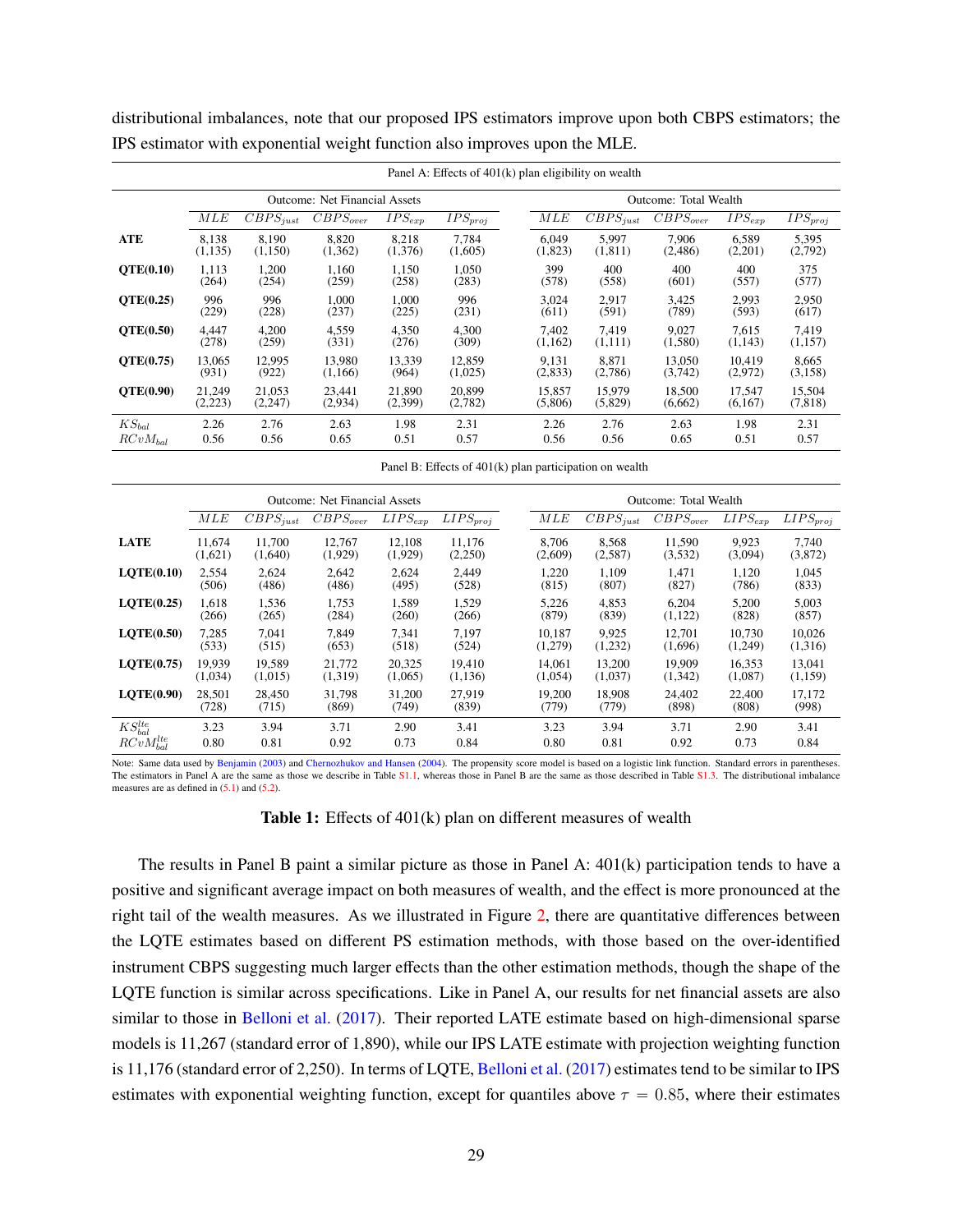distributional imbalances, note that our proposed IPS estimators improve upon both CBPS estimators; the IPS estimator with exponential weight function also improves upon the MLE.

Panel A: Effects of 401(k) plan eligibility on wealth

| | Outcome: Net Financial Assets | | | | | Outcome: Total Wealth | | | | |
|---|---|---|---|---|---|---|---|---|---|---|
| | $MLE$ | $CBPS_{just}$ | $CBPS_{over}$ | $IPS_{exp}$ | $IPS_{proj}$ | $MLE$ | $CBPS_{just}$ | $CBPS_{over}$ | $IPS_{exp}$ | $IPS_{proj}$ |
| **ATE** | 8,138 | 8,190 | 8,820 | 8,218 | 7,784 | 6,049 | 5,997 | 7,906 | 6,589 | 5,395 |
| | (1,135) | (1,150) | (1,362) | (1,376) | (1,605) | (1,823) | (1,811) | (2,486) | (2,201) | (2,792) |
| **QTE(0.10)** | 1,113 | 1,200 | 1,160 | 1,150 | 1,050 | 399 | 400 | 400 | 400 | 375 |
| | (264) | (254) | (259) | (258) | (283) | (578) | (558) | (601) | (557) | (577) |
| **QTE(0.25)** | 996 | 996 | 1,000 | 1,000 | 996 | 3,024 | 2,917 | 3,425 | 2,993 | 2,950 |
| | (229) | (228) | (237) | (225) | (231) | (611) | (591) | (789) | (593) | (617) |
| **QTE(0.50)** | 4,447 | 4,200 | 4,559 | 4,350 | 4,300 | 7,402 | 7,419 | 9,027 | 7,615 | 7,419 |
| | (278) | (259) | (331) | (276) | (309) | (1,162) | (1,111) | (1,580) | (1,143) | (1,157) |
| **QTE(0.75)** | 13,065 | 12,995 | 13,980 | 13,339 | 12,859 | 9,131 | 8,871 | 13,050 | 10,419 | 8,665 |
| | (931) | (922) | (1,166) | (964) | (1,025) | (2,833) | (2,786) | (3,742) | (2,972) | (3,158) |
| **QTE(0.90)** | 21,249 | 21,053 | 23,441 | 21,890 | 20,899 | 15,857 | 15,979 | 18,500 | 17,547 | 15,504 |
| | (2,223) | (2,247) | (2,934) | (2,399) | (2,782) | (5,806) | (5,829) | (6,662) | (6,167) | (7,818) |
| $KS_{bal}$ | 2.26 | 2.76 | 2.63 | 1.98 | 2.31 | 2.26 | 2.76 | 2.63 | 1.98 | 2.31 |
| $RCvM_{bal}$ | 0.56 | 0.56 | 0.65 | 0.51 | 0.57 | 0.56 | 0.56 | 0.65 | 0.51 | 0.57 |

Panel B: Effects of 401(k) plan participation on wealth

| | Outcome: Net Financial Assets | | | | | Outcome: Total Wealth | | | | |
|---|---|---|---|---|---|---|---|---|---|---|
| | $MLE$ | $CBPS_{just}$ | $CBPS_{over}$ | $LIPS_{exp}$ | $LIPS_{proj}$ | $MLE$ | $CBPS_{just}$ | $CBPS_{over}$ | $LIPS_{exp}$ | $LIPS_{proj}$ |
| **LATE** | 11,674 | 11,700 | 12,767 | 12,108 | 11,176 | 8,706 | 8,568 | 11,590 | 9,923 | 7,740 |
| | (1,621) | (1,640) | (1,929) | (1,929) | (2,250) | (2,609) | (2,587) | (3,532) | (3,094) | (3,872) |
| **LQTE(0.10)** | 2,554 | 2,624 | 2,642 | 2,624 | 2,449 | 1,220 | 1,109 | 1,471 | 1,120 | 1,045 |
| | (506) | (486) | (486) | (495) | (528) | (815) | (807) | (827) | (786) | (833) |
| **LQTE(0.25)** | 1,618 | 1,536 | 1,753 | 1,589 | 1,529 | 5,226 | 4,853 | 6,204 | 5,200 | 5,003 |
| | (266) | (265) | (284) | (260) | (266) | (879) | (839) | (1,122) | (828) | (857) |
| **LQTE(0.50)** | 7,285 | 7,041 | 7,849 | 7,341 | 7,197 | 10,187 | 9,925 | 12,701 | 10,730 | 10,026 |
| | (533) | (515) | (653) | (518) | (524) | (1,279) | (1,232) | (1,696) | (1,249) | (1,316) |
| **LQTE(0.75)** | 19,939 | 19,589 | 21,772 | 20,325 | 19,410 | 14,061 | 13,200 | 19,909 | 16,353 | 13,041 |
| | (1,034) | (1,015) | (1,319) | (1,065) | (1,136) | (1,054) | (1,037) | (1,342) | (1,087) | (1,159) |
| **LQTE(0.90)** | 28,501 | 28,450 | 31,798 | 31,200 | 27,919 | 19,200 | 18,908 | 24,402 | 22,400 | 17,172 |
| | (728) | (715) | (869) | (749) | (839) | (779) | (779) | (898) | (808) | (998) |
| $KS^{lte}_{bal}$ | 3.23 | 3.94 | 3.71 | 2.90 | 3.41 | 3.23 | 3.94 | 3.71 | 2.90 | 3.41 |
| $RCvM^{lte}_{bal}$ | 0.80 | 0.81 | 0.92 | 0.73 | 0.84 | 0.80 | 0.81 | 0.92 | 0.73 | 0.84 |

Note: Same data used by Benjamin (2003) and Chernozhukov and Hansen (2004). The propensity score model is based on a logistic link function. Standard errors in parentheses. The estimators in Panel A are the same as those we describe in Table S1.1, whereas those in Panel B are the same as those described in Table S1.3. The distributional imbalance measures are as defined in (5.1) and (5.2).

**Table 1:** Effects of 401(k) plan on different measures of wealth

The results in Panel B paint a similar picture as those in Panel A: 401(k) participation tends to have a positive and significant average impact on both measures of wealth, and the effect is more pronounced at the right tail of the wealth measures. As we illustrated in Figure 2, there are quantitative differences between the LQTE estimates based on different PS estimation methods, with those based on the over-identified instrument CBPS suggesting much larger effects than the other estimation methods, though the shape of the LQTE function is similar across specifications. Like in Panel A, our results for net financial assets are also similar to those in Belloni et al. (2017). Their reported LATE estimate based on high-dimensional sparse models is 11,267 (standard error of 1,890), while our IPS LATE estimate with projection weighting function is 11,176 (standard error of 2,250). In terms of LQTE, Belloni et al. (2017) estimates tend to be similar to IPS estimates with exponential weighting function, except for quantiles above $\tau = 0.85$, where their estimates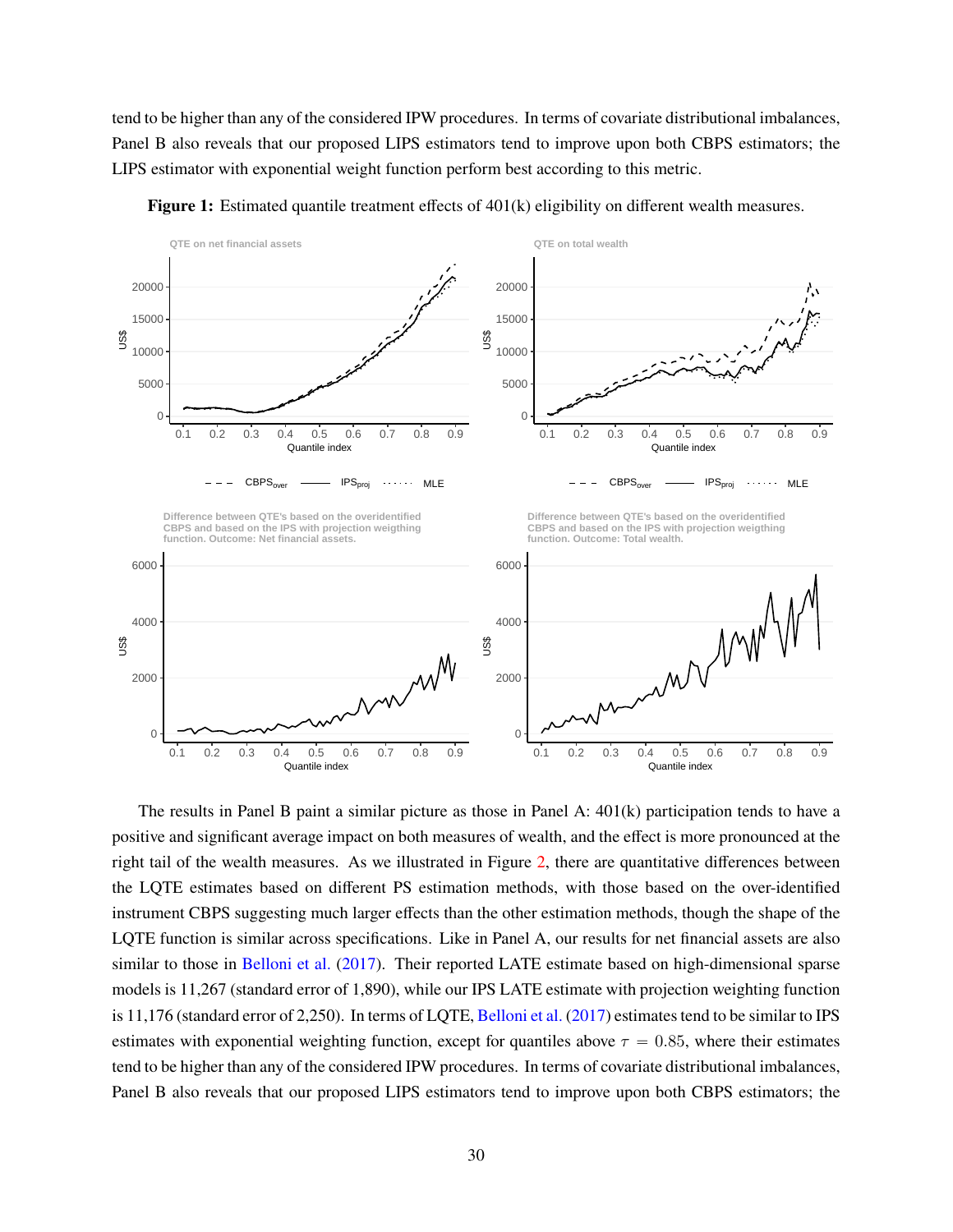tend to be higher than any of the considered IPW procedures. In terms of covariate distributional imbalances, Panel B also reveals that our proposed LIPS estimators tend to improve upon both CBPS estimators; the LIPS estimator with exponential weight function perform best according to this metric.

**Figure 1:** Estimated quantile treatment effects of 401(k) eligibility on different wealth measures.

The results in Panel B paint a similar picture as those in Panel A: 401(k) participation tends to have a positive and significant average impact on both measures of wealth, and the effect is more pronounced at the right tail of the wealth measures. As we illustrated in Figure 2, there are quantitative differences between the LQTE estimates based on different PS estimation methods, with those based on the over-identified instrument CBPS suggesting much larger effects than the other estimation methods, though the shape of the LQTE function is similar across specifications. Like in Panel A, our results for net financial assets are also similar to those in Belloni et al. (2017). Their reported LATE estimate based on high-dimensional sparse models is 11,267 (standard error of 1,890), while our IPS LATE estimate with projection weighting function is 11,176 (standard error of 2,250). In terms of LQTE, Belloni et al. (2017) estimates tend to be similar to IPS estimates with exponential weighting function, except for quantiles above $\tau = 0.85$, where their estimates tend to be higher than any of the considered IPW procedures. In terms of covariate distributional imbalances, Panel B also reveals that our proposed LIPS estimators tend to improve upon both CBPS estimators; the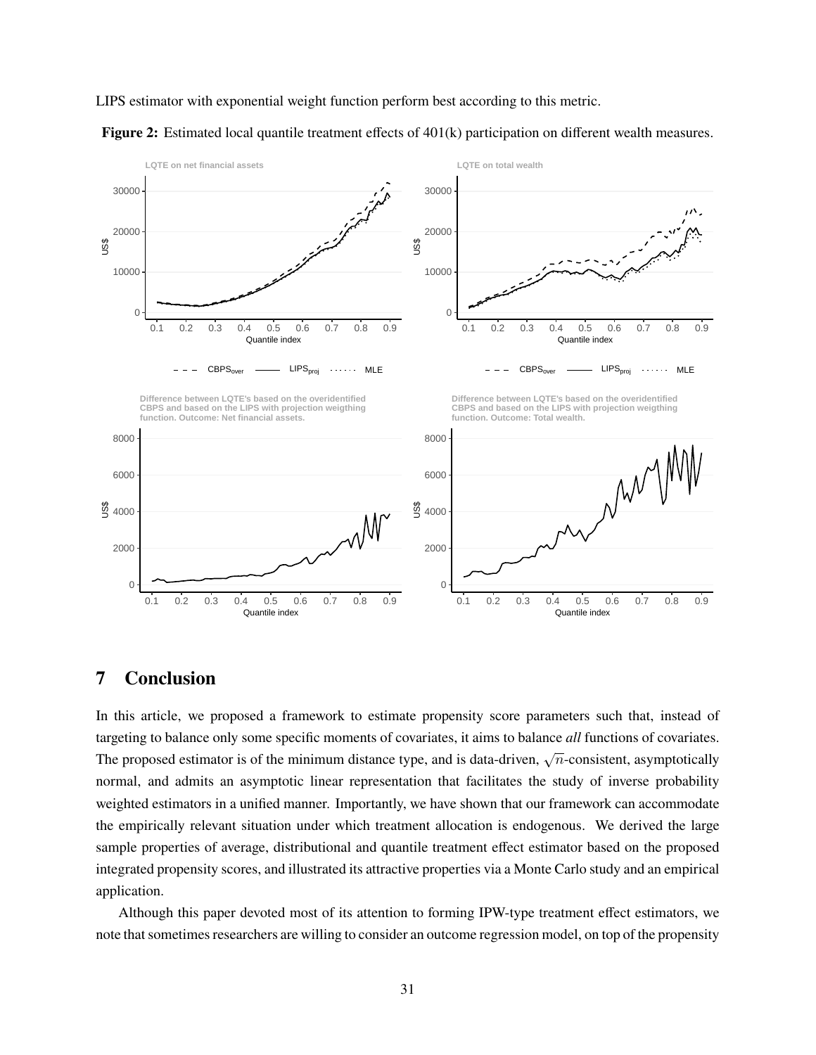LIPS estimator with exponential weight function perform best according to this metric.

**Figure 2:** Estimated local quantile treatment effects of 401(k) participation on different wealth measures.

# 7 Conclusion

In this article, we proposed a framework to estimate propensity score parameters such that, instead of targeting to balance only some specific moments of covariates, it aims to balance *all* functions of covariates. The proposed estimator is of the minimum distance type, and is data-driven, $\sqrt{n}$-consistent, asymptotically normal, and admits an asymptotic linear representation that facilitates the study of inverse probability weighted estimators in a unified manner. Importantly, we have shown that our framework can accommodate the empirically relevant situation under which treatment allocation is endogenous. We derived the large sample properties of average, distributional and quantile treatment effect estimator based on the proposed integrated propensity scores, and illustrated its attractive properties via a Monte Carlo study and an empirical application.

Although this paper devoted most of its attention to forming IPW-type treatment effect estimators, we note that sometimes researchers are willing to consider an outcome regression model, on top of the propensity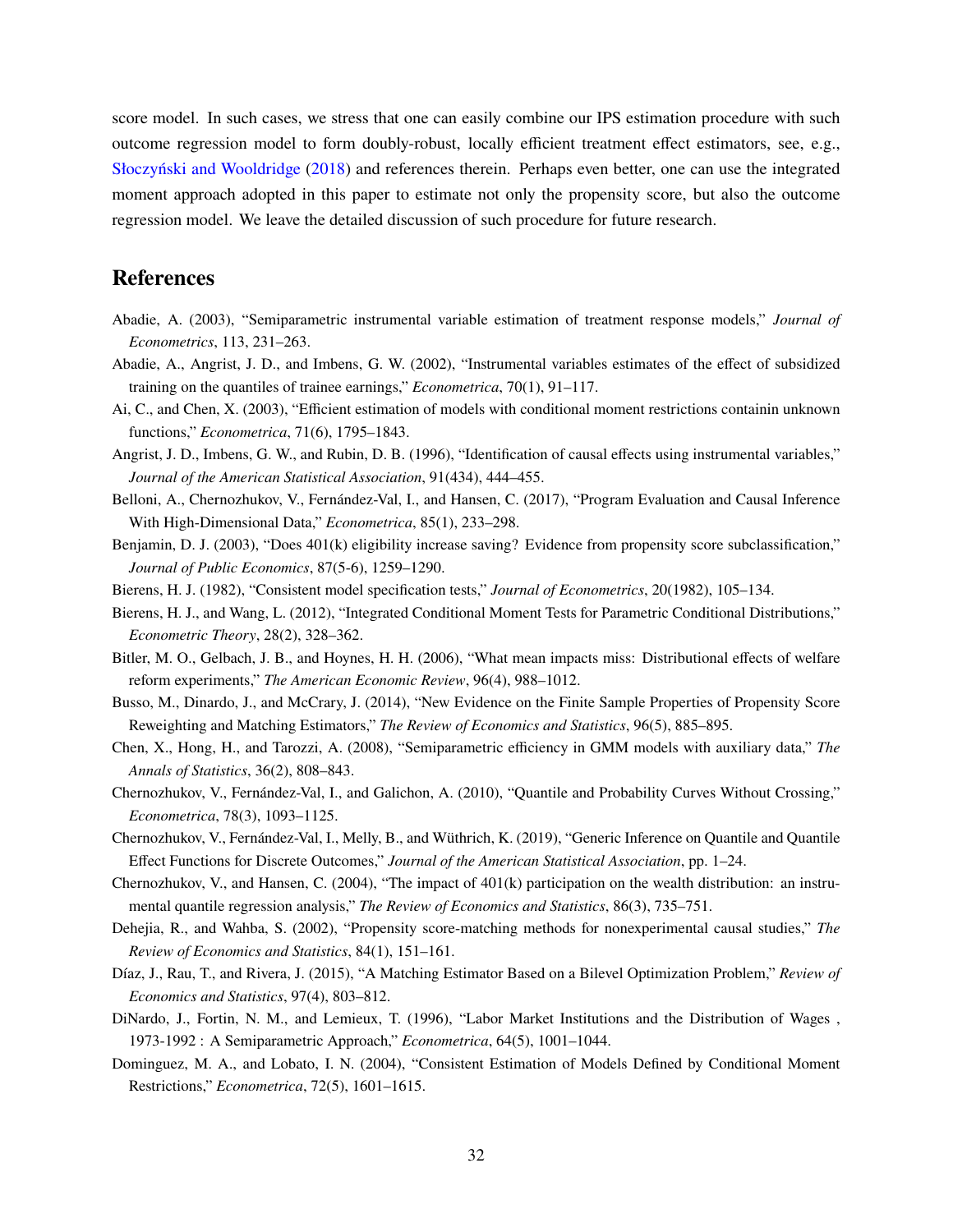score model. In such cases, we stress that one can easily combine our IPS estimation procedure with such outcome regression model to form doubly-robust, locally efficient treatment effect estimators, see, e.g., Słoczyński and Wooldridge (2018) and references therein. Perhaps even better, one can use the integrated moment approach adopted in this paper to estimate not only the propensity score, but also the outcome regression model. We leave the detailed discussion of such procedure for future research.

# References

Abadie, A. (2003), "Semiparametric instrumental variable estimation of treatment response models," *Journal of Econometrics*, 113, 231–263.

Abadie, A., Angrist, J. D., and Imbens, G. W. (2002), "Instrumental variables estimates of the effect of subsidized training on the quantiles of trainee earnings," *Econometrica*, 70(1), 91–117.

Ai, C., and Chen, X. (2003), "Efficient estimation of models with conditional moment restrictions containin unknown functions," *Econometrica*, 71(6), 1795–1843.

Angrist, J. D., Imbens, G. W., and Rubin, D. B. (1996), "Identification of causal effects using instrumental variables," *Journal of the American Statistical Association*, 91(434), 444–455.

Belloni, A., Chernozhukov, V., Fernández-Val, I., and Hansen, C. (2017), "Program Evaluation and Causal Inference With High-Dimensional Data," *Econometrica*, 85(1), 233–298.

Benjamin, D. J. (2003), "Does 401(k) eligibility increase saving? Evidence from propensity score subclassification," *Journal of Public Economics*, 87(5-6), 1259–1290.

Bierens, H. J. (1982), "Consistent model specification tests," *Journal of Econometrics*, 20(1982), 105–134.

Bierens, H. J., and Wang, L. (2012), "Integrated Conditional Moment Tests for Parametric Conditional Distributions," *Econometric Theory*, 28(2), 328–362.

Bitler, M. O., Gelbach, J. B., and Hoynes, H. H. (2006), "What mean impacts miss: Distributional effects of welfare reform experiments," *The American Economic Review*, 96(4), 988–1012.

Busso, M., Dinardo, J., and McCrary, J. (2014), "New Evidence on the Finite Sample Properties of Propensity Score Reweighting and Matching Estimators," *The Review of Economics and Statistics*, 96(5), 885–895.

Chen, X., Hong, H., and Tarozzi, A. (2008), "Semiparametric efficiency in GMM models with auxiliary data," *The Annals of Statistics*, 36(2), 808–843.

Chernozhukov, V., Fernández-Val, I., and Galichon, A. (2010), "Quantile and Probability Curves Without Crossing," *Econometrica*, 78(3), 1093–1125.

Chernozhukov, V., Fernández-Val, I., Melly, B., and Wüthrich, K. (2019), "Generic Inference on Quantile and Quantile Effect Functions for Discrete Outcomes," *Journal of the American Statistical Association*, pp. 1–24.

Chernozhukov, V., and Hansen, C. (2004), "The impact of 401(k) participation on the wealth distribution: an instrumental quantile regression analysis," *The Review of Economics and Statistics*, 86(3), 735–751.

Dehejia, R., and Wahba, S. (2002), "Propensity score-matching methods for nonexperimental causal studies," *The Review of Economics and Statistics*, 84(1), 151–161.

Díaz, J., Rau, T., and Rivera, J. (2015), "A Matching Estimator Based on a Bilevel Optimization Problem," *Review of Economics and Statistics*, 97(4), 803–812.

DiNardo, J., Fortin, N. M., and Lemieux, T. (1996), "Labor Market Institutions and the Distribution of Wages , 1973-1992 : A Semiparametric Approach," *Econometrica*, 64(5), 1001–1044.

Dominguez, M. A., and Lobato, I. N. (2004), "Consistent Estimation of Models Defined by Conditional Moment Restrictions," *Econometrica*, 72(5), 1601–1615.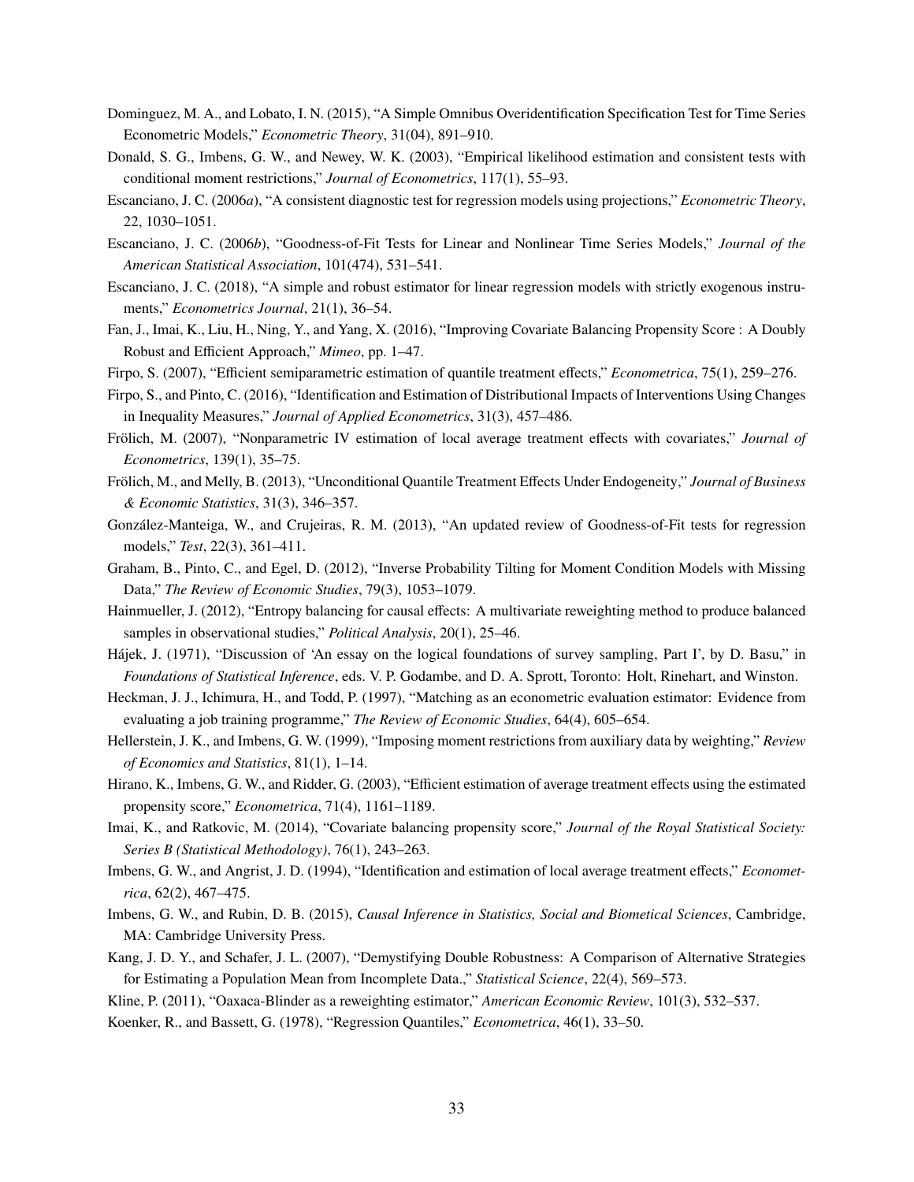Dominguez, M. A., and Lobato, I. N. (2015), "A Simple Omnibus Overidentification Specification Test for Time Series Econometric Models," *Econometric Theory*, 31(04), 891–910.

Donald, S. G., Imbens, G. W., and Newey, W. K. (2003), "Empirical likelihood estimation and consistent tests with conditional moment restrictions," *Journal of Econometrics*, 117(1), 55–93.

Escanciano, J. C. (2006*a*), "A consistent diagnostic test for regression models using projections," *Econometric Theory*, 22, 1030–1051.

Escanciano, J. C. (2006*b*), "Goodness-of-Fit Tests for Linear and Nonlinear Time Series Models," *Journal of the American Statistical Association*, 101(474), 531–541.

Escanciano, J. C. (2018), "A simple and robust estimator for linear regression models with strictly exogenous instruments," *Econometrics Journal*, 21(1), 36–54.

Fan, J., Imai, K., Liu, H., Ning, Y., and Yang, X. (2016), "Improving Covariate Balancing Propensity Score : A Doubly Robust and Efficient Approach," *Mimeo*, pp. 1–47.

Firpo, S. (2007), "Efficient semiparametric estimation of quantile treatment effects," *Econometrica*, 75(1), 259–276.

Firpo, S., and Pinto, C. (2016), "Identification and Estimation of Distributional Impacts of Interventions Using Changes in Inequality Measures," *Journal of Applied Econometrics*, 31(3), 457–486.

Frölich, M. (2007), "Nonparametric IV estimation of local average treatment effects with covariates," *Journal of Econometrics*, 139(1), 35–75.

Frölich, M., and Melly, B. (2013), "Unconditional Quantile Treatment Effects Under Endogeneity," *Journal of Business & Economic Statistics*, 31(3), 346–357.

González-Manteiga, W., and Crujeiras, R. M. (2013), "An updated review of Goodness-of-Fit tests for regression models," *Test*, 22(3), 361–411.

Graham, B., Pinto, C., and Egel, D. (2012), "Inverse Probability Tilting for Moment Condition Models with Missing Data," *The Review of Economic Studies*, 79(3), 1053–1079.

Hainmueller, J. (2012), "Entropy balancing for causal effects: A multivariate reweighting method to produce balanced samples in observational studies," *Political Analysis*, 20(1), 25–46.

Hájek, J. (1971), "Discussion of 'An essay on the logical foundations of survey sampling, Part I', by D. Basu," in *Foundations of Statistical Inference*, eds. V. P. Godambe, and D. A. Sprott, Toronto: Holt, Rinehart, and Winston.

Heckman, J. J., Ichimura, H., and Todd, P. (1997), "Matching as an econometric evaluation estimator: Evidence from evaluating a job training programme," *The Review of Economic Studies*, 64(4), 605–654.

Hellerstein, J. K., and Imbens, G. W. (1999), "Imposing moment restrictions from auxiliary data by weighting," *Review of Economics and Statistics*, 81(1), 1–14.

Hirano, K., Imbens, G. W., and Ridder, G. (2003), "Efficient estimation of average treatment effects using the estimated propensity score," *Econometrica*, 71(4), 1161–1189.

Imai, K., and Ratkovic, M. (2014), "Covariate balancing propensity score," *Journal of the Royal Statistical Society: Series B (Statistical Methodology)*, 76(1), 243–263.

Imbens, G. W., and Angrist, J. D. (1994), "Identification and estimation of local average treatment effects," *Econometrica*, 62(2), 467–475.

Imbens, G. W., and Rubin, D. B. (2015), *Causal Inference in Statistics, Social and Biometical Sciences*, Cambridge, MA: Cambridge University Press.

Kang, J. D. Y., and Schafer, J. L. (2007), "Demystifying Double Robustness: A Comparison of Alternative Strategies for Estimating a Population Mean from Incomplete Data.," *Statistical Science*, 22(4), 569–573.

Kline, P. (2011), "Oaxaca-Blinder as a reweighting estimator," *American Economic Review*, 101(3), 532–537.

Koenker, R., and Bassett, G. (1978), "Regression Quantiles," *Econometrica*, 46(1), 33–50.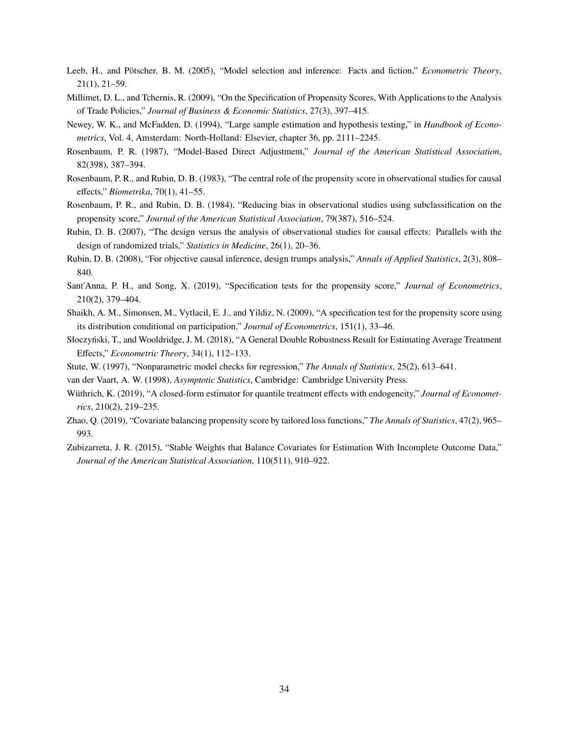Leeb, H., and Pötscher, B. M. (2005), "Model selection and inference: Facts and fiction," *Econometric Theory*, 21(1), 21–59.

Millimet, D. L., and Tchernis, R. (2009), "On the Specification of Propensity Scores, With Applications to the Analysis of Trade Policies," *Journal of Business & Economic Statistics*, 27(3), 397–415.

Newey, W. K., and McFadden, D. (1994), "Large sample estimation and hypothesis testing," in *Handbook of Econometrics*, Vol. 4, Amsterdam: North-Holland: Elsevier, chapter 36, pp. 2111–2245.

Rosenbaum, P. R. (1987), "Model-Based Direct Adjustment," *Journal of the American Statistical Association*, 82(398), 387–394.

Rosenbaum, P. R., and Rubin, D. B. (1983), "The central role of the propensity score in observational studies for causal effects," *Biometrika*, 70(1), 41–55.

Rosenbaum, P. R., and Rubin, D. B. (1984), "Reducing bias in observational studies using subclassification on the propensity score," *Journal of the American Statistical Association*, 79(387), 516–524.

Rubin, D. B. (2007), "The design versus the analysis of observational studies for causal effects: Parallels with the design of randomized trials," *Statistics in Medicine*, 26(1), 20–36.

Rubin, D. B. (2008), "For objective causal inference, design trumps analysis," *Annals of Applied Statistics*, 2(3), 808–840.

Sant'Anna, P. H., and Song, X. (2019), "Specification tests for the propensity score," *Journal of Econometrics*, 210(2), 379–404.

Shaikh, A. M., Simonsen, M., Vytlacil, E. J., and Yildiz, N. (2009), "A specification test for the propensity score using its distribution conditional on participation," *Journal of Econometrics*, 151(1), 33–46.

Słoczyński, T., and Wooldridge, J. M. (2018), "A General Double Robustness Result for Estimating Average Treatment Effects," *Econometric Theory*, 34(1), 112–133.

Stute, W. (1997), "Nonparametric model checks for regression," *The Annals of Statistics*, 25(2), 613–641.

van der Vaart, A. W. (1998), *Asymptotic Statistics*, Cambridge: Cambridge University Press.

Wüthrich, K. (2019), "A closed-form estimator for quantile treatment effects with endogeneity," *Journal of Econometrics*, 210(2), 219–235.

Zhao, Q. (2019), "Covariate balancing propensity score by tailored loss functions," *The Annals of Statistics*, 47(2), 965–993.

Zubizarreta, J. R. (2015), "Stable Weights that Balance Covariates for Estimation With Incomplete Outcome Data," *Journal of the American Statistical Association*, 110(511), 910–922.